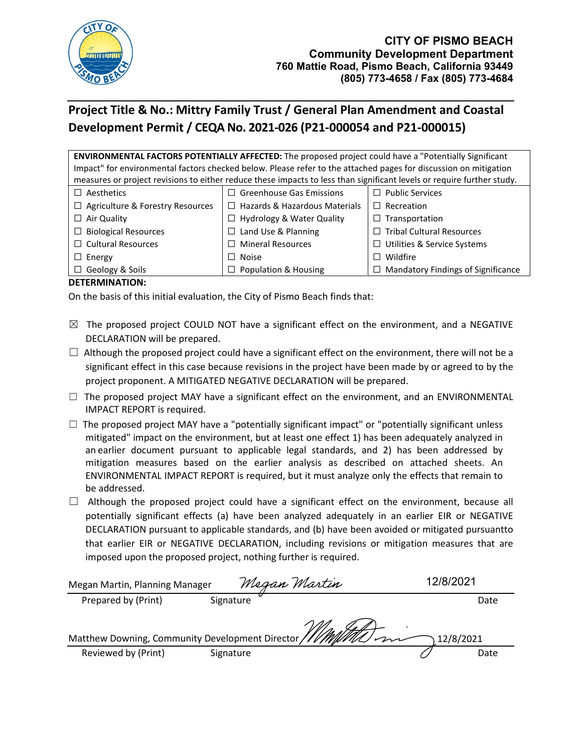**CITY OF PISMO BEACH**
**Community Development Department**
**760 Mattie Road, Pismo Beach, California 93449**
**(805) 773-4658 / Fax (805) 773-4684**

## Project Title & No.: Mittry Family Trust / General Plan Amendment and Coastal Development Permit / CEQA No. 2021-026 (P21-000054 and P21-000015)

| **ENVIRONMENTAL FACTORS POTENTIALLY AFFECTED:** The proposed project could have a "Potentially Significant Impact" for environmental factors checked below. Please refer to the attached pages for discussion on mitigation measures or project revisions to either reduce these impacts to less than significant levels or require further study. | | |
|---|---|---|
| ☐ Aesthetics | ☐ Greenhouse Gas Emissions | ☐ Public Services |
| ☐ Agriculture & Forestry Resources | ☐ Hazards & Hazardous Materials | ☐ Recreation |
| ☐ Air Quality | ☐ Hydrology & Water Quality | ☐ Transportation |
| ☐ Biological Resources | ☐ Land Use & Planning | ☐ Tribal Cultural Resources |
| ☐ Cultural Resources | ☐ Mineral Resources | ☐ Utilities & Service Systems |
| ☐ Energy | ☐ Noise | ☐ Wildfire |
| ☐ Geology & Soils | ☐ Population & Housing | ☐ Mandatory Findings of Significance |

**DETERMINATION:**

On the basis of this initial evaluation, the City of Pismo Beach finds that:

☒ The proposed project COULD NOT have a significant effect on the environment, and a NEGATIVE DECLARATION will be prepared.

☐ Although the proposed project could have a significant effect on the environment, there will not be a significant effect in this case because revisions in the project have been made by or agreed to by the project proponent. A MITIGATED NEGATIVE DECLARATION will be prepared.

☐ The proposed project MAY have a significant effect on the environment, and an ENVIRONMENTAL IMPACT REPORT is required.

☐ The proposed project MAY have a "potentially significant impact" or "potentially significant unless mitigated" impact on the environment, but at least one effect 1) has been adequately analyzed in an earlier document pursuant to applicable legal standards, and 2) has been addressed by mitigation measures based on the earlier analysis as described on attached sheets. An ENVIRONMENTAL IMPACT REPORT is required, but it must analyze only the effects that remain to be addressed.

☐ Although the proposed project could have a significant effect on the environment, because all potentially significant effects (a) have been analyzed adequately in an earlier EIR or NEGATIVE DECLARATION pursuant to applicable standards, and (b) have been avoided or mitigated pursuantto that earlier EIR or NEGATIVE DECLARATION, including revisions or mitigation measures that are imposed upon the proposed project, nothing further is required.

| Megan Martin, Planning Manager | *Megan Martin* | 12/8/2021 |
|---|---|---|
| Prepared by (Print) | Signature | Date |

| Matthew Downing, Community Development Director | [signature] | 12/8/2021 |
|---|---|---|
| Reviewed by (Print) | Signature | Date |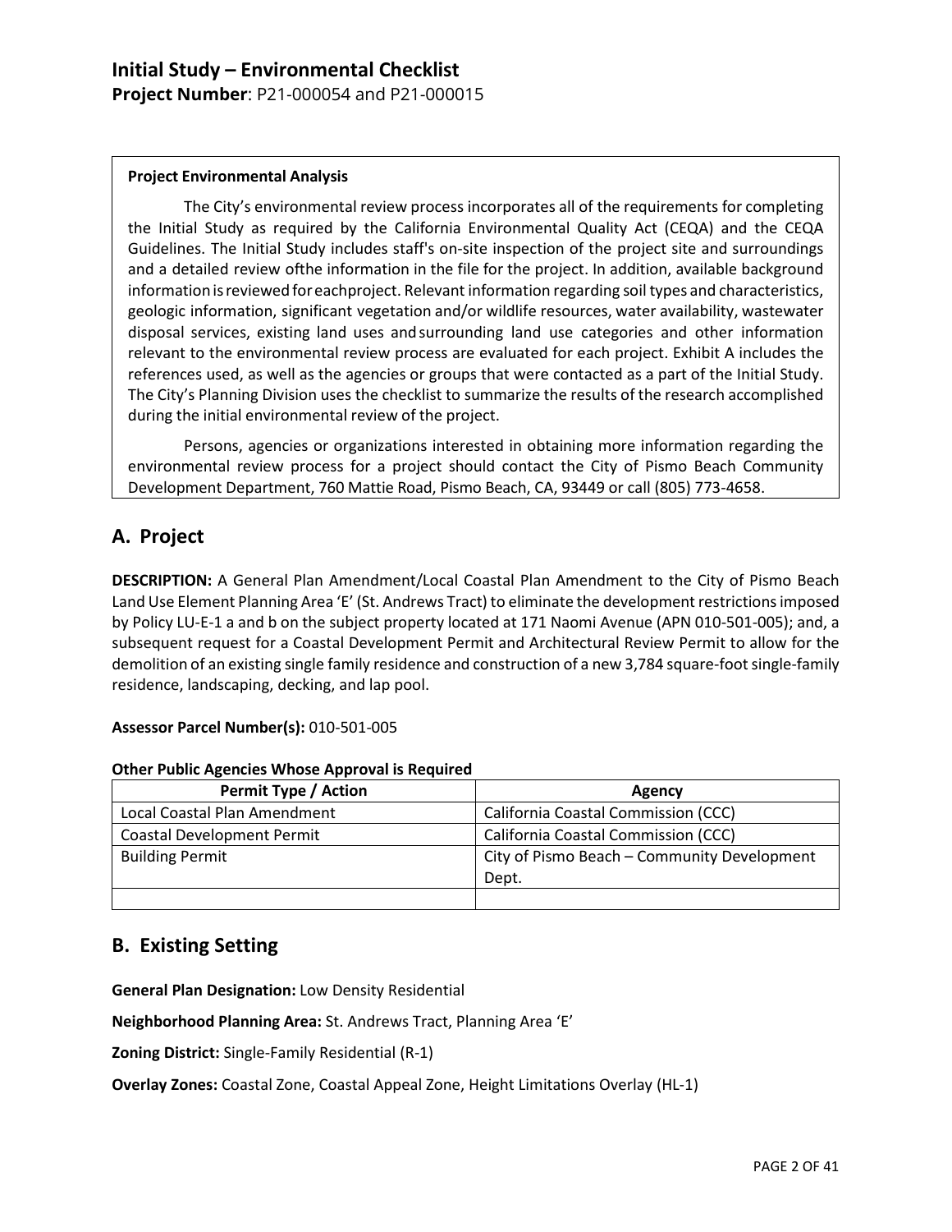**Project Environmental Analysis**

The City's environmental review process incorporates all of the requirements for completing the Initial Study as required by the California Environmental Quality Act (CEQA) and the CEQA Guidelines. The Initial Study includes staff's on-site inspection of the project site and surroundings and a detailed review ofthe information in the file for the project. In addition, available background information is reviewed for eachproject. Relevant information regarding soil types and characteristics, geologic information, significant vegetation and/or wildlife resources, water availability, wastewater disposal services, existing land uses and surrounding land use categories and other information relevant to the environmental review process are evaluated for each project. Exhibit A includes the references used, as well as the agencies or groups that were contacted as a part of the Initial Study. The City's Planning Division uses the checklist to summarize the results of the research accomplished during the initial environmental review of the project.

Persons, agencies or organizations interested in obtaining more information regarding the environmental review process for a project should contact the City of Pismo Beach Community Development Department, 760 Mattie Road, Pismo Beach, CA, 93449 or call (805) 773-4658.

## A. Project

**DESCRIPTION:** A General Plan Amendment/Local Coastal Plan Amendment to the City of Pismo Beach Land Use Element Planning Area 'E' (St. Andrews Tract) to eliminate the development restrictions imposed by Policy LU-E-1 a and b on the subject property located at 171 Naomi Avenue (APN 010-501-005); and, a subsequent request for a Coastal Development Permit and Architectural Review Permit to allow for the demolition of an existing single family residence and construction of a new 3,784 square-foot single-family residence, landscaping, decking, and lap pool.

**Assessor Parcel Number(s):** 010-501-005

**Other Public Agencies Whose Approval is Required**

| Permit Type / Action | Agency |
|---|---|
| Local Coastal Plan Amendment | California Coastal Commission (CCC) |
| Coastal Development Permit | California Coastal Commission (CCC) |
| Building Permit | City of Pismo Beach – Community Development Dept. |
| | |

## B. Existing Setting

**General Plan Designation:** Low Density Residential

**Neighborhood Planning Area:** St. Andrews Tract, Planning Area 'E'

**Zoning District:** Single-Family Residential (R-1)

**Overlay Zones:** Coastal Zone, Coastal Appeal Zone, Height Limitations Overlay (HL-1)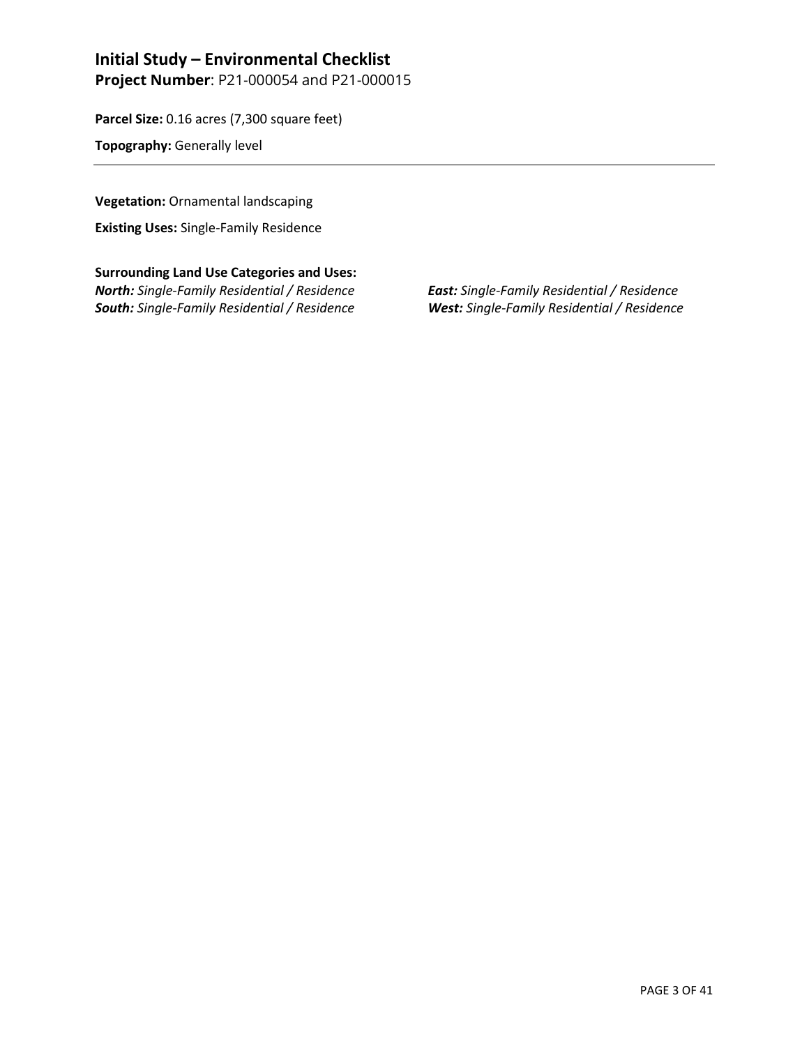## Initial Study – Environmental Checklist

**Project Number**: P21-000054 and P21-000015

**Parcel Size:** 0.16 acres (7,300 square feet)

**Topography:** Generally level

---

**Vegetation:** Ornamental landscaping

**Existing Uses:** Single-Family Residence

**Surrounding Land Use Categories and Uses:**

***North:*** *Single-Family Residential / Residence*

***East:*** *Single-Family Residential / Residence*

***South:*** *Single-Family Residential / Residence*

***West:*** *Single-Family Residential / Residence*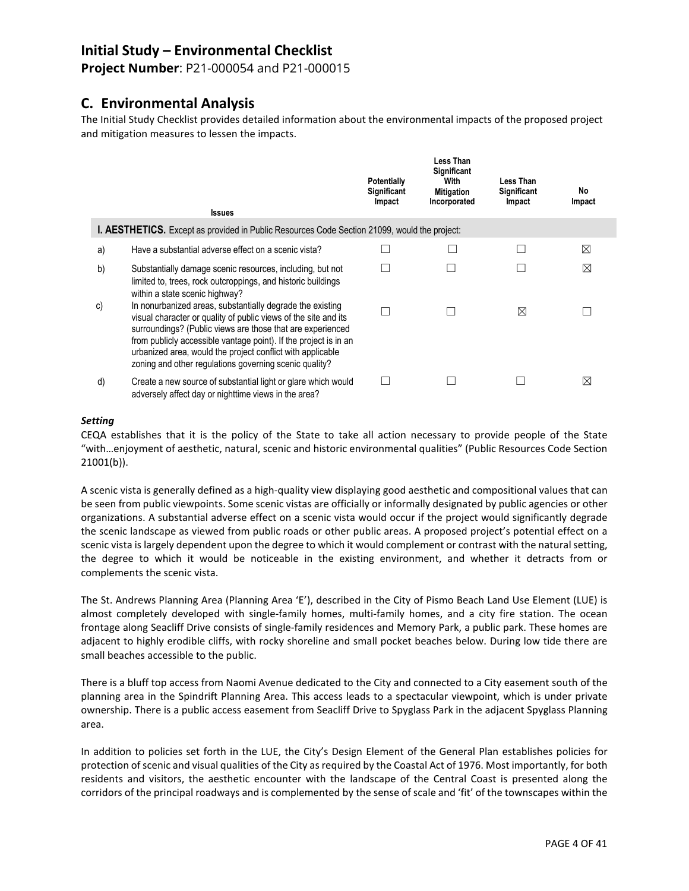# Initial Study – Environmental Checklist

**Project Number**: P21-000054 and P21-000015

## C. Environmental Analysis

The Initial Study Checklist provides detailed information about the environmental impacts of the proposed project and mitigation measures to lessen the impacts.

| | Issues | Potentially Significant Impact | Less Than Significant With Mitigation Incorporated | Less Than Significant Impact | No Impact |
|---|---|---|---|---|---|
| **I. AESTHETICS.** Except as provided in Public Resources Code Section 21099, would the project: | | | | | |
| a) | Have a substantial adverse effect on a scenic vista? | ☐ | ☐ | ☐ | ☒ |
| b) | Substantially damage scenic resources, including, but not limited to, trees, rock outcroppings, and historic buildings within a state scenic highway? | ☐ | ☐ | ☐ | ☒ |
| c) | In nonurbanized areas, substantially degrade the existing visual character or quality of public views of the site and its surroundings? (Public views are those that are experienced from publicly accessible vantage point). If the project is in an urbanized area, would the project conflict with applicable zoning and other regulations governing scenic quality? | ☐ | ☐ | ☒ | ☐ |
| d) | Create a new source of substantial light or glare which would adversely affect day or nighttime views in the area? | ☐ | ☐ | ☐ | ☒ |

***Setting***

CEQA establishes that it is the policy of the State to take all action necessary to provide people of the State "with…enjoyment of aesthetic, natural, scenic and historic environmental qualities" (Public Resources Code Section 21001(b)).

A scenic vista is generally defined as a high-quality view displaying good aesthetic and compositional values that can be seen from public viewpoints. Some scenic vistas are officially or informally designated by public agencies or other organizations. A substantial adverse effect on a scenic vista would occur if the project would significantly degrade the scenic landscape as viewed from public roads or other public areas. A proposed project's potential effect on a scenic vista is largely dependent upon the degree to which it would complement or contrast with the natural setting, the degree to which it would be noticeable in the existing environment, and whether it detracts from or complements the scenic vista.

The St. Andrews Planning Area (Planning Area 'E'), described in the City of Pismo Beach Land Use Element (LUE) is almost completely developed with single-family homes, multi-family homes, and a city fire station. The ocean frontage along Seacliff Drive consists of single-family residences and Memory Park, a public park. These homes are adjacent to highly erodible cliffs, with rocky shoreline and small pocket beaches below. During low tide there are small beaches accessible to the public.

There is a bluff top access from Naomi Avenue dedicated to the City and connected to a City easement south of the planning area in the Spindrift Planning Area. This access leads to a spectacular viewpoint, which is under private ownership. There is a public access easement from Seacliff Drive to Spyglass Park in the adjacent Spyglass Planning area.

In addition to policies set forth in the LUE, the City's Design Element of the General Plan establishes policies for protection of scenic and visual qualities of the City as required by the Coastal Act of 1976. Most importantly, for both residents and visitors, the aesthetic encounter with the landscape of the Central Coast is presented along the corridors of the principal roadways and is complemented by the sense of scale and 'fit' of the townscapes within the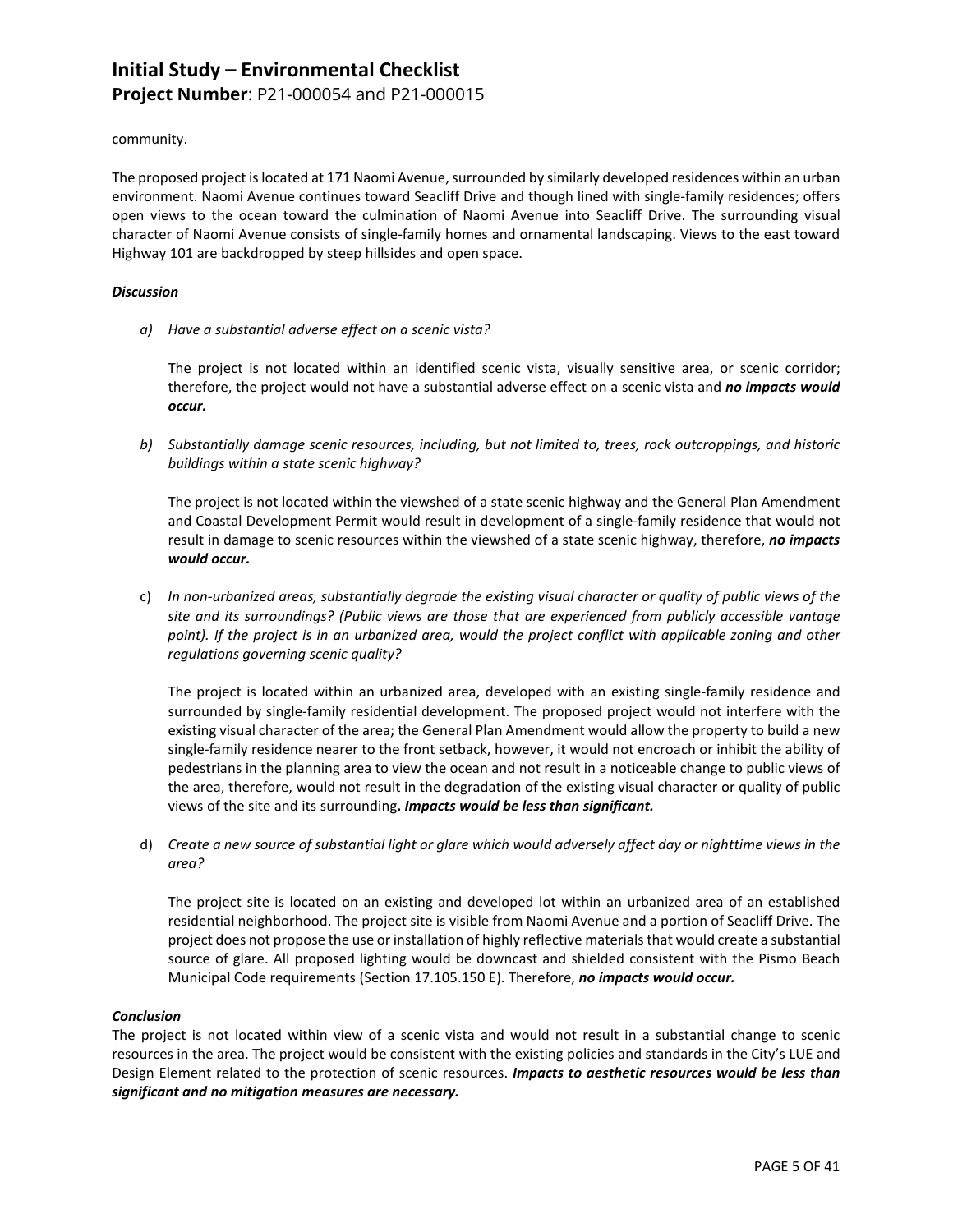community.

The proposed project is located at 171 Naomi Avenue, surrounded by similarly developed residences within an urban environment. Naomi Avenue continues toward Seacliff Drive and though lined with single-family residences; offers open views to the ocean toward the culmination of Naomi Avenue into Seacliff Drive. The surrounding visual character of Naomi Avenue consists of single-family homes and ornamental landscaping. Views to the east toward Highway 101 are backdropped by steep hillsides and open space.

***Discussion***

a) *Have a substantial adverse effect on a scenic vista?*

   The project is not located within an identified scenic vista, visually sensitive area, or scenic corridor; therefore, the project would not have a substantial adverse effect on a scenic vista and ***no impacts would occur.***

b) *Substantially damage scenic resources, including, but not limited to, trees, rock outcroppings, and historic buildings within a state scenic highway?*

   The project is not located within the viewshed of a state scenic highway and the General Plan Amendment and Coastal Development Permit would result in development of a single-family residence that would not result in damage to scenic resources within the viewshed of a state scenic highway, therefore, ***no impacts would occur.***

c) *In non-urbanized areas, substantially degrade the existing visual character or quality of public views of the site and its surroundings? (Public views are those that are experienced from publicly accessible vantage point). If the project is in an urbanized area, would the project conflict with applicable zoning and other regulations governing scenic quality?*

   The project is located within an urbanized area, developed with an existing single-family residence and surrounded by single-family residential development. The proposed project would not interfere with the existing visual character of the area; the General Plan Amendment would allow the property to build a new single-family residence nearer to the front setback, however, it would not encroach or inhibit the ability of pedestrians in the planning area to view the ocean and not result in a noticeable change to public views of the area, therefore, would not result in the degradation of the existing visual character or quality of public views of the site and its surrounding**.** ***Impacts would be less than significant.***

d) *Create a new source of substantial light or glare which would adversely affect day or nighttime views in the area?*

   The project site is located on an existing and developed lot within an urbanized area of an established residential neighborhood. The project site is visible from Naomi Avenue and a portion of Seacliff Drive. The project does not propose the use or installation of highly reflective materials that would create a substantial source of glare. All proposed lighting would be downcast and shielded consistent with the Pismo Beach Municipal Code requirements (Section 17.105.150 E). Therefore, ***no impacts would occur.***

***Conclusion***

The project is not located within view of a scenic vista and would not result in a substantial change to scenic resources in the area. The project would be consistent with the existing policies and standards in the City's LUE and Design Element related to the protection of scenic resources. ***Impacts to aesthetic resources would be less than significant and no mitigation measures are necessary.***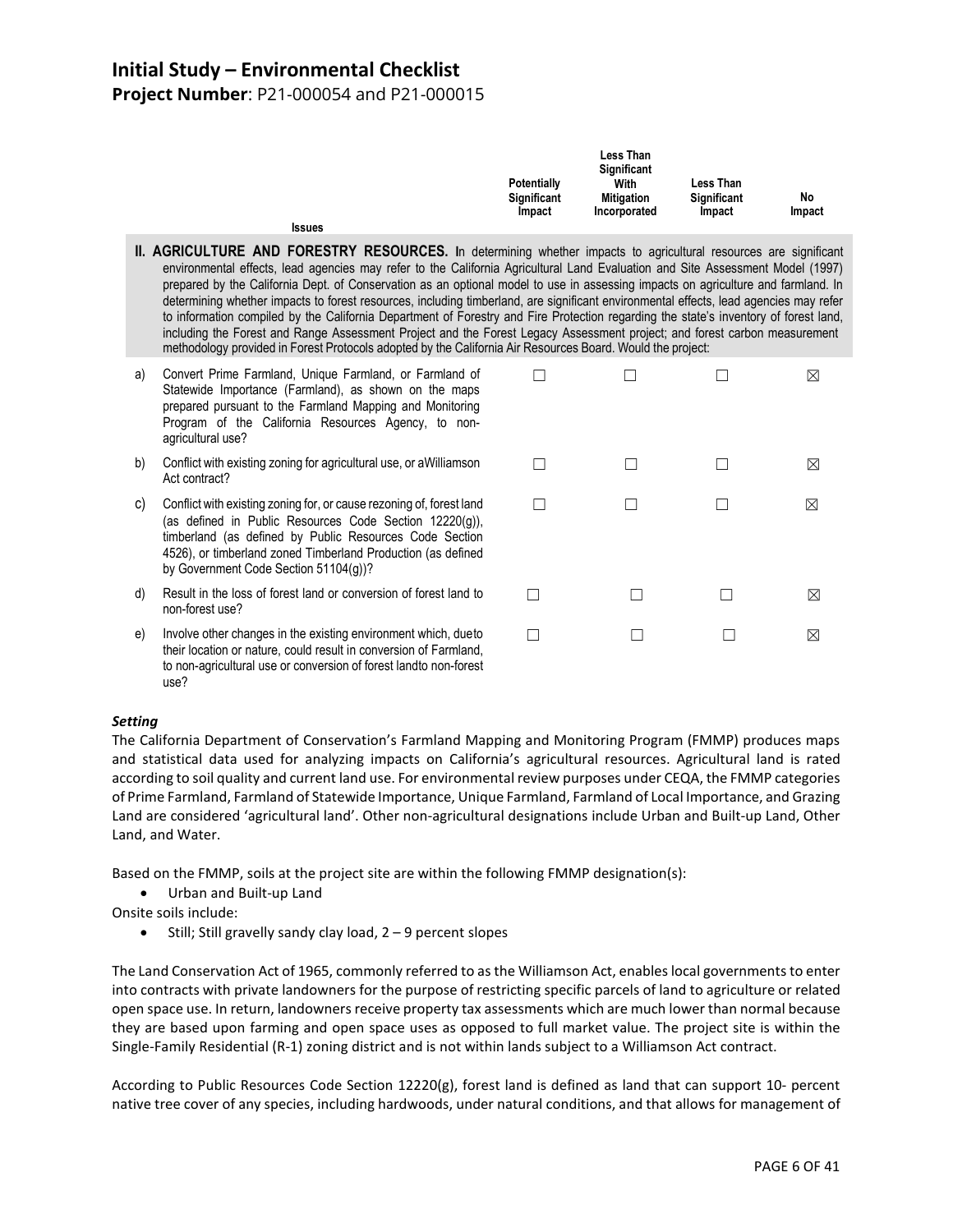# Initial Study – Environmental Checklist

**Project Number**: P21-000054 and P21-000015

| | Issues | Potentially Significant Impact | Less Than Significant With Mitigation Incorporated | Less Than Significant Impact | No Impact |
|---|---|---|---|---|---|
| | **II. AGRICULTURE AND FORESTRY RESOURCES.** In determining whether impacts to agricultural resources are significant environmental effects, lead agencies may refer to the California Agricultural Land Evaluation and Site Assessment Model (1997) prepared by the California Dept. of Conservation as an optional model to use in assessing impacts on agriculture and farmland. In determining whether impacts to forest resources, including timberland, are significant environmental effects, lead agencies may refer to information compiled by the California Department of Forestry and Fire Protection regarding the state's inventory of forest land, including the Forest and Range Assessment Project and the Forest Legacy Assessment project; and forest carbon measurement methodology provided in Forest Protocols adopted by the California Air Resources Board. Would the project: | | | | |
| a) | Convert Prime Farmland, Unique Farmland, or Farmland of Statewide Importance (Farmland), as shown on the maps prepared pursuant to the Farmland Mapping and Monitoring Program of the California Resources Agency, to non-agricultural use? | ☐ | ☐ | ☐ | ☒ |
| b) | Conflict with existing zoning for agricultural use, or aWilliamson Act contract? | ☐ | ☐ | ☐ | ☒ |
| c) | Conflict with existing zoning for, or cause rezoning of, forest land (as defined in Public Resources Code Section 12220(g)), timberland (as defined by Public Resources Code Section 4526), or timberland zoned Timberland Production (as defined by Government Code Section 51104(g))? | ☐ | ☐ | ☐ | ☒ |
| d) | Result in the loss of forest land or conversion of forest land to non-forest use? | ☐ | ☐ | ☐ | ☒ |
| e) | Involve other changes in the existing environment which, dueto their location or nature, could result in conversion of Farmland, to non-agricultural use or conversion of forest landto non-forest use? | ☐ | ☐ | ☐ | ☒ |

***Setting***

The California Department of Conservation's Farmland Mapping and Monitoring Program (FMMP) produces maps and statistical data used for analyzing impacts on California's agricultural resources. Agricultural land is rated according to soil quality and current land use. For environmental review purposes under CEQA, the FMMP categories of Prime Farmland, Farmland of Statewide Importance, Unique Farmland, Farmland of Local Importance, and Grazing Land are considered 'agricultural land'. Other non-agricultural designations include Urban and Built-up Land, Other Land, and Water.

Based on the FMMP, soils at the project site are within the following FMMP designation(s):

- Urban and Built-up Land

Onsite soils include:

- Still; Still gravelly sandy clay load, 2 – 9 percent slopes

The Land Conservation Act of 1965, commonly referred to as the Williamson Act, enables local governments to enter into contracts with private landowners for the purpose of restricting specific parcels of land to agriculture or related open space use. In return, landowners receive property tax assessments which are much lower than normal because they are based upon farming and open space uses as opposed to full market value. The project site is within the Single-Family Residential (R-1) zoning district and is not within lands subject to a Williamson Act contract.

According to Public Resources Code Section 12220(g), forest land is defined as land that can support 10- percent native tree cover of any species, including hardwoods, under natural conditions, and that allows for management of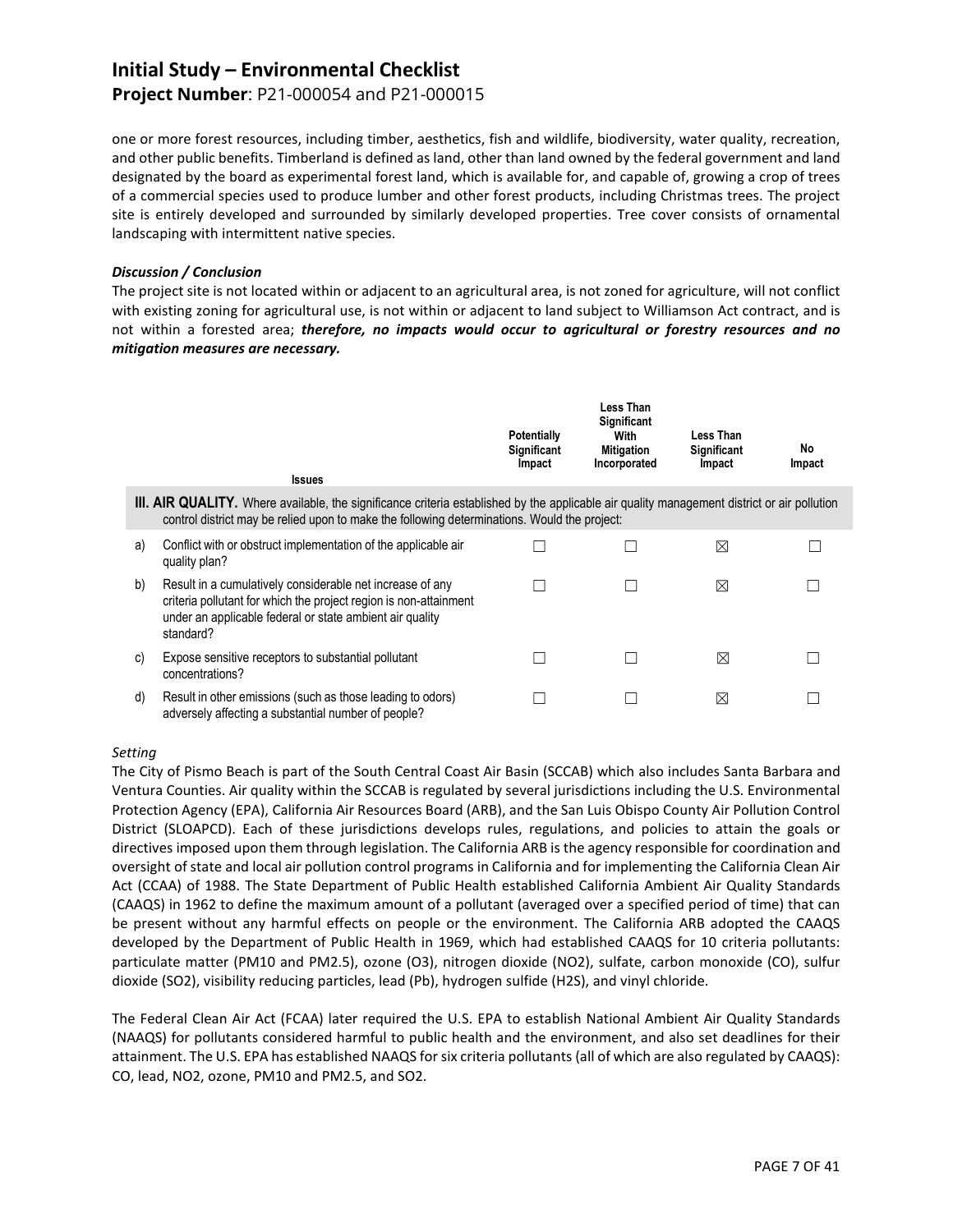one or more forest resources, including timber, aesthetics, fish and wildlife, biodiversity, water quality, recreation, and other public benefits. Timberland is defined as land, other than land owned by the federal government and land designated by the board as experimental forest land, which is available for, and capable of, growing a crop of trees of a commercial species used to produce lumber and other forest products, including Christmas trees. The project site is entirely developed and surrounded by similarly developed properties. Tree cover consists of ornamental landscaping with intermittent native species.

***Discussion / Conclusion***

The project site is not located within or adjacent to an agricultural area, is not zoned for agriculture, will not conflict with existing zoning for agricultural use, is not within or adjacent to land subject to Williamson Act contract, and is not within a forested area; ***therefore, no impacts would occur to agricultural or forestry resources and no mitigation measures are necessary.***

| | Issues | Potentially Significant Impact | Less Than Significant With Mitigation Incorporated | Less Than Significant Impact | No Impact |
|---|---|---|---|---|---|
| | **III. AIR QUALITY.** Where available, the significance criteria established by the applicable air quality management district or air pollution control district may be relied upon to make the following determinations. Would the project: | | | | |
| a) | Conflict with or obstruct implementation of the applicable air quality plan? | ☐ | ☐ | ☒ | ☐ |
| b) | Result in a cumulatively considerable net increase of any criteria pollutant for which the project region is non-attainment under an applicable federal or state ambient air quality standard? | ☐ | ☐ | ☒ | ☐ |
| c) | Expose sensitive receptors to substantial pollutant concentrations? | ☐ | ☐ | ☒ | ☐ |
| d) | Result in other emissions (such as those leading to odors) adversely affecting a substantial number of people? | ☐ | ☐ | ☒ | ☐ |

*Setting*

The City of Pismo Beach is part of the South Central Coast Air Basin (SCCAB) which also includes Santa Barbara and Ventura Counties. Air quality within the SCCAB is regulated by several jurisdictions including the U.S. Environmental Protection Agency (EPA), California Air Resources Board (ARB), and the San Luis Obispo County Air Pollution Control District (SLOAPCD). Each of these jurisdictions develops rules, regulations, and policies to attain the goals or directives imposed upon them through legislation. The California ARB is the agency responsible for coordination and oversight of state and local air pollution control programs in California and for implementing the California Clean Air Act (CCAA) of 1988. The State Department of Public Health established California Ambient Air Quality Standards (CAAQS) in 1962 to define the maximum amount of a pollutant (averaged over a specified period of time) that can be present without any harmful effects on people or the environment. The California ARB adopted the CAAQS developed by the Department of Public Health in 1969, which had established CAAQS for 10 criteria pollutants: particulate matter (PM10 and PM2.5), ozone ($O_3$), nitrogen dioxide ($NO_2$), sulfate, carbon monoxide (CO), sulfur dioxide ($SO_2$), visibility reducing particles, lead (Pb), hydrogen sulfide ($H_2S$), and vinyl chloride.

The Federal Clean Air Act (FCAA) later required the U.S. EPA to establish National Ambient Air Quality Standards (NAAQS) for pollutants considered harmful to public health and the environment, and also set deadlines for their attainment. The U.S. EPA has established NAAQS for six criteria pollutants (all of which are also regulated by CAAQS): CO, lead, $NO_2$, ozone, PM10 and PM2.5, and $SO_2$.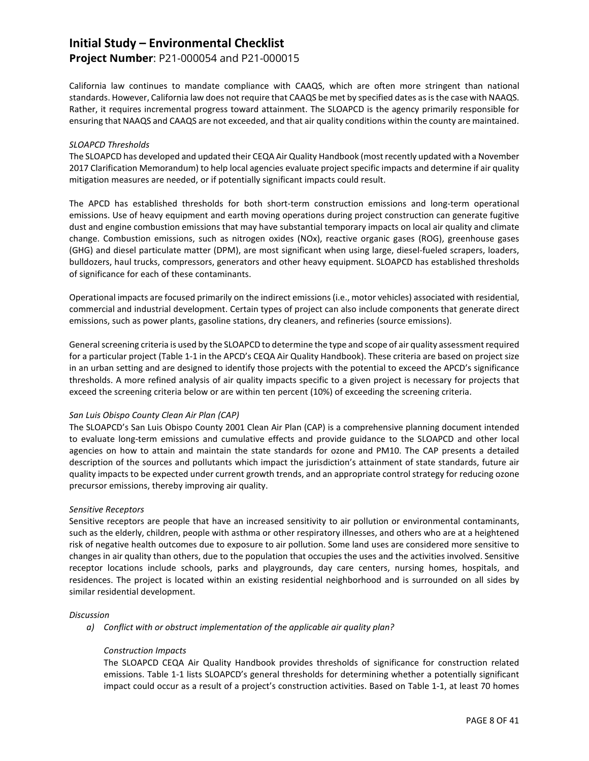California law continues to mandate compliance with CAAQS, which are often more stringent than national standards. However, California law does not require that CAAQS be met by specified dates as is the case with NAAQS. Rather, it requires incremental progress toward attainment. The SLOAPCD is the agency primarily responsible for ensuring that NAAQS and CAAQS are not exceeded, and that air quality conditions within the county are maintained.

*SLOAPCD Thresholds*

The SLOAPCD has developed and updated their CEQA Air Quality Handbook (most recently updated with a November 2017 Clarification Memorandum) to help local agencies evaluate project specific impacts and determine if air quality mitigation measures are needed, or if potentially significant impacts could result.

The APCD has established thresholds for both short-term construction emissions and long-term operational emissions. Use of heavy equipment and earth moving operations during project construction can generate fugitive dust and engine combustion emissions that may have substantial temporary impacts on local air quality and climate change. Combustion emissions, such as nitrogen oxides (NOx), reactive organic gases (ROG), greenhouse gases (GHG) and diesel particulate matter (DPM), are most significant when using large, diesel-fueled scrapers, loaders, bulldozers, haul trucks, compressors, generators and other heavy equipment. SLOAPCD has established thresholds of significance for each of these contaminants.

Operational impacts are focused primarily on the indirect emissions (i.e., motor vehicles) associated with residential, commercial and industrial development. Certain types of project can also include components that generate direct emissions, such as power plants, gasoline stations, dry cleaners, and refineries (source emissions).

General screening criteria is used by the SLOAPCD to determine the type and scope of air quality assessment required for a particular project (Table 1-1 in the APCD's CEQA Air Quality Handbook). These criteria are based on project size in an urban setting and are designed to identify those projects with the potential to exceed the APCD's significance thresholds. A more refined analysis of air quality impacts specific to a given project is necessary for projects that exceed the screening criteria below or are within ten percent (10%) of exceeding the screening criteria.

*San Luis Obispo County Clean Air Plan (CAP)*

The SLOAPCD's San Luis Obispo County 2001 Clean Air Plan (CAP) is a comprehensive planning document intended to evaluate long-term emissions and cumulative effects and provide guidance to the SLOAPCD and other local agencies on how to attain and maintain the state standards for ozone and PM10. The CAP presents a detailed description of the sources and pollutants which impact the jurisdiction's attainment of state standards, future air quality impacts to be expected under current growth trends, and an appropriate control strategy for reducing ozone precursor emissions, thereby improving air quality.

*Sensitive Receptors*

Sensitive receptors are people that have an increased sensitivity to air pollution or environmental contaminants, such as the elderly, children, people with asthma or other respiratory illnesses, and others who are at a heightened risk of negative health outcomes due to exposure to air pollution. Some land uses are considered more sensitive to changes in air quality than others, due to the population that occupies the uses and the activities involved. Sensitive receptor locations include schools, parks and playgrounds, day care centers, nursing homes, hospitals, and residences. The project is located within an existing residential neighborhood and is surrounded on all sides by similar residential development.

*Discussion*

a) *Conflict with or obstruct implementation of the applicable air quality plan?*

   *Construction Impacts*

   The SLOAPCD CEQA Air Quality Handbook provides thresholds of significance for construction related emissions. Table 1-1 lists SLOAPCD's general thresholds for determining whether a potentially significant impact could occur as a result of a project's construction activities. Based on Table 1-1, at least 70 homes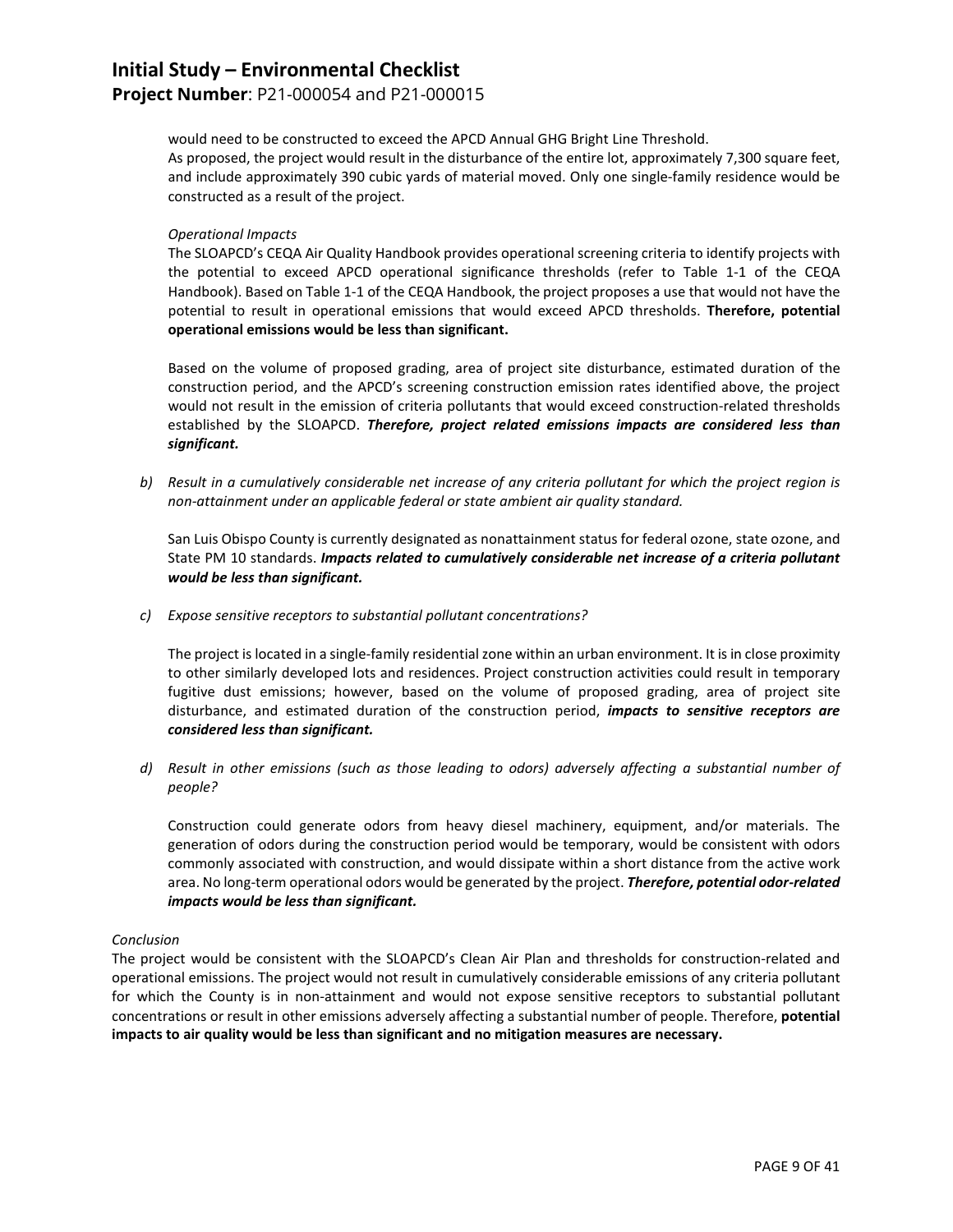would need to be constructed to exceed the APCD Annual GHG Bright Line Threshold.
As proposed, the project would result in the disturbance of the entire lot, approximately 7,300 square feet, and include approximately 390 cubic yards of material moved. Only one single-family residence would be constructed as a result of the project.

*Operational Impacts*
The SLOAPCD's CEQA Air Quality Handbook provides operational screening criteria to identify projects with the potential to exceed APCD operational significance thresholds (refer to Table 1-1 of the CEQA Handbook). Based on Table 1-1 of the CEQA Handbook, the project proposes a use that would not have the potential to result in operational emissions that would exceed APCD thresholds. **Therefore, potential operational emissions would be less than significant.**

Based on the volume of proposed grading, area of project site disturbance, estimated duration of the construction period, and the APCD's screening construction emission rates identified above, the project would not result in the emission of criteria pollutants that would exceed construction-related thresholds established by the SLOAPCD. ***Therefore, project related emissions impacts are considered less than significant.***

*b) Result in a cumulatively considerable net increase of any criteria pollutant for which the project region is non-attainment under an applicable federal or state ambient air quality standard.*

San Luis Obispo County is currently designated as nonattainment status for federal ozone, state ozone, and State PM 10 standards. ***Impacts related to cumulatively considerable net increase of a criteria pollutant would be less than significant.***

*c) Expose sensitive receptors to substantial pollutant concentrations?*

The project is located in a single-family residential zone within an urban environment. It is in close proximity to other similarly developed lots and residences. Project construction activities could result in temporary fugitive dust emissions; however, based on the volume of proposed grading, area of project site disturbance, and estimated duration of the construction period, ***impacts to sensitive receptors are considered less than significant.***

*d) Result in other emissions (such as those leading to odors) adversely affecting a substantial number of people?*

Construction could generate odors from heavy diesel machinery, equipment, and/or materials. The generation of odors during the construction period would be temporary, would be consistent with odors commonly associated with construction, and would dissipate within a short distance from the active work area. No long-term operational odors would be generated by the project. ***Therefore, potential odor-related impacts would be less than significant.***

*Conclusion*
The project would be consistent with the SLOAPCD's Clean Air Plan and thresholds for construction-related and operational emissions. The project would not result in cumulatively considerable emissions of any criteria pollutant for which the County is in non-attainment and would not expose sensitive receptors to substantial pollutant concentrations or result in other emissions adversely affecting a substantial number of people. Therefore, **potential impacts to air quality would be less than significant and no mitigation measures are necessary.**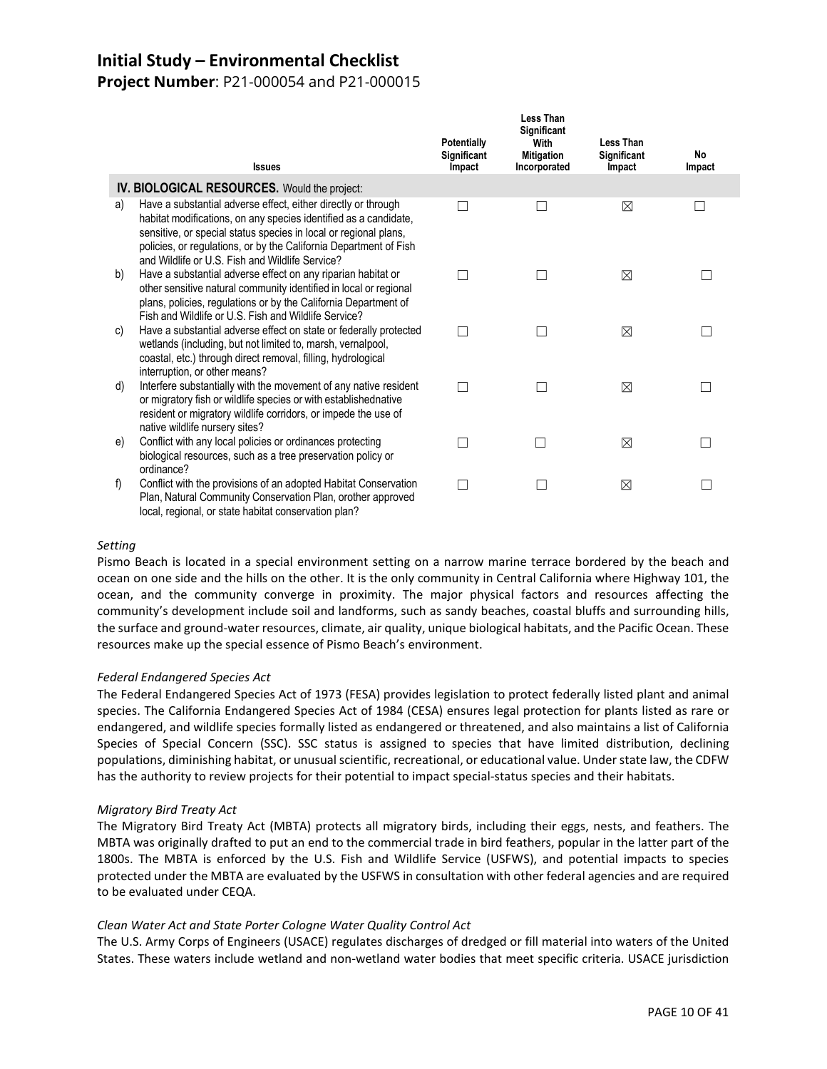# Initial Study – Environmental Checklist

**Project Number**: P21-000054 and P21-000015

| | Issues | Potentially Significant Impact | Less Than Significant With Mitigation Incorporated | Less Than Significant Impact | No Impact |
|---|---|---|---|---|---|
| | **IV. BIOLOGICAL RESOURCES.** Would the project: | | | | |
| a) | Have a substantial adverse effect, either directly or through habitat modifications, on any species identified as a candidate, sensitive, or special status species in local or regional plans, policies, or regulations, or by the California Department of Fish and Wildlife or U.S. Fish and Wildlife Service? | ☐ | ☐ | ☒ | ☐ |
| b) | Have a substantial adverse effect on any riparian habitat or other sensitive natural community identified in local or regional plans, policies, regulations or by the California Department of Fish and Wildlife or U.S. Fish and Wildlife Service? | ☐ | ☐ | ☒ | ☐ |
| c) | Have a substantial adverse effect on state or federally protected wetlands (including, but not limited to, marsh, vernalpool, coastal, etc.) through direct removal, filling, hydrological interruption, or other means? | ☐ | ☐ | ☒ | ☐ |
| d) | Interfere substantially with the movement of any native resident or migratory fish or wildlife species or with establishednative resident or migratory wildlife corridors, or impede the use of native wildlife nursery sites? | ☐ | ☐ | ☒ | ☐ |
| e) | Conflict with any local policies or ordinances protecting biological resources, such as a tree preservation policy or ordinance? | ☐ | ☐ | ☒ | ☐ |
| f) | Conflict with the provisions of an adopted Habitat Conservation Plan, Natural Community Conservation Plan, orother approved local, regional, or state habitat conservation plan? | ☐ | ☐ | ☒ | ☐ |

*Setting*

Pismo Beach is located in a special environment setting on a narrow marine terrace bordered by the beach and ocean on one side and the hills on the other. It is the only community in Central California where Highway 101, the ocean, and the community converge in proximity. The major physical factors and resources affecting the community's development include soil and landforms, such as sandy beaches, coastal bluffs and surrounding hills, the surface and ground-water resources, climate, air quality, unique biological habitats, and the Pacific Ocean. These resources make up the special essence of Pismo Beach's environment.

*Federal Endangered Species Act*

The Federal Endangered Species Act of 1973 (FESA) provides legislation to protect federally listed plant and animal species. The California Endangered Species Act of 1984 (CESA) ensures legal protection for plants listed as rare or endangered, and wildlife species formally listed as endangered or threatened, and also maintains a list of California Species of Special Concern (SSC). SSC status is assigned to species that have limited distribution, declining populations, diminishing habitat, or unusual scientific, recreational, or educational value. Under state law, the CDFW has the authority to review projects for their potential to impact special-status species and their habitats.

*Migratory Bird Treaty Act*

The Migratory Bird Treaty Act (MBTA) protects all migratory birds, including their eggs, nests, and feathers. The MBTA was originally drafted to put an end to the commercial trade in bird feathers, popular in the latter part of the 1800s. The MBTA is enforced by the U.S. Fish and Wildlife Service (USFWS), and potential impacts to species protected under the MBTA are evaluated by the USFWS in consultation with other federal agencies and are required to be evaluated under CEQA.

*Clean Water Act and State Porter Cologne Water Quality Control Act*

The U.S. Army Corps of Engineers (USACE) regulates discharges of dredged or fill material into waters of the United States. These waters include wetland and non-wetland water bodies that meet specific criteria. USACE jurisdiction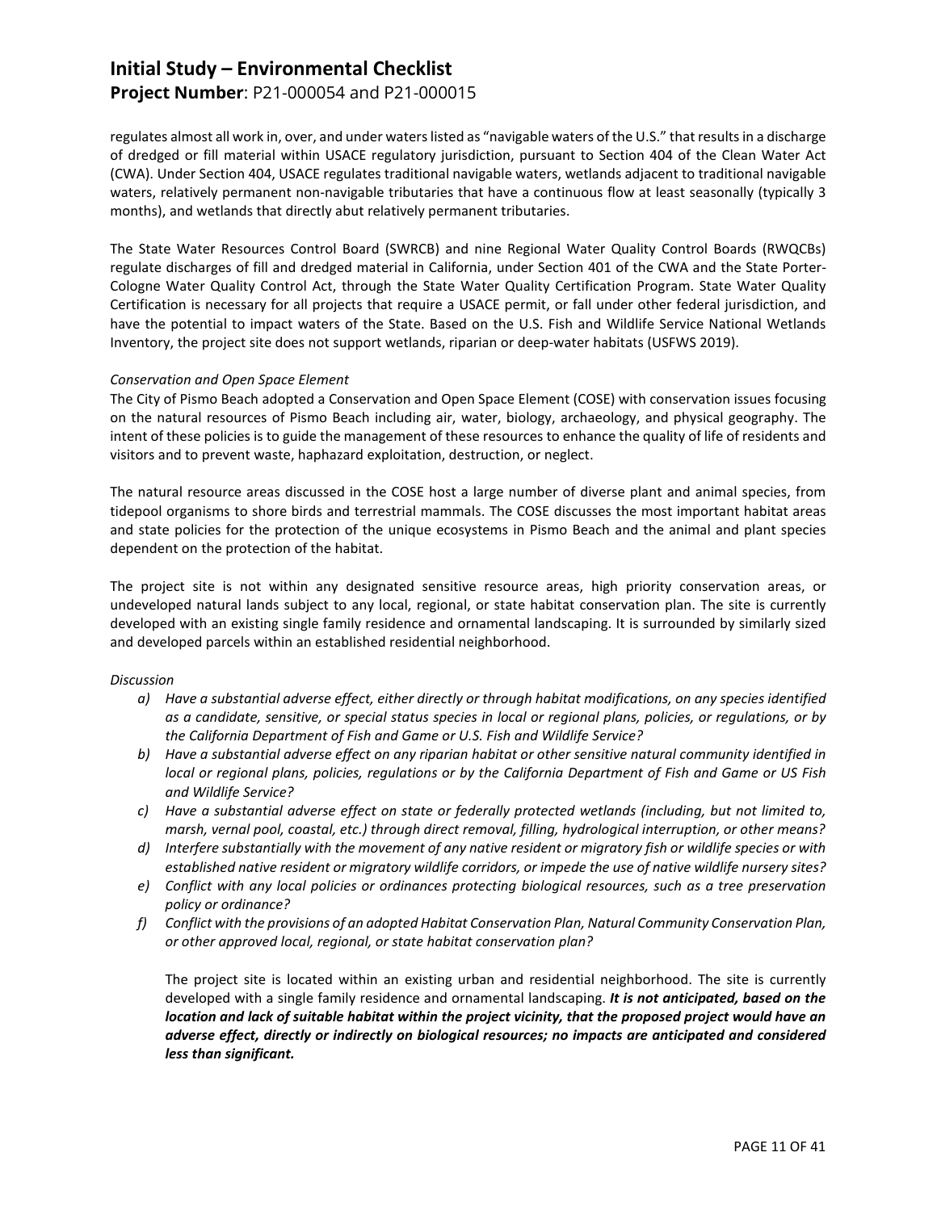regulates almost all work in, over, and under waters listed as "navigable waters of the U.S." that results in a discharge of dredged or fill material within USACE regulatory jurisdiction, pursuant to Section 404 of the Clean Water Act (CWA). Under Section 404, USACE regulates traditional navigable waters, wetlands adjacent to traditional navigable waters, relatively permanent non-navigable tributaries that have a continuous flow at least seasonally (typically 3 months), and wetlands that directly abut relatively permanent tributaries.

The State Water Resources Control Board (SWRCB) and nine Regional Water Quality Control Boards (RWQCBs) regulate discharges of fill and dredged material in California, under Section 401 of the CWA and the State Porter-Cologne Water Quality Control Act, through the State Water Quality Certification Program. State Water Quality Certification is necessary for all projects that require a USACE permit, or fall under other federal jurisdiction, and have the potential to impact waters of the State. Based on the U.S. Fish and Wildlife Service National Wetlands Inventory, the project site does not support wetlands, riparian or deep-water habitats (USFWS 2019).

*Conservation and Open Space Element*

The City of Pismo Beach adopted a Conservation and Open Space Element (COSE) with conservation issues focusing on the natural resources of Pismo Beach including air, water, biology, archaeology, and physical geography. The intent of these policies is to guide the management of these resources to enhance the quality of life of residents and visitors and to prevent waste, haphazard exploitation, destruction, or neglect.

The natural resource areas discussed in the COSE host a large number of diverse plant and animal species, from tidepool organisms to shore birds and terrestrial mammals. The COSE discusses the most important habitat areas and state policies for the protection of the unique ecosystems in Pismo Beach and the animal and plant species dependent on the protection of the habitat.

The project site is not within any designated sensitive resource areas, high priority conservation areas, or undeveloped natural lands subject to any local, regional, or state habitat conservation plan. The site is currently developed with an existing single family residence and ornamental landscaping. It is surrounded by similarly sized and developed parcels within an established residential neighborhood.

*Discussion*

- a) *Have a substantial adverse effect, either directly or through habitat modifications, on any species identified as a candidate, sensitive, or special status species in local or regional plans, policies, or regulations, or by the California Department of Fish and Game or U.S. Fish and Wildlife Service?*
- b) *Have a substantial adverse effect on any riparian habitat or other sensitive natural community identified in local or regional plans, policies, regulations or by the California Department of Fish and Game or US Fish and Wildlife Service?*
- c) *Have a substantial adverse effect on state or federally protected wetlands (including, but not limited to, marsh, vernal pool, coastal, etc.) through direct removal, filling, hydrological interruption, or other means?*
- d) *Interfere substantially with the movement of any native resident or migratory fish or wildlife species or with established native resident or migratory wildlife corridors, or impede the use of native wildlife nursery sites?*
- e) *Conflict with any local policies or ordinances protecting biological resources, such as a tree preservation policy or ordinance?*
- f) *Conflict with the provisions of an adopted Habitat Conservation Plan, Natural Community Conservation Plan, or other approved local, regional, or state habitat conservation plan?*

The project site is located within an existing urban and residential neighborhood. The site is currently developed with a single family residence and ornamental landscaping. ***It is not anticipated, based on the location and lack of suitable habitat within the project vicinity, that the proposed project would have an adverse effect, directly or indirectly on biological resources; no impacts are anticipated and considered less than significant.***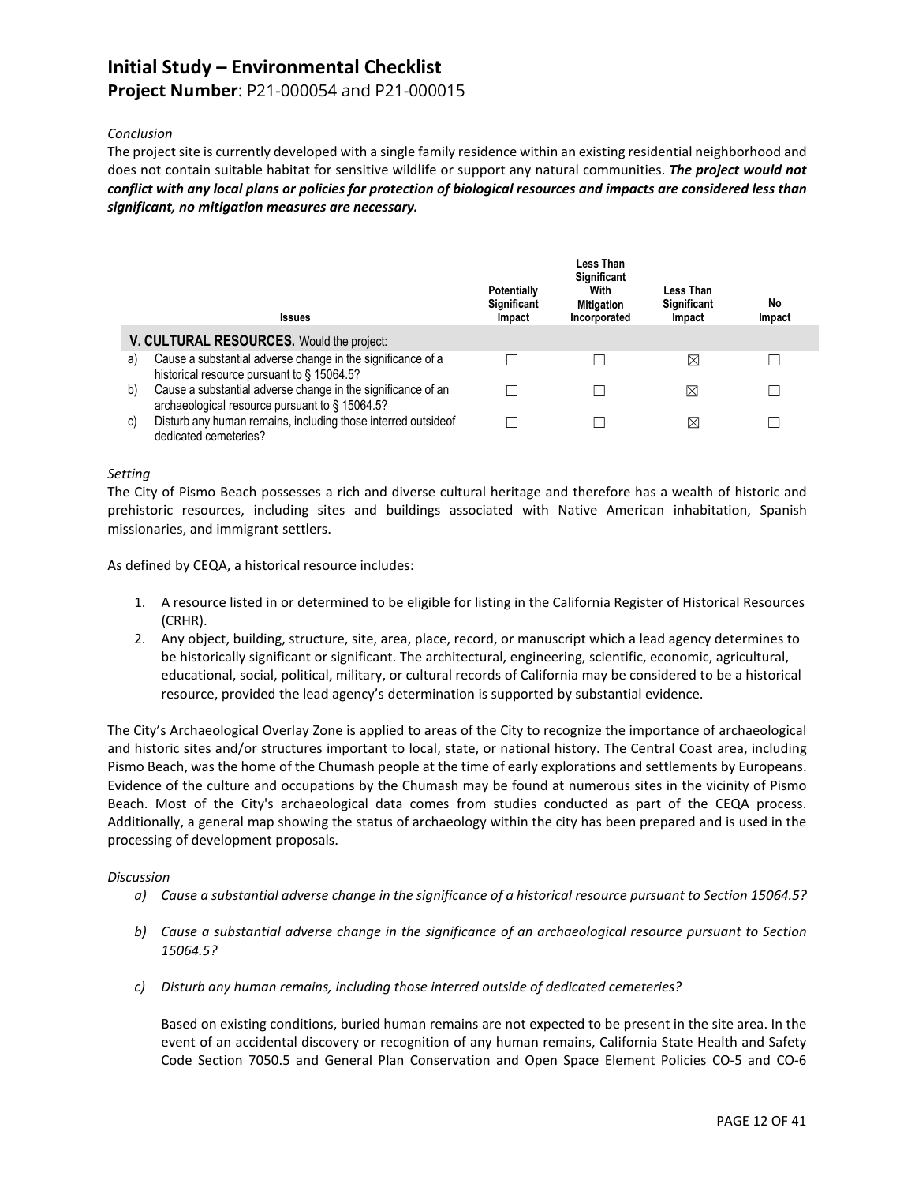*Conclusion*

The project site is currently developed with a single family residence within an existing residential neighborhood and does not contain suitable habitat for sensitive wildlife or support any natural communities. ***The project would not conflict with any local plans or policies for protection of biological resources and impacts are considered less than significant, no mitigation measures are necessary.***

| | Issues | Potentially Significant Impact | Less Than Significant With Mitigation Incorporated | Less Than Significant Impact | No Impact |
|---|---|---|---|---|---|
| | **V. CULTURAL RESOURCES.** Would the project: | | | | |
| a) | Cause a substantial adverse change in the significance of a historical resource pursuant to § 15064.5? | ☐ | ☐ | ☒ | ☐ |
| b) | Cause a substantial adverse change in the significance of an archaeological resource pursuant to § 15064.5? | ☐ | ☐ | ☒ | ☐ |
| c) | Disturb any human remains, including those interred outsideof dedicated cemeteries? | ☐ | ☐ | ☒ | ☐ |

*Setting*

The City of Pismo Beach possesses a rich and diverse cultural heritage and therefore has a wealth of historic and prehistoric resources, including sites and buildings associated with Native American inhabitation, Spanish missionaries, and immigrant settlers.

As defined by CEQA, a historical resource includes:

1. A resource listed in or determined to be eligible for listing in the California Register of Historical Resources (CRHR).
2. Any object, building, structure, site, area, place, record, or manuscript which a lead agency determines to be historically significant or significant. The architectural, engineering, scientific, economic, agricultural, educational, social, political, military, or cultural records of California may be considered to be a historical resource, provided the lead agency's determination is supported by substantial evidence.

The City's Archaeological Overlay Zone is applied to areas of the City to recognize the importance of archaeological and historic sites and/or structures important to local, state, or national history. The Central Coast area, including Pismo Beach, was the home of the Chumash people at the time of early explorations and settlements by Europeans. Evidence of the culture and occupations by the Chumash may be found at numerous sites in the vicinity of Pismo Beach. Most of the City's archaeological data comes from studies conducted as part of the CEQA process. Additionally, a general map showing the status of archaeology within the city has been prepared and is used in the processing of development proposals.

*Discussion*

*a) Cause a substantial adverse change in the significance of a historical resource pursuant to Section 15064.5?*

*b) Cause a substantial adverse change in the significance of an archaeological resource pursuant to Section 15064.5?*

*c) Disturb any human remains, including those interred outside of dedicated cemeteries?*

Based on existing conditions, buried human remains are not expected to be present in the site area. In the event of an accidental discovery or recognition of any human remains, California State Health and Safety Code Section 7050.5 and General Plan Conservation and Open Space Element Policies CO-5 and CO-6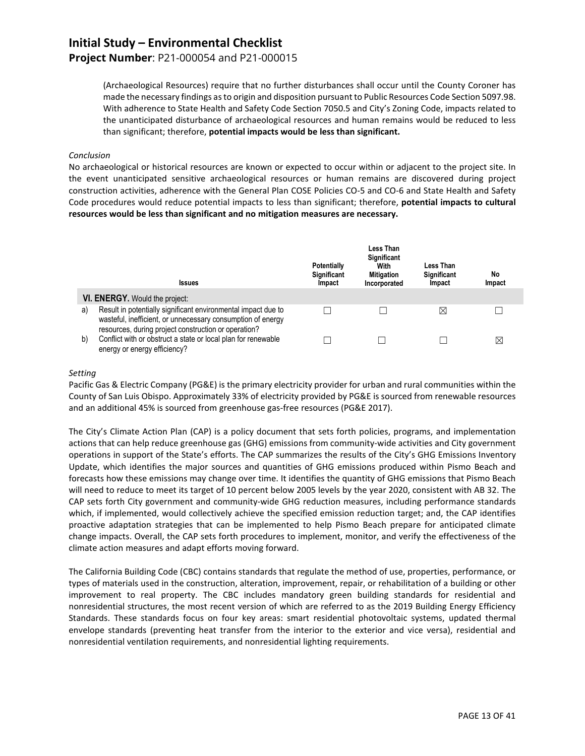(Archaeological Resources) require that no further disturbances shall occur until the County Coroner has made the necessary findings as to origin and disposition pursuant to Public Resources Code Section 5097.98. With adherence to State Health and Safety Code Section 7050.5 and City's Zoning Code, impacts related to the unanticipated disturbance of archaeological resources and human remains would be reduced to less than significant; therefore, **potential impacts would be less than significant.**

*Conclusion*

No archaeological or historical resources are known or expected to occur within or adjacent to the project site. In the event unanticipated sensitive archaeological resources or human remains are discovered during project construction activities, adherence with the General Plan COSE Policies CO-5 and CO-6 and State Health and Safety Code procedures would reduce potential impacts to less than significant; therefore, **potential impacts to cultural resources would be less than significant and no mitigation measures are necessary.**

| | Issues | Potentially Significant Impact | Less Than Significant With Mitigation Incorporated | Less Than Significant Impact | No Impact |
|---|---|---|---|---|---|
| | **VI. ENERGY.** Would the project: | | | | |
| a) | Result in potentially significant environmental impact due to wasteful, inefficient, or unnecessary consumption of energy resources, during project construction or operation? | ☐ | ☐ | ☒ | ☐ |
| b) | Conflict with or obstruct a state or local plan for renewable energy or energy efficiency? | ☐ | ☐ | ☐ | ☒ |

*Setting*

Pacific Gas & Electric Company (PG&E) is the primary electricity provider for urban and rural communities within the County of San Luis Obispo. Approximately 33% of electricity provided by PG&E is sourced from renewable resources and an additional 45% is sourced from greenhouse gas-free resources (PG&E 2017).

The City's Climate Action Plan (CAP) is a policy document that sets forth policies, programs, and implementation actions that can help reduce greenhouse gas (GHG) emissions from community-wide activities and City government operations in support of the State's efforts. The CAP summarizes the results of the City's GHG Emissions Inventory Update, which identifies the major sources and quantities of GHG emissions produced within Pismo Beach and forecasts how these emissions may change over time. It identifies the quantity of GHG emissions that Pismo Beach will need to reduce to meet its target of 10 percent below 2005 levels by the year 2020, consistent with AB 32. The CAP sets forth City government and community-wide GHG reduction measures, including performance standards which, if implemented, would collectively achieve the specified emission reduction target; and, the CAP identifies proactive adaptation strategies that can be implemented to help Pismo Beach prepare for anticipated climate change impacts. Overall, the CAP sets forth procedures to implement, monitor, and verify the effectiveness of the climate action measures and adapt efforts moving forward.

The California Building Code (CBC) contains standards that regulate the method of use, properties, performance, or types of materials used in the construction, alteration, improvement, repair, or rehabilitation of a building or other improvement to real property. The CBC includes mandatory green building standards for residential and nonresidential structures, the most recent version of which are referred to as the 2019 Building Energy Efficiency Standards. These standards focus on four key areas: smart residential photovoltaic systems, updated thermal envelope standards (preventing heat transfer from the interior to the exterior and vice versa), residential and nonresidential ventilation requirements, and nonresidential lighting requirements.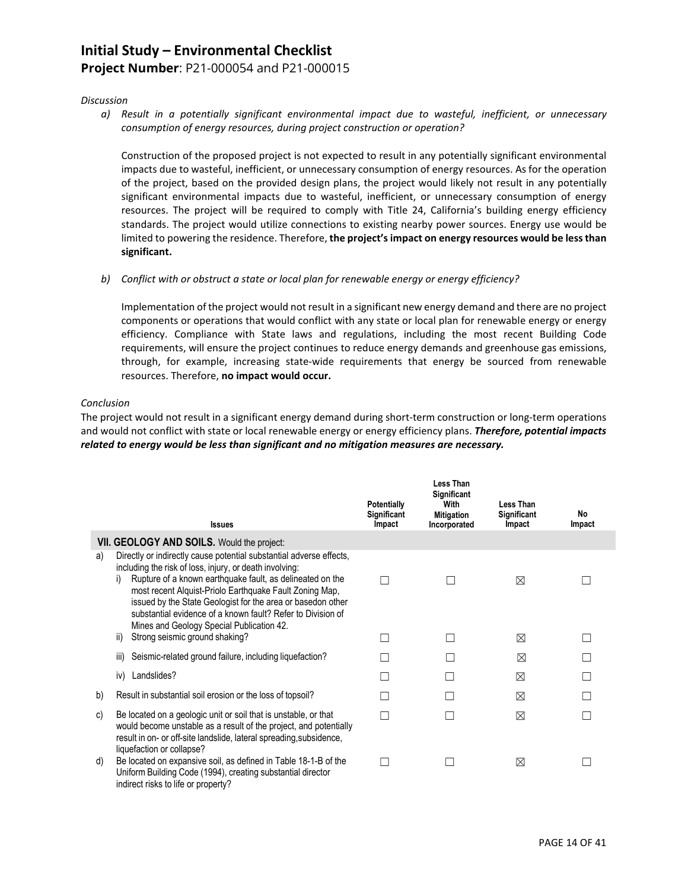*Discussion*

a) *Result in a potentially significant environmental impact due to wasteful, inefficient, or unnecessary consumption of energy resources, during project construction or operation?*

Construction of the proposed project is not expected to result in any potentially significant environmental impacts due to wasteful, inefficient, or unnecessary consumption of energy resources. As for the operation of the project, based on the provided design plans, the project would likely not result in any potentially significant environmental impacts due to wasteful, inefficient, or unnecessary consumption of energy resources. The project will be required to comply with Title 24, California's building energy efficiency standards. The project would utilize connections to existing nearby power sources. Energy use would be limited to powering the residence. Therefore, **the project's impact on energy resources would be less than significant.**

b) *Conflict with or obstruct a state or local plan for renewable energy or energy efficiency?*

Implementation of the project would not result in a significant new energy demand and there are no project components or operations that would conflict with any state or local plan for renewable energy or energy efficiency. Compliance with State laws and regulations, including the most recent Building Code requirements, will ensure the project continues to reduce energy demands and greenhouse gas emissions, through, for example, increasing state-wide requirements that energy be sourced from renewable resources. Therefore, **no impact would occur.**

*Conclusion*

The project would not result in a significant energy demand during short-term construction or long-term operations and would not conflict with state or local renewable energy or energy efficiency plans. ***Therefore, potential impacts related to energy would be less than significant and no mitigation measures are necessary.***

| | Issues | Potentially Significant Impact | Less Than Significant With Mitigation Incorporated | Less Than Significant Impact | No Impact |
|---|---|---|---|---|---|
| | **VII. GEOLOGY AND SOILS.** Would the project: | | | | |
| a) | Directly or indirectly cause potential substantial adverse effects, including the risk of loss, injury, or death involving: | | | | |
| | i) Rupture of a known earthquake fault, as delineated on the most recent Alquist-Priolo Earthquake Fault Zoning Map, issued by the State Geologist for the area or basedon other substantial evidence of a known fault? Refer to Division of Mines and Geology Special Publication 42. | ☐ | ☐ | ☒ | ☐ |
| | ii) Strong seismic ground shaking? | ☐ | ☐ | ☒ | ☐ |
| | iii) Seismic-related ground failure, including liquefaction? | ☐ | ☐ | ☒ | ☐ |
| | iv) Landslides? | ☐ | ☐ | ☒ | ☐ |
| b) | Result in substantial soil erosion or the loss of topsoil? | ☐ | ☐ | ☒ | ☐ |
| c) | Be located on a geologic unit or soil that is unstable, or that would become unstable as a result of the project, and potentially result in on- or off-site landslide, lateral spreading,subsidence, liquefaction or collapse? | ☐ | ☐ | ☒ | ☐ |
| d) | Be located on expansive soil, as defined in Table 18-1-B of the Uniform Building Code (1994), creating substantial director indirect risks to life or property? | ☐ | ☐ | ☒ | ☐ |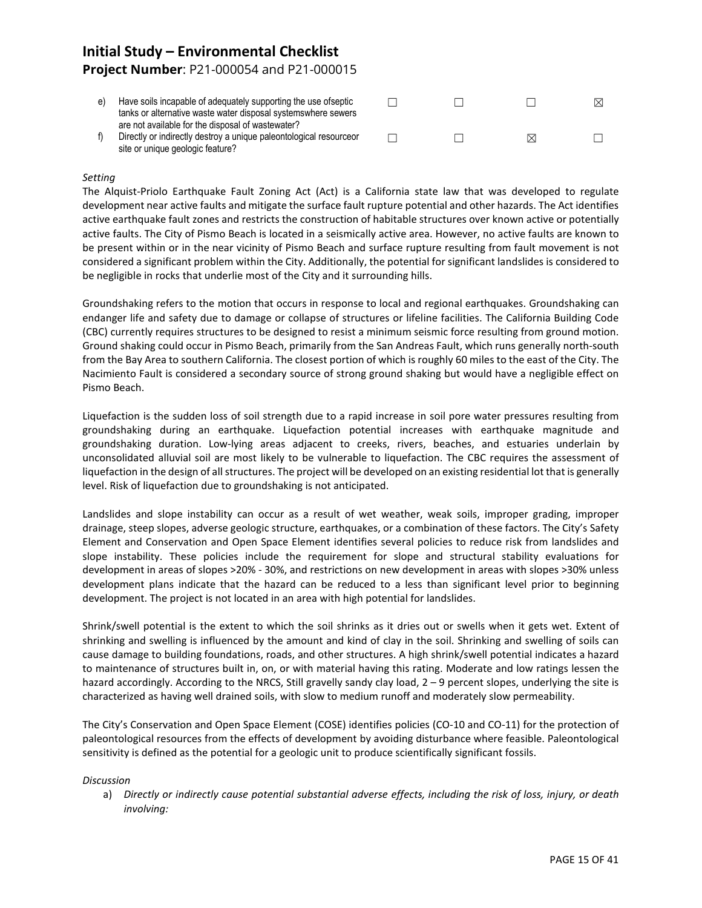| | | | | | |
|---|---|---|---|---|---|
| e) | Have soils incapable of adequately supporting the use ofseptic tanks or alternative waste water disposal systemswhere sewers are not available for the disposal of wastewater? | ☐ | ☐ | ☐ | ☒ |
| f) | Directly or indirectly destroy a unique paleontological resourceor site or unique geologic feature? | ☐ | ☐ | ☒ | ☐ |

*Setting*

The Alquist-Priolo Earthquake Fault Zoning Act (Act) is a California state law that was developed to regulate development near active faults and mitigate the surface fault rupture potential and other hazards. The Act identifies active earthquake fault zones and restricts the construction of habitable structures over known active or potentially active faults. The City of Pismo Beach is located in a seismically active area. However, no active faults are known to be present within or in the near vicinity of Pismo Beach and surface rupture resulting from fault movement is not considered a significant problem within the City. Additionally, the potential for significant landslides is considered to be negligible in rocks that underlie most of the City and it surrounding hills.

Groundshaking refers to the motion that occurs in response to local and regional earthquakes. Groundshaking can endanger life and safety due to damage or collapse of structures or lifeline facilities. The California Building Code (CBC) currently requires structures to be designed to resist a minimum seismic force resulting from ground motion. Ground shaking could occur in Pismo Beach, primarily from the San Andreas Fault, which runs generally north-south from the Bay Area to southern California. The closest portion of which is roughly 60 miles to the east of the City. The Nacimiento Fault is considered a secondary source of strong ground shaking but would have a negligible effect on Pismo Beach.

Liquefaction is the sudden loss of soil strength due to a rapid increase in soil pore water pressures resulting from groundshaking during an earthquake. Liquefaction potential increases with earthquake magnitude and groundshaking duration. Low-lying areas adjacent to creeks, rivers, beaches, and estuaries underlain by unconsolidated alluvial soil are most likely to be vulnerable to liquefaction. The CBC requires the assessment of liquefaction in the design of all structures. The project will be developed on an existing residential lot that is generally level. Risk of liquefaction due to groundshaking is not anticipated.

Landslides and slope instability can occur as a result of wet weather, weak soils, improper grading, improper drainage, steep slopes, adverse geologic structure, earthquakes, or a combination of these factors. The City's Safety Element and Conservation and Open Space Element identifies several policies to reduce risk from landslides and slope instability. These policies include the requirement for slope and structural stability evaluations for development in areas of slopes >20% - 30%, and restrictions on new development in areas with slopes >30% unless development plans indicate that the hazard can be reduced to a less than significant level prior to beginning development. The project is not located in an area with high potential for landslides.

Shrink/swell potential is the extent to which the soil shrinks as it dries out or swells when it gets wet. Extent of shrinking and swelling is influenced by the amount and kind of clay in the soil. Shrinking and swelling of soils can cause damage to building foundations, roads, and other structures. A high shrink/swell potential indicates a hazard to maintenance of structures built in, on, or with material having this rating. Moderate and low ratings lessen the hazard accordingly. According to the NRCS, Still gravelly sandy clay load, 2 – 9 percent slopes, underlying the site is characterized as having well drained soils, with slow to medium runoff and moderately slow permeability.

The City's Conservation and Open Space Element (COSE) identifies policies (CO-10 and CO-11) for the protection of paleontological resources from the effects of development by avoiding disturbance where feasible. Paleontological sensitivity is defined as the potential for a geologic unit to produce scientifically significant fossils.

*Discussion*

a) *Directly or indirectly cause potential substantial adverse effects, including the risk of loss, injury, or death involving:*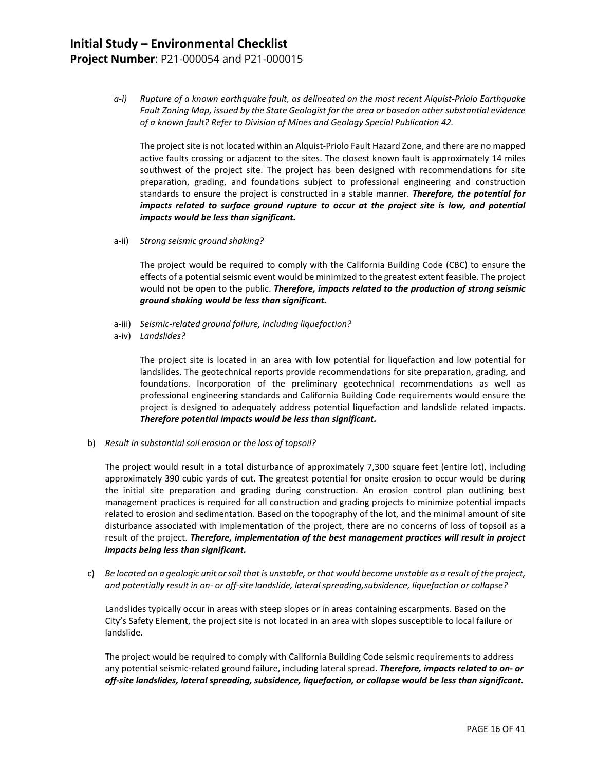*a-i) Rupture of a known earthquake fault, as delineated on the most recent Alquist-Priolo Earthquake Fault Zoning Map, issued by the State Geologist for the area or basedon other substantial evidence of a known fault? Refer to Division of Mines and Geology Special Publication 42.*

The project site is not located within an Alquist-Priolo Fault Hazard Zone, and there are no mapped active faults crossing or adjacent to the sites. The closest known fault is approximately 14 miles southwest of the project site. The project has been designed with recommendations for site preparation, grading, and foundations subject to professional engineering and construction standards to ensure the project is constructed in a stable manner. ***Therefore, the potential for impacts related to surface ground rupture to occur at the project site is low, and potential impacts would be less than significant.***

a-ii) *Strong seismic ground shaking?*

The project would be required to comply with the California Building Code (CBC) to ensure the effects of a potential seismic event would be minimized to the greatest extent feasible. The project would not be open to the public. ***Therefore, impacts related to the production of strong seismic ground shaking would be less than significant.***

a-iii) *Seismic-related ground failure, including liquefaction?*
a-iv) *Landslides?*

The project site is located in an area with low potential for liquefaction and low potential for landslides. The geotechnical reports provide recommendations for site preparation, grading, and foundations. Incorporation of the preliminary geotechnical recommendations as well as professional engineering standards and California Building Code requirements would ensure the project is designed to adequately address potential liquefaction and landslide related impacts. ***Therefore potential impacts would be less than significant.***

b) *Result in substantial soil erosion or the loss of topsoil?*

The project would result in a total disturbance of approximately 7,300 square feet (entire lot), including approximately 390 cubic yards of cut. The greatest potential for onsite erosion to occur would be during the initial site preparation and grading during construction. An erosion control plan outlining best management practices is required for all construction and grading projects to minimize potential impacts related to erosion and sedimentation. Based on the topography of the lot, and the minimal amount of site disturbance associated with implementation of the project, there are no concerns of loss of topsoil as a result of the project. ***Therefore, implementation of the best management practices will result in project impacts being less than significant.***

c) *Be located on a geologic unit or soil that is unstable, or that would become unstable as a result of the project, and potentially result in on- or off-site landslide, lateral spreading,subsidence, liquefaction or collapse?*

Landslides typically occur in areas with steep slopes or in areas containing escarpments. Based on the City's Safety Element, the project site is not located in an area with slopes susceptible to local failure or landslide.

The project would be required to comply with California Building Code seismic requirements to address any potential seismic-related ground failure, including lateral spread. ***Therefore, impacts related to on- or off-site landslides, lateral spreading, subsidence, liquefaction, or collapse would be less than significant.***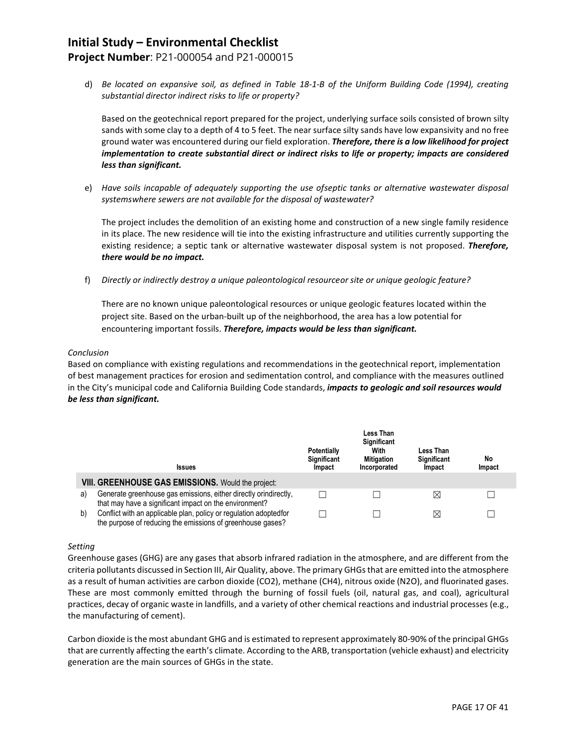d) *Be located on expansive soil, as defined in Table 18-1-B of the Uniform Building Code (1994), creating substantial director indirect risks to life or property?*

Based on the geotechnical report prepared for the project, underlying surface soils consisted of brown silty sands with some clay to a depth of 4 to 5 feet. The near surface silty sands have low expansivity and no free ground water was encountered during our field exploration. ***Therefore, there is a low likelihood for project implementation to create substantial direct or indirect risks to life or property; impacts are considered less than significant.***

e) *Have soils incapable of adequately supporting the use ofseptic tanks or alternative wastewater disposal systemswhere sewers are not available for the disposal of wastewater?*

The project includes the demolition of an existing home and construction of a new single family residence in its place. The new residence will tie into the existing infrastructure and utilities currently supporting the existing residence; a septic tank or alternative wastewater disposal system is not proposed. ***Therefore, there would be no impact.***

f) *Directly or indirectly destroy a unique paleontological resourceor site or unique geologic feature?*

There are no known unique paleontological resources or unique geologic features located within the project site. Based on the urban-built up of the neighborhood, the area has a low potential for encountering important fossils. ***Therefore, impacts would be less than significant.***

*Conclusion*

Based on compliance with existing regulations and recommendations in the geotechnical report, implementation of best management practices for erosion and sedimentation control, and compliance with the measures outlined in the City's municipal code and California Building Code standards, ***impacts to geologic and soil resources would be less than significant.***

| | Issues | Potentially Significant Impact | Less Than Significant With Mitigation Incorporated | Less Than Significant Impact | No Impact |
|---|---|---|---|---|---|
| | **VIII. GREENHOUSE GAS EMISSIONS.** Would the project: | | | | |
| a) | Generate greenhouse gas emissions, either directly orindirectly, that may have a significant impact on the environment? | ☐ | ☐ | ☒ | ☐ |
| b) | Conflict with an applicable plan, policy or regulation adoptedfor the purpose of reducing the emissions of greenhouse gases? | ☐ | ☐ | ☒ | ☐ |

*Setting*

Greenhouse gases (GHG) are any gases that absorb infrared radiation in the atmosphere, and are different from the criteria pollutants discussed in Section III, Air Quality, above. The primary GHGs that are emitted into the atmosphere as a result of human activities are carbon dioxide ($CO_2$), methane ($CH_4$), nitrous oxide ($N_2O$), and fluorinated gases. These are most commonly emitted through the burning of fossil fuels (oil, natural gas, and coal), agricultural practices, decay of organic waste in landfills, and a variety of other chemical reactions and industrial processes (e.g., the manufacturing of cement).

Carbon dioxide is the most abundant GHG and is estimated to represent approximately 80-90% of the principal GHGs that are currently affecting the earth's climate. According to the ARB, transportation (vehicle exhaust) and electricity generation are the main sources of GHGs in the state.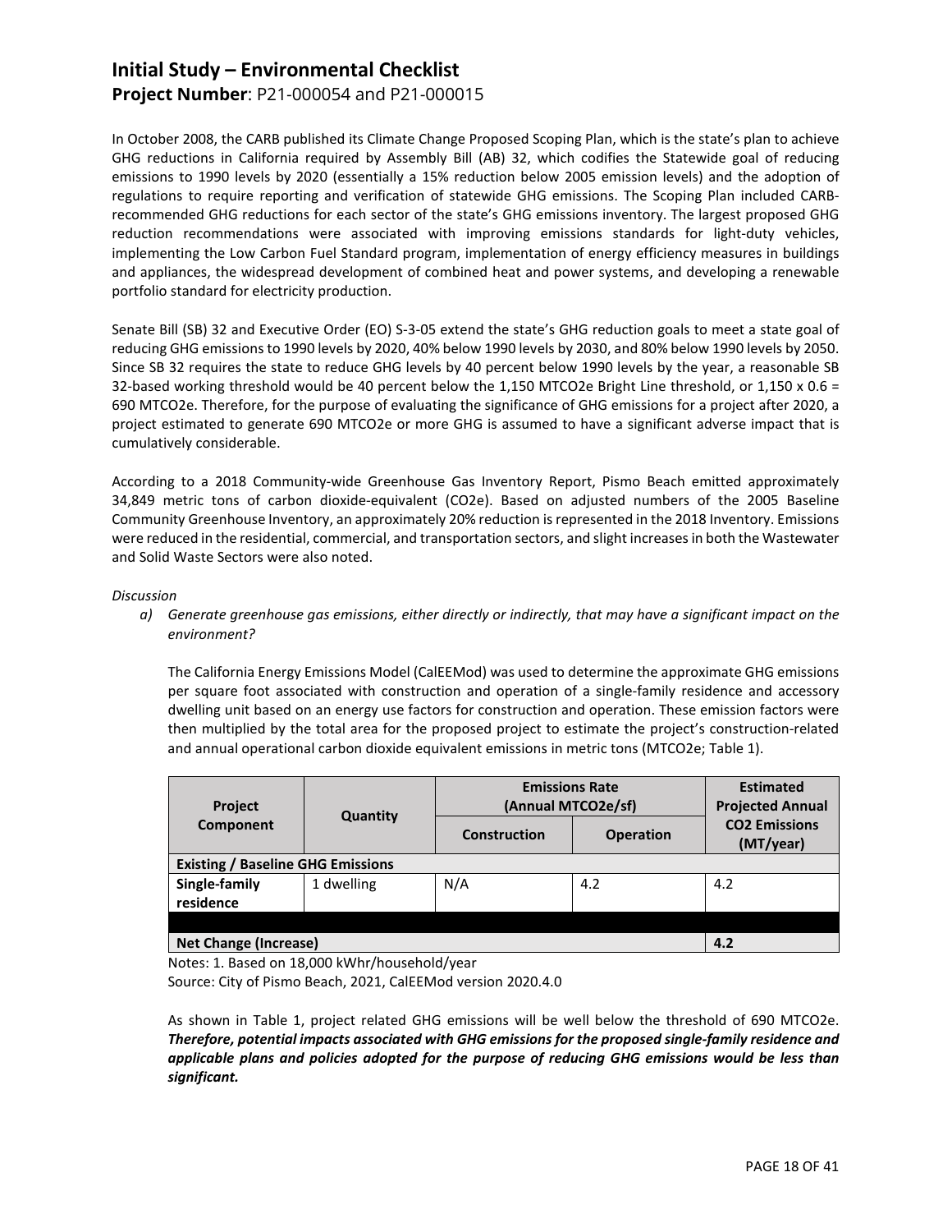# Initial Study – Environmental Checklist

**Project Number**: P21-000054 and P21-000015

In October 2008, the CARB published its Climate Change Proposed Scoping Plan, which is the state's plan to achieve GHG reductions in California required by Assembly Bill (AB) 32, which codifies the Statewide goal of reducing emissions to 1990 levels by 2020 (essentially a 15% reduction below 2005 emission levels) and the adoption of regulations to require reporting and verification of statewide GHG emissions. The Scoping Plan included CARB-recommended GHG reductions for each sector of the state's GHG emissions inventory. The largest proposed GHG reduction recommendations were associated with improving emissions standards for light-duty vehicles, implementing the Low Carbon Fuel Standard program, implementation of energy efficiency measures in buildings and appliances, the widespread development of combined heat and power systems, and developing a renewable portfolio standard for electricity production.

Senate Bill (SB) 32 and Executive Order (EO) S-3-05 extend the state's GHG reduction goals to meet a state goal of reducing GHG emissions to 1990 levels by 2020, 40% below 1990 levels by 2030, and 80% below 1990 levels by 2050. Since SB 32 requires the state to reduce GHG levels by 40 percent below 1990 levels by the year, a reasonable SB 32-based working threshold would be 40 percent below the 1,150 MTCO2e Bright Line threshold, or 1,150 x 0.6 = 690 MTCO2e. Therefore, for the purpose of evaluating the significance of GHG emissions for a project after 2020, a project estimated to generate 690 MTCO2e or more GHG is assumed to have a significant adverse impact that is cumulatively considerable.

According to a 2018 Community-wide Greenhouse Gas Inventory Report, Pismo Beach emitted approximately 34,849 metric tons of carbon dioxide-equivalent (CO2e). Based on adjusted numbers of the 2005 Baseline Community Greenhouse Inventory, an approximately 20% reduction is represented in the 2018 Inventory. Emissions were reduced in the residential, commercial, and transportation sectors, and slight increases in both the Wastewater and Solid Waste Sectors were also noted.

*Discussion*

a) *Generate greenhouse gas emissions, either directly or indirectly, that may have a significant impact on the environment?*

The California Energy Emissions Model (CalEEMod) was used to determine the approximate GHG emissions per square foot associated with construction and operation of a single-family residence and accessory dwelling unit based on an energy use factors for construction and operation. These emission factors were then multiplied by the total area for the proposed project to estimate the project's construction-related and annual operational carbon dioxide equivalent emissions in metric tons (MTCO2e; Table 1).

| Project Component | Quantity | Emissions Rate (Annual MTCO2e/sf) | | Estimated Projected Annual CO2 Emissions (MT/year) |
|---|---|---|---|---|
| | | Construction | Operation | |
| **Existing / Baseline GHG Emissions** | | | | |
| **Single-family residence** | 1 dwelling | N/A | 4.2 | 4.2 |
| | | | | |
| **Net Change (Increase)** | | | | **4.2** |

Notes: 1. Based on 18,000 kWhr/household/year

Source: City of Pismo Beach, 2021, CalEEMod version 2020.4.0

As shown in Table 1, project related GHG emissions will be well below the threshold of 690 MTCO2e. ***Therefore, potential impacts associated with GHG emissions for the proposed single-family residence and applicable plans and policies adopted for the purpose of reducing GHG emissions would be less than significant.***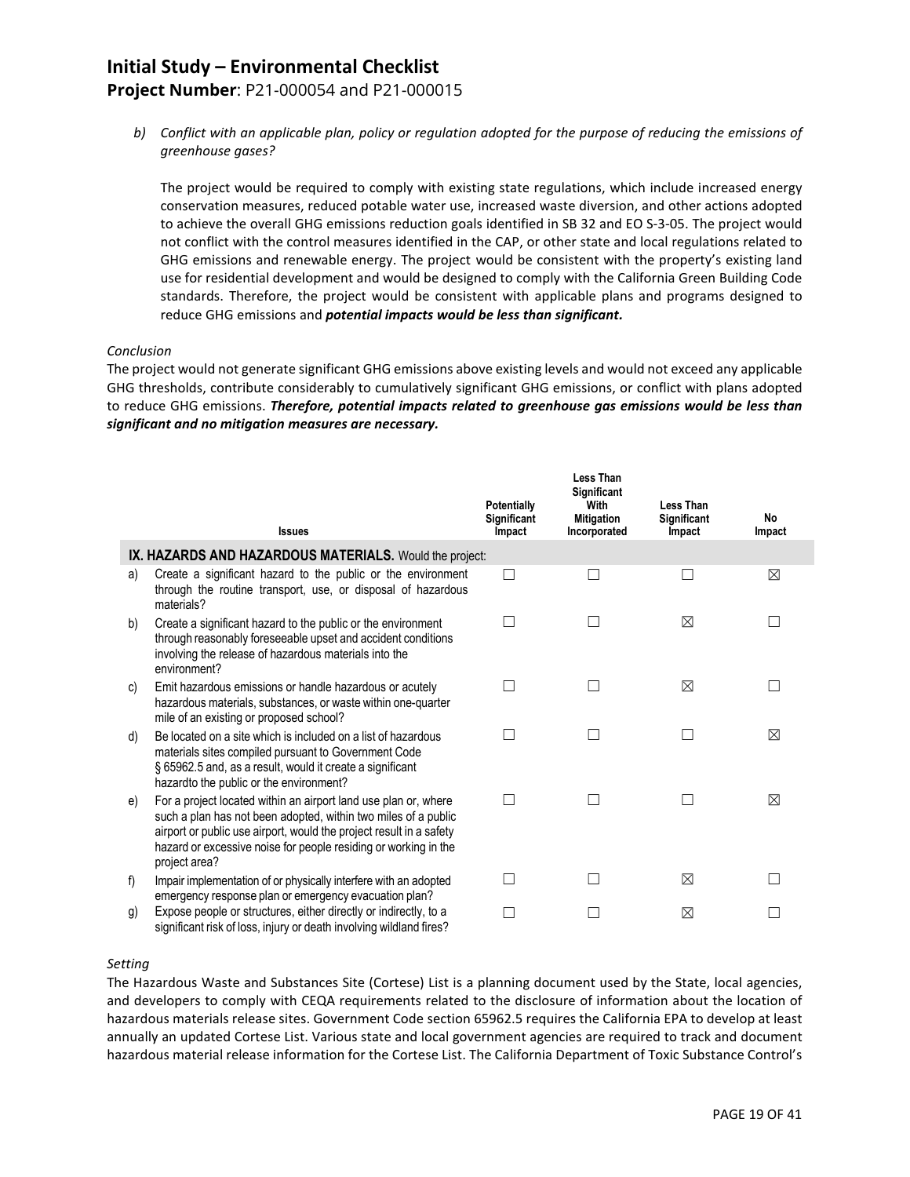*b) Conflict with an applicable plan, policy or regulation adopted for the purpose of reducing the emissions of greenhouse gases?*

The project would be required to comply with existing state regulations, which include increased energy conservation measures, reduced potable water use, increased waste diversion, and other actions adopted to achieve the overall GHG emissions reduction goals identified in SB 32 and EO S-3-05. The project would not conflict with the control measures identified in the CAP, or other state and local regulations related to GHG emissions and renewable energy. The project would be consistent with the property's existing land use for residential development and would be designed to comply with the California Green Building Code standards. Therefore, the project would be consistent with applicable plans and programs designed to reduce GHG emissions and ***potential impacts would be less than significant.***

*Conclusion*

The project would not generate significant GHG emissions above existing levels and would not exceed any applicable GHG thresholds, contribute considerably to cumulatively significant GHG emissions, or conflict with plans adopted to reduce GHG emissions. ***Therefore, potential impacts related to greenhouse gas emissions would be less than significant and no mitigation measures are necessary.***

| | Issues | Potentially Significant Impact | Less Than Significant With Mitigation Incorporated | Less Than Significant Impact | No Impact |
|---|---|---|---|---|---|
| | **IX. HAZARDS AND HAZARDOUS MATERIALS.** Would the project: | | | | |
| a) | Create a significant hazard to the public or the environment through the routine transport, use, or disposal of hazardous materials? | ☐ | ☐ | ☐ | ☒ |
| b) | Create a significant hazard to the public or the environment through reasonably foreseeable upset and accident conditions involving the release of hazardous materials into the environment? | ☐ | ☐ | ☒ | ☐ |
| c) | Emit hazardous emissions or handle hazardous or acutely hazardous materials, substances, or waste within one-quarter mile of an existing or proposed school? | ☐ | ☐ | ☒ | ☐ |
| d) | Be located on a site which is included on a list of hazardous materials sites compiled pursuant to Government Code § 65962.5 and, as a result, would it create a significant hazardto the public or the environment? | ☐ | ☐ | ☐ | ☒ |
| e) | For a project located within an airport land use plan or, where such a plan has not been adopted, within two miles of a public airport or public use airport, would the project result in a safety hazard or excessive noise for people residing or working in the project area? | ☐ | ☐ | ☐ | ☒ |
| f) | Impair implementation of or physically interfere with an adopted emergency response plan or emergency evacuation plan? | ☐ | ☐ | ☒ | ☐ |
| g) | Expose people or structures, either directly or indirectly, to a significant risk of loss, injury or death involving wildland fires? | ☐ | ☐ | ☒ | ☐ |

*Setting*

The Hazardous Waste and Substances Site (Cortese) List is a planning document used by the State, local agencies, and developers to comply with CEQA requirements related to the disclosure of information about the location of hazardous materials release sites. Government Code section 65962.5 requires the California EPA to develop at least annually an updated Cortese List. Various state and local government agencies are required to track and document hazardous material release information for the Cortese List. The California Department of Toxic Substance Control's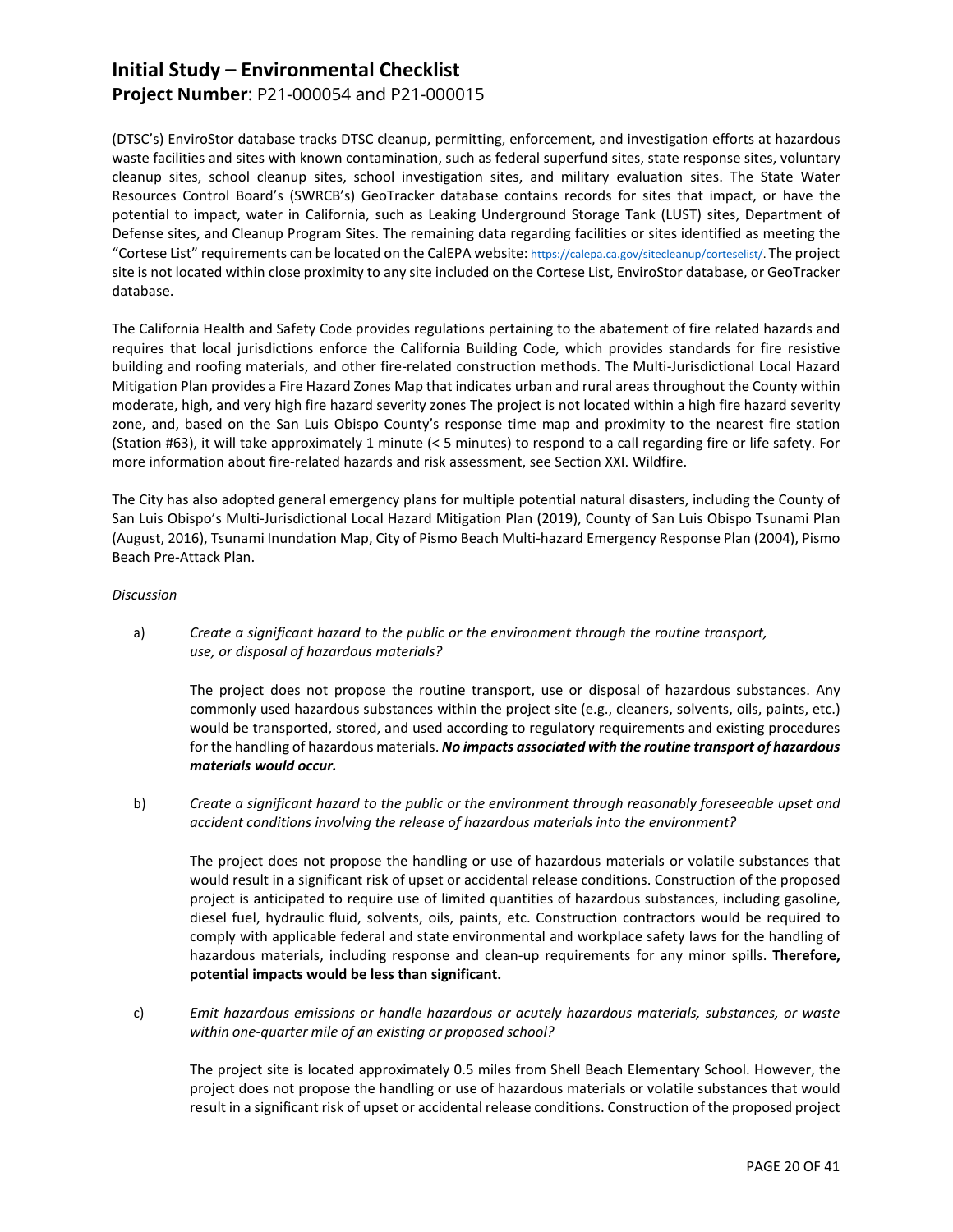(DTSC's) EnviroStor database tracks DTSC cleanup, permitting, enforcement, and investigation efforts at hazardous waste facilities and sites with known contamination, such as federal superfund sites, state response sites, voluntary cleanup sites, school cleanup sites, school investigation sites, and military evaluation sites. The State Water Resources Control Board's (SWRCB's) GeoTracker database contains records for sites that impact, or have the potential to impact, water in California, such as Leaking Underground Storage Tank (LUST) sites, Department of Defense sites, and Cleanup Program Sites. The remaining data regarding facilities or sites identified as meeting the "Cortese List" requirements can be located on the CalEPA website: https://calepa.ca.gov/sitecleanup/corteselist/. The project site is not located within close proximity to any site included on the Cortese List, EnviroStor database, or GeoTracker database.

The California Health and Safety Code provides regulations pertaining to the abatement of fire related hazards and requires that local jurisdictions enforce the California Building Code, which provides standards for fire resistive building and roofing materials, and other fire-related construction methods. The Multi-Jurisdictional Local Hazard Mitigation Plan provides a Fire Hazard Zones Map that indicates urban and rural areas throughout the County within moderate, high, and very high fire hazard severity zones The project is not located within a high fire hazard severity zone, and, based on the San Luis Obispo County's response time map and proximity to the nearest fire station (Station #63), it will take approximately 1 minute (< 5 minutes) to respond to a call regarding fire or life safety. For more information about fire-related hazards and risk assessment, see Section XXI. Wildfire.

The City has also adopted general emergency plans for multiple potential natural disasters, including the County of San Luis Obispo's Multi-Jurisdictional Local Hazard Mitigation Plan (2019), County of San Luis Obispo Tsunami Plan (August, 2016), Tsunami Inundation Map, City of Pismo Beach Multi-hazard Emergency Response Plan (2004), Pismo Beach Pre-Attack Plan.

*Discussion*

a) *Create a significant hazard to the public or the environment through the routine transport, use, or disposal of hazardous materials?*

The project does not propose the routine transport, use or disposal of hazardous substances. Any commonly used hazardous substances within the project site (e.g., cleaners, solvents, oils, paints, etc.) would be transported, stored, and used according to regulatory requirements and existing procedures for the handling of hazardous materials. ***No impacts associated with the routine transport of hazardous materials would occur.***

b) *Create a significant hazard to the public or the environment through reasonably foreseeable upset and accident conditions involving the release of hazardous materials into the environment?*

The project does not propose the handling or use of hazardous materials or volatile substances that would result in a significant risk of upset or accidental release conditions. Construction of the proposed project is anticipated to require use of limited quantities of hazardous substances, including gasoline, diesel fuel, hydraulic fluid, solvents, oils, paints, etc. Construction contractors would be required to comply with applicable federal and state environmental and workplace safety laws for the handling of hazardous materials, including response and clean-up requirements for any minor spills. **Therefore, potential impacts would be less than significant.**

c) *Emit hazardous emissions or handle hazardous or acutely hazardous materials, substances, or waste within one-quarter mile of an existing or proposed school?*

The project site is located approximately 0.5 miles from Shell Beach Elementary School. However, the project does not propose the handling or use of hazardous materials or volatile substances that would result in a significant risk of upset or accidental release conditions. Construction of the proposed project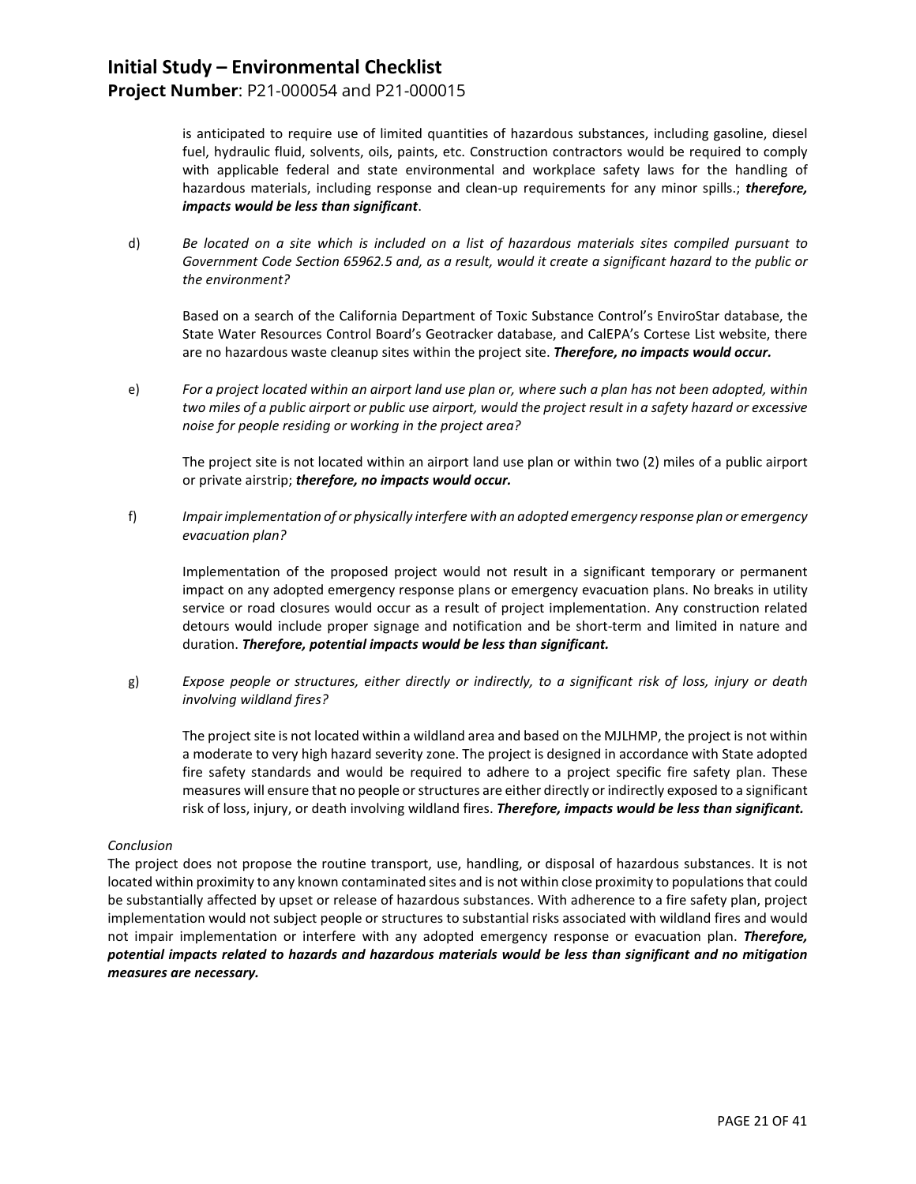is anticipated to require use of limited quantities of hazardous substances, including gasoline, diesel fuel, hydraulic fluid, solvents, oils, paints, etc. Construction contractors would be required to comply with applicable federal and state environmental and workplace safety laws for the handling of hazardous materials, including response and clean-up requirements for any minor spills.; ***therefore, impacts would be less than significant***.

d) *Be located on a site which is included on a list of hazardous materials sites compiled pursuant to Government Code Section 65962.5 and, as a result, would it create a significant hazard to the public or the environment?*

Based on a search of the California Department of Toxic Substance Control's EnviroStar database, the State Water Resources Control Board's Geotracker database, and CalEPA's Cortese List website, there are no hazardous waste cleanup sites within the project site. ***Therefore, no impacts would occur.***

e) *For a project located within an airport land use plan or, where such a plan has not been adopted, within two miles of a public airport or public use airport, would the project result in a safety hazard or excessive noise for people residing or working in the project area?*

The project site is not located within an airport land use plan or within two (2) miles of a public airport or private airstrip; ***therefore, no impacts would occur.***

f) *Impair implementation of or physically interfere with an adopted emergency response plan or emergency evacuation plan?*

Implementation of the proposed project would not result in a significant temporary or permanent impact on any adopted emergency response plans or emergency evacuation plans. No breaks in utility service or road closures would occur as a result of project implementation. Any construction related detours would include proper signage and notification and be short-term and limited in nature and duration. ***Therefore, potential impacts would be less than significant.***

g) *Expose people or structures, either directly or indirectly, to a significant risk of loss, injury or death involving wildland fires?*

The project site is not located within a wildland area and based on the MJLHMP, the project is not within a moderate to very high hazard severity zone. The project is designed in accordance with State adopted fire safety standards and would be required to adhere to a project specific fire safety plan. These measures will ensure that no people or structures are either directly or indirectly exposed to a significant risk of loss, injury, or death involving wildland fires. ***Therefore, impacts would be less than significant.***

*Conclusion*

The project does not propose the routine transport, use, handling, or disposal of hazardous substances. It is not located within proximity to any known contaminated sites and is not within close proximity to populations that could be substantially affected by upset or release of hazardous substances. With adherence to a fire safety plan, project implementation would not subject people or structures to substantial risks associated with wildland fires and would not impair implementation or interfere with any adopted emergency response or evacuation plan. ***Therefore, potential impacts related to hazards and hazardous materials would be less than significant and no mitigation measures are necessary.***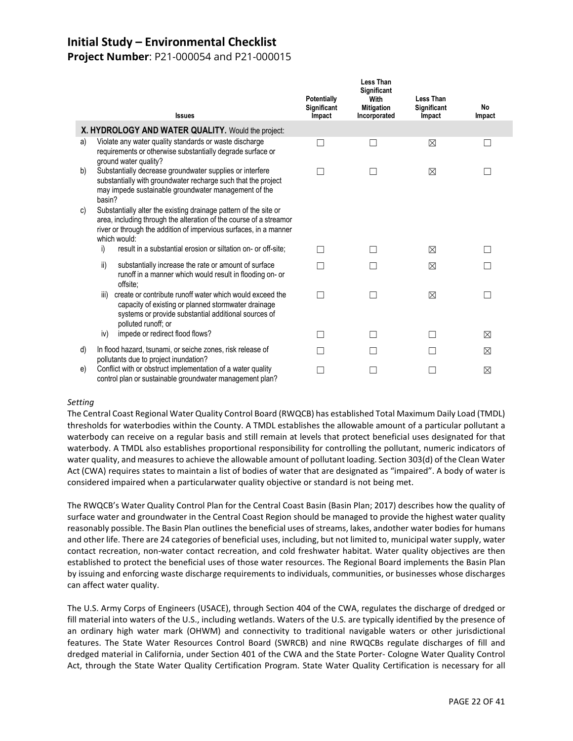# Initial Study – Environmental Checklist

**Project Number**: P21-000054 and P21-000015

| Issues | Potentially Significant Impact | Less Than Significant With Mitigation Incorporated | Less Than Significant Impact | No Impact |
|---|---|---|---|---|
| **X. HYDROLOGY AND WATER QUALITY.** Would the project: | | | | |
| a) Violate any water quality standards or waste discharge requirements or otherwise substantially degrade surface or ground water quality? | ☐ | ☐ | ☒ | ☐ |
| b) Substantially decrease groundwater supplies or interfere substantially with groundwater recharge such that the project may impede sustainable groundwater management of the basin? | ☐ | ☐ | ☒ | ☐ |
| c) Substantially alter the existing drainage pattern of the site or area, including through the alteration of the course of a streamor river or through the addition of impervious surfaces, in a manner which would: | | | | |
| i) result in a substantial erosion or siltation on- or off-site; | ☐ | ☐ | ☒ | ☐ |
| ii) substantially increase the rate or amount of surface runoff in a manner which would result in flooding on- or offsite; | ☐ | ☐ | ☒ | ☐ |
| iii) create or contribute runoff water which would exceed the capacity of existing or planned stormwater drainage systems or provide substantial additional sources of polluted runoff; or | ☐ | ☐ | ☒ | ☐ |
| iv) impede or redirect flood flows? | ☐ | ☐ | ☐ | ☒ |
| d) In flood hazard, tsunami, or seiche zones, risk release of pollutants due to project inundation? | ☐ | ☐ | ☐ | ☒ |
| e) Conflict with or obstruct implementation of a water quality control plan or sustainable groundwater management plan? | ☐ | ☐ | ☐ | ☒ |

*Setting*

The Central Coast Regional Water Quality Control Board (RWQCB) has established Total Maximum Daily Load (TMDL) thresholds for waterbodies within the County. A TMDL establishes the allowable amount of a particular pollutant a waterbody can receive on a regular basis and still remain at levels that protect beneficial uses designated for that waterbody. A TMDL also establishes proportional responsibility for controlling the pollutant, numeric indicators of water quality, and measures to achieve the allowable amount of pollutant loading. Section 303(d) of the Clean Water Act (CWA) requires states to maintain a list of bodies of water that are designated as "impaired". A body of water is considered impaired when a particularwater quality objective or standard is not being met.

The RWQCB's Water Quality Control Plan for the Central Coast Basin (Basin Plan; 2017) describes how the quality of surface water and groundwater in the Central Coast Region should be managed to provide the highest water quality reasonably possible. The Basin Plan outlines the beneficial uses of streams, lakes, andother water bodies for humans and other life. There are 24 categories of beneficial uses, including, but not limited to, municipal water supply, water contact recreation, non-water contact recreation, and cold freshwater habitat. Water quality objectives are then established to protect the beneficial uses of those water resources. The Regional Board implements the Basin Plan by issuing and enforcing waste discharge requirements to individuals, communities, or businesses whose discharges can affect water quality.

The U.S. Army Corps of Engineers (USACE), through Section 404 of the CWA, regulates the discharge of dredged or fill material into waters of the U.S., including wetlands. Waters of the U.S. are typically identified by the presence of an ordinary high water mark (OHWM) and connectivity to traditional navigable waters or other jurisdictional features. The State Water Resources Control Board (SWRCB) and nine RWQCBs regulate discharges of fill and dredged material in California, under Section 401 of the CWA and the State Porter- Cologne Water Quality Control Act, through the State Water Quality Certification Program. State Water Quality Certification is necessary for all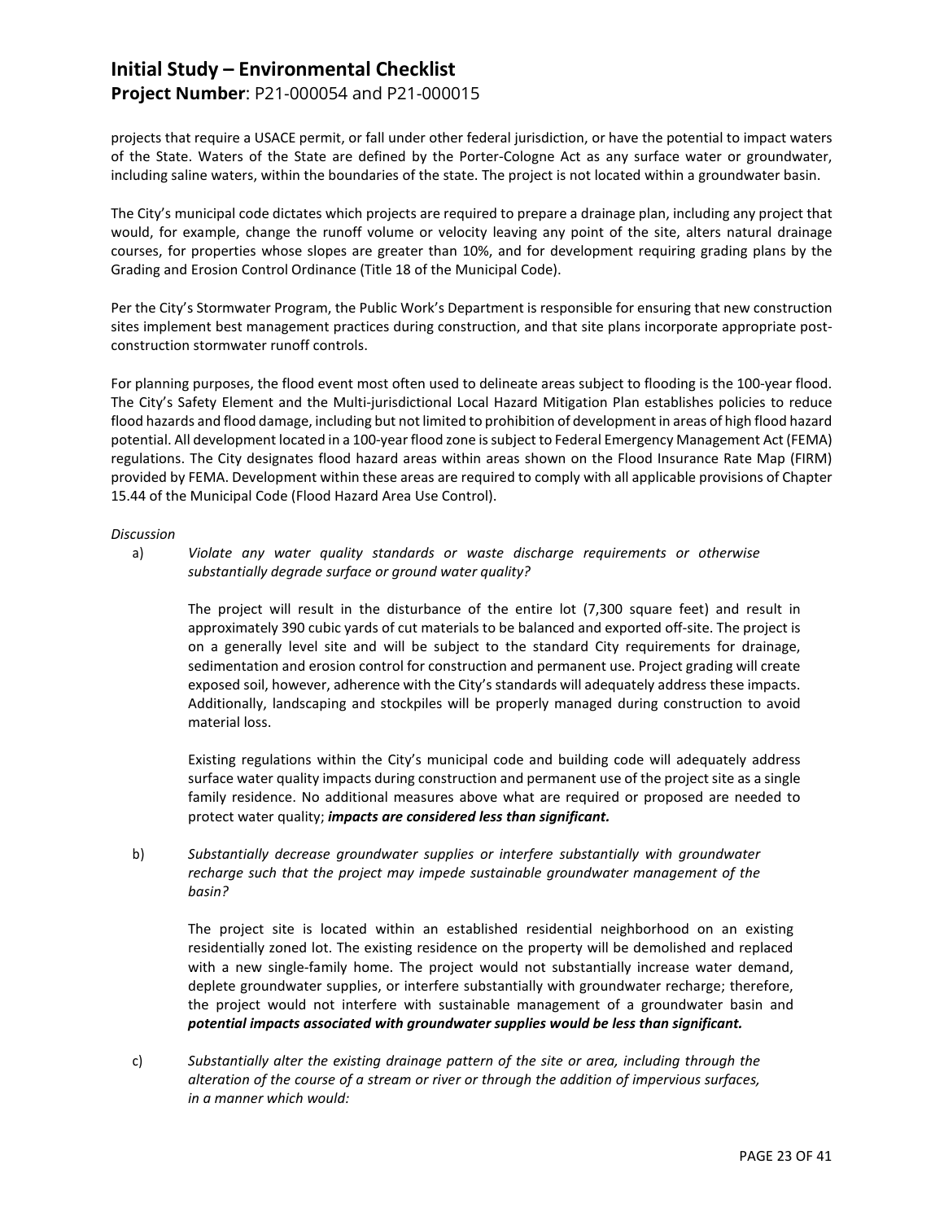projects that require a USACE permit, or fall under other federal jurisdiction, or have the potential to impact waters of the State. Waters of the State are defined by the Porter-Cologne Act as any surface water or groundwater, including saline waters, within the boundaries of the state. The project is not located within a groundwater basin.

The City's municipal code dictates which projects are required to prepare a drainage plan, including any project that would, for example, change the runoff volume or velocity leaving any point of the site, alters natural drainage courses, for properties whose slopes are greater than 10%, and for development requiring grading plans by the Grading and Erosion Control Ordinance (Title 18 of the Municipal Code).

Per the City's Stormwater Program, the Public Work's Department is responsible for ensuring that new construction sites implement best management practices during construction, and that site plans incorporate appropriate post-construction stormwater runoff controls.

For planning purposes, the flood event most often used to delineate areas subject to flooding is the 100-year flood. The City's Safety Element and the Multi-jurisdictional Local Hazard Mitigation Plan establishes policies to reduce flood hazards and flood damage, including but not limited to prohibition of development in areas of high flood hazard potential. All development located in a 100-year flood zone is subject to Federal Emergency Management Act (FEMA) regulations. The City designates flood hazard areas within areas shown on the Flood Insurance Rate Map (FIRM) provided by FEMA. Development within these areas are required to comply with all applicable provisions of Chapter 15.44 of the Municipal Code (Flood Hazard Area Use Control).

*Discussion*

a) *Violate any water quality standards or waste discharge requirements or otherwise substantially degrade surface or ground water quality?*

The project will result in the disturbance of the entire lot (7,300 square feet) and result in approximately 390 cubic yards of cut materials to be balanced and exported off-site. The project is on a generally level site and will be subject to the standard City requirements for drainage, sedimentation and erosion control for construction and permanent use. Project grading will create exposed soil, however, adherence with the City's standards will adequately address these impacts. Additionally, landscaping and stockpiles will be properly managed during construction to avoid material loss.

Existing regulations within the City's municipal code and building code will adequately address surface water quality impacts during construction and permanent use of the project site as a single family residence. No additional measures above what are required or proposed are needed to protect water quality; ***impacts are considered less than significant.***

b) *Substantially decrease groundwater supplies or interfere substantially with groundwater recharge such that the project may impede sustainable groundwater management of the basin?*

The project site is located within an established residential neighborhood on an existing residentially zoned lot. The existing residence on the property will be demolished and replaced with a new single-family home. The project would not substantially increase water demand, deplete groundwater supplies, or interfere substantially with groundwater recharge; therefore, the project would not interfere with sustainable management of a groundwater basin and ***potential impacts associated with groundwater supplies would be less than significant.***

c) *Substantially alter the existing drainage pattern of the site or area, including through the alteration of the course of a stream or river or through the addition of impervious surfaces, in a manner which would:*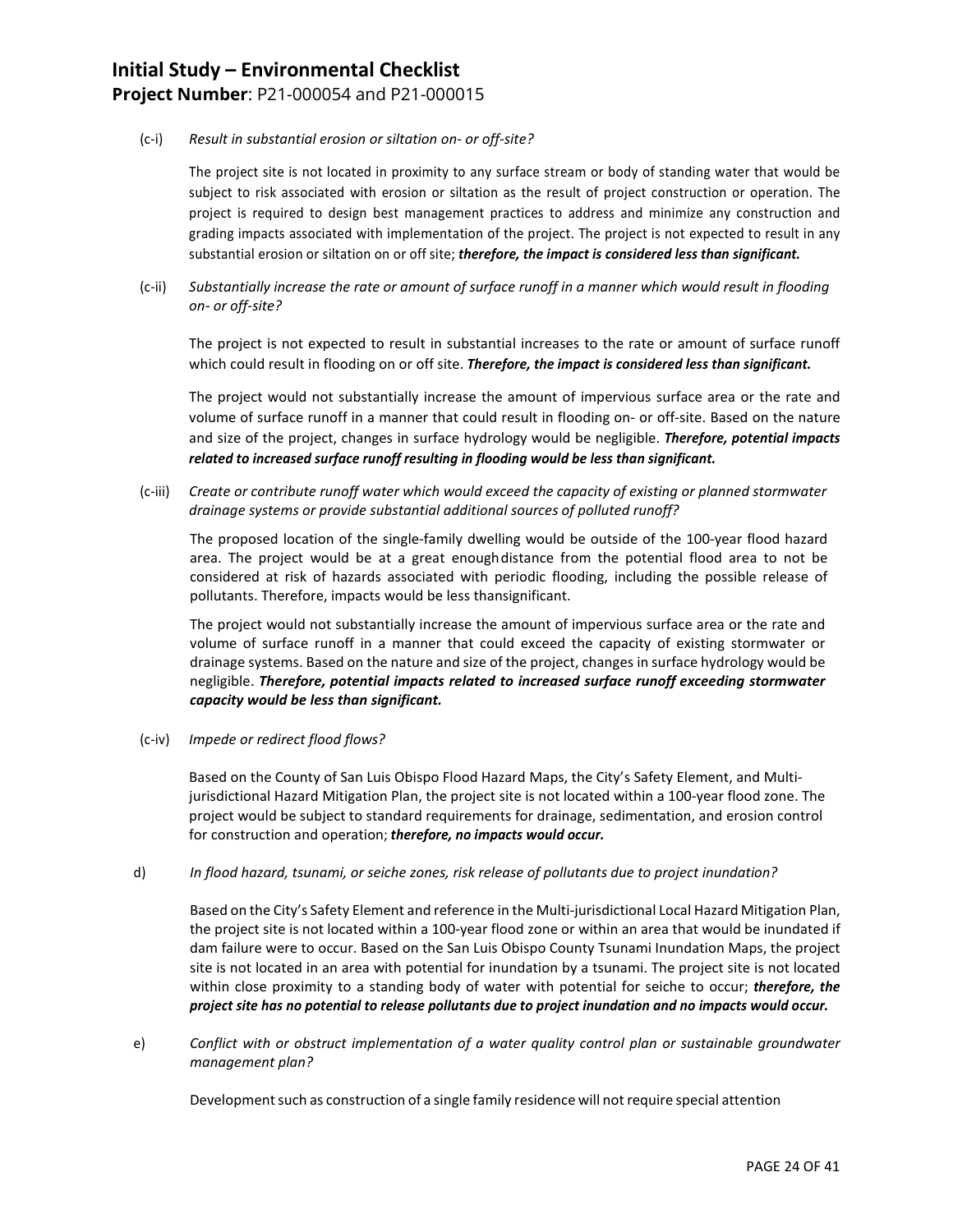(c-i) *Result in substantial erosion or siltation on- or off-site?*

The project site is not located in proximity to any surface stream or body of standing water that would be subject to risk associated with erosion or siltation as the result of project construction or operation. The project is required to design best management practices to address and minimize any construction and grading impacts associated with implementation of the project. The project is not expected to result in any substantial erosion or siltation on or off site; ***therefore, the impact is considered less than significant.***

(c-ii) *Substantially increase the rate or amount of surface runoff in a manner which would result in flooding on- or off-site?*

The project is not expected to result in substantial increases to the rate or amount of surface runoff which could result in flooding on or off site. ***Therefore, the impact is considered less than significant.***

The project would not substantially increase the amount of impervious surface area or the rate and volume of surface runoff in a manner that could result in flooding on- or off-site. Based on the nature and size of the project, changes in surface hydrology would be negligible. ***Therefore, potential impacts related to increased surface runoff resulting in flooding would be less than significant.***

(c-iii) *Create or contribute runoff water which would exceed the capacity of existing or planned stormwater drainage systems or provide substantial additional sources of polluted runoff?*

The proposed location of the single-family dwelling would be outside of the 100-year flood hazard area. The project would be at a great enoughdistance from the potential flood area to not be considered at risk of hazards associated with periodic flooding, including the possible release of pollutants. Therefore, impacts would be less thansignificant.

The project would not substantially increase the amount of impervious surface area or the rate and volume of surface runoff in a manner that could exceed the capacity of existing stormwater or drainage systems. Based on the nature and size of the project, changes in surface hydrology would be negligible. ***Therefore, potential impacts related to increased surface runoff exceeding stormwater capacity would be less than significant.***

(c-iv) *Impede or redirect flood flows?*

Based on the County of San Luis Obispo Flood Hazard Maps, the City's Safety Element, and Multi-jurisdictional Hazard Mitigation Plan, the project site is not located within a 100-year flood zone. The project would be subject to standard requirements for drainage, sedimentation, and erosion control for construction and operation; ***therefore, no impacts would occur.***

d) *In flood hazard, tsunami, or seiche zones, risk release of pollutants due to project inundation?*

Based on the City's Safety Element and reference in the Multi-jurisdictional Local Hazard Mitigation Plan, the project site is not located within a 100-year flood zone or within an area that would be inundated if dam failure were to occur. Based on the San Luis Obispo County Tsunami Inundation Maps, the project site is not located in an area with potential for inundation by a tsunami. The project site is not located within close proximity to a standing body of water with potential for seiche to occur; ***therefore, the project site has no potential to release pollutants due to project inundation and no impacts would occur.***

e) *Conflict with or obstruct implementation of a water quality control plan or sustainable groundwater management plan?*

Development such as construction of a single family residence will not require special attention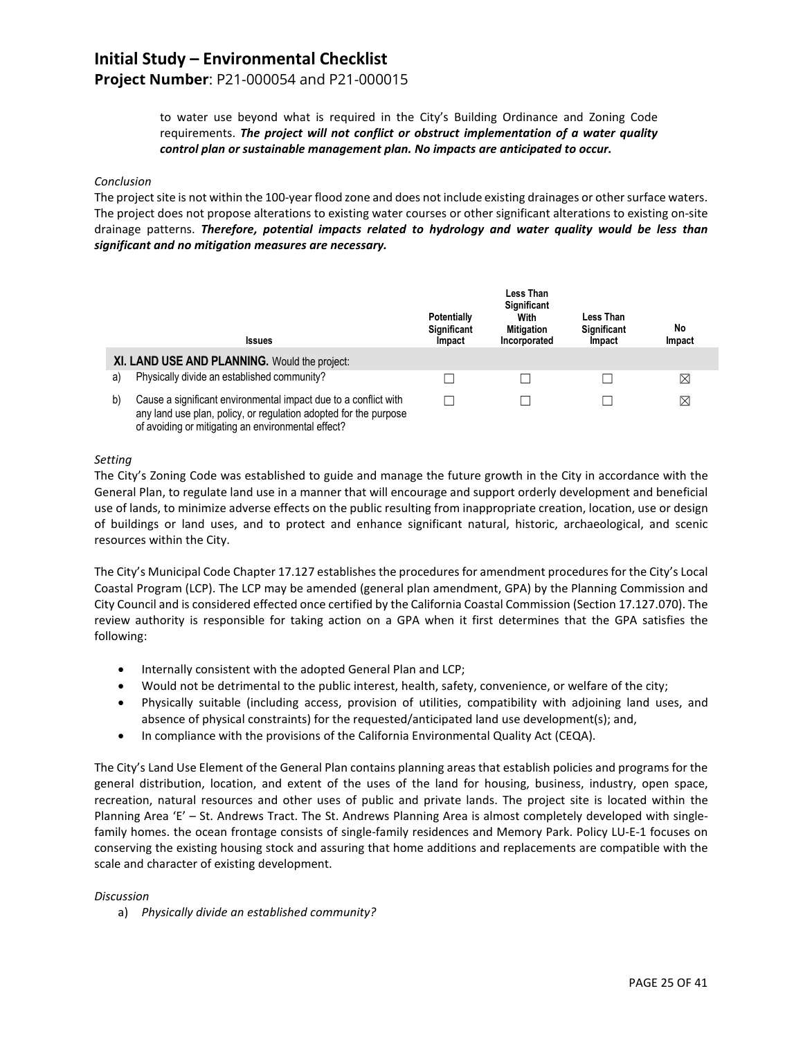to water use beyond what is required in the City's Building Ordinance and Zoning Code requirements. ***The project will not conflict or obstruct implementation of a water quality control plan or sustainable management plan. No impacts are anticipated to occur.***

*Conclusion*

The project site is not within the 100-year flood zone and does not include existing drainages or other surface waters. The project does not propose alterations to existing water courses or other significant alterations to existing on-site drainage patterns. ***Therefore, potential impacts related to hydrology and water quality would be less than significant and no mitigation measures are necessary.***

| | Issues | Potentially Significant Impact | Less Than Significant With Mitigation Incorporated | Less Than Significant Impact | No Impact |
|---|---|---|---|---|---|
| | **XI. LAND USE AND PLANNING.** Would the project: | | | | |
| a) | Physically divide an established community? | ☐ | ☐ | ☐ | ☒ |
| b) | Cause a significant environmental impact due to a conflict with any land use plan, policy, or regulation adopted for the purpose of avoiding or mitigating an environmental effect? | ☐ | ☐ | ☐ | ☒ |

*Setting*

The City's Zoning Code was established to guide and manage the future growth in the City in accordance with the General Plan, to regulate land use in a manner that will encourage and support orderly development and beneficial use of lands, to minimize adverse effects on the public resulting from inappropriate creation, location, use or design of buildings or land uses, and to protect and enhance significant natural, historic, archaeological, and scenic resources within the City.

The City's Municipal Code Chapter 17.127 establishes the procedures for amendment procedures for the City's Local Coastal Program (LCP). The LCP may be amended (general plan amendment, GPA) by the Planning Commission and City Council and is considered effected once certified by the California Coastal Commission (Section 17.127.070). The review authority is responsible for taking action on a GPA when it first determines that the GPA satisfies the following:

- Internally consistent with the adopted General Plan and LCP;
- Would not be detrimental to the public interest, health, safety, convenience, or welfare of the city;
- Physically suitable (including access, provision of utilities, compatibility with adjoining land uses, and absence of physical constraints) for the requested/anticipated land use development(s); and,
- In compliance with the provisions of the California Environmental Quality Act (CEQA).

The City's Land Use Element of the General Plan contains planning areas that establish policies and programs for the general distribution, location, and extent of the uses of the land for housing, business, industry, open space, recreation, natural resources and other uses of public and private lands. The project site is located within the Planning Area 'E' – St. Andrews Tract. The St. Andrews Planning Area is almost completely developed with single-family homes. the ocean frontage consists of single-family residences and Memory Park. Policy LU-E-1 focuses on conserving the existing housing stock and assuring that home additions and replacements are compatible with the scale and character of existing development.

*Discussion*

a) *Physically divide an established community?*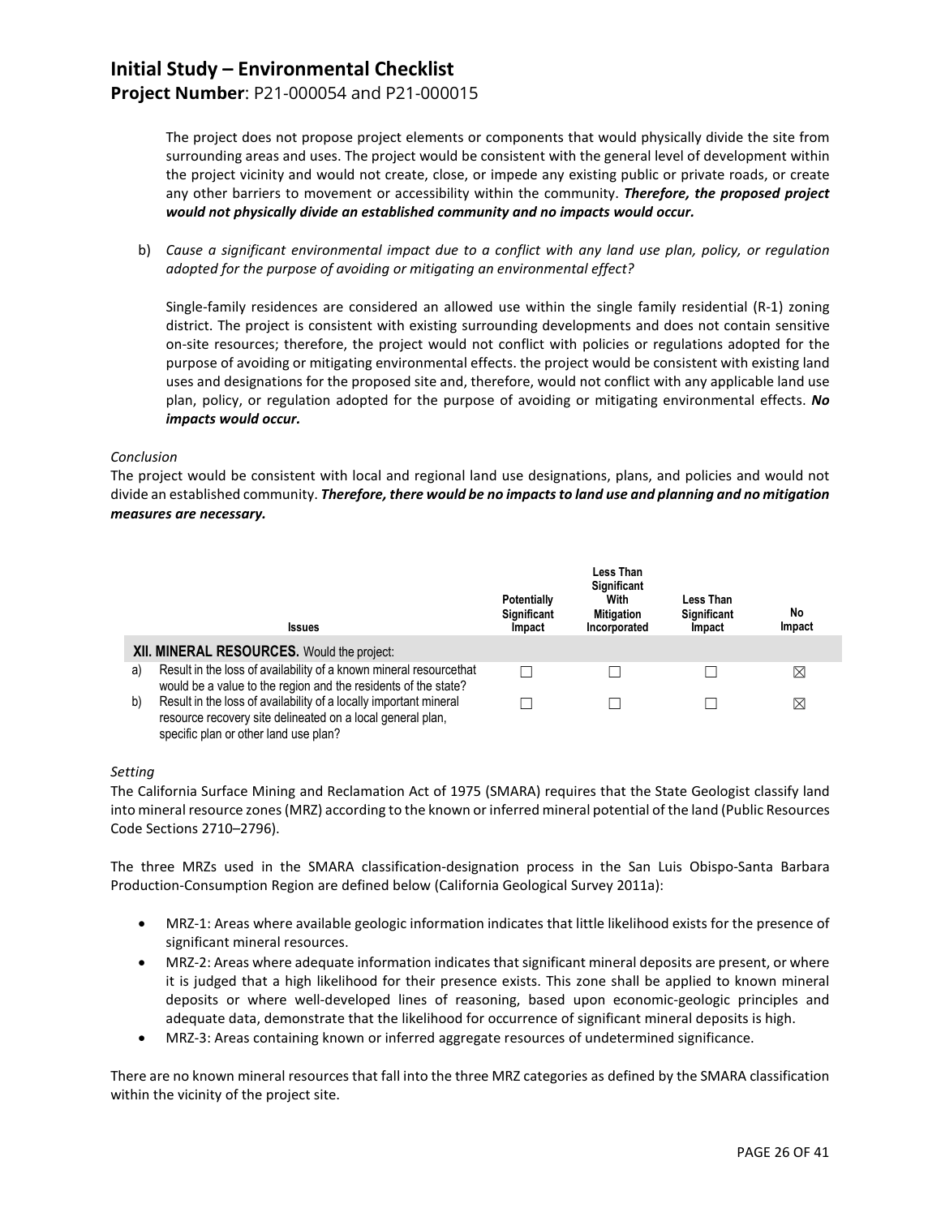The project does not propose project elements or components that would physically divide the site from surrounding areas and uses. The project would be consistent with the general level of development within the project vicinity and would not create, close, or impede any existing public or private roads, or create any other barriers to movement or accessibility within the community. ***Therefore, the proposed project would not physically divide an established community and no impacts would occur.***

b) *Cause a significant environmental impact due to a conflict with any land use plan, policy, or regulation adopted for the purpose of avoiding or mitigating an environmental effect?*

Single-family residences are considered an allowed use within the single family residential (R-1) zoning district. The project is consistent with existing surrounding developments and does not contain sensitive on-site resources; therefore, the project would not conflict with policies or regulations adopted for the purpose of avoiding or mitigating environmental effects. the project would be consistent with existing land uses and designations for the proposed site and, therefore, would not conflict with any applicable land use plan, policy, or regulation adopted for the purpose of avoiding or mitigating environmental effects. ***No impacts would occur.***

*Conclusion*

The project would be consistent with local and regional land use designations, plans, and policies and would not divide an established community. ***Therefore, there would be no impacts to land use and planning and no mitigation measures are necessary.***

| | Issues | Potentially Significant Impact | Less Than Significant With Mitigation Incorporated | Less Than Significant Impact | No Impact |
|---|---|---|---|---|---|
| | **XII. MINERAL RESOURCES.** Would the project: | | | | |
| a) | Result in the loss of availability of a known mineral resourcethat would be a value to the region and the residents of the state? | ☐ | ☐ | ☐ | ☒ |
| b) | Result in the loss of availability of a locally important mineral resource recovery site delineated on a local general plan, specific plan or other land use plan? | ☐ | ☐ | ☐ | ☒ |

*Setting*

The California Surface Mining and Reclamation Act of 1975 (SMARA) requires that the State Geologist classify land into mineral resource zones (MRZ) according to the known or inferred mineral potential of the land (Public Resources Code Sections 2710–2796).

The three MRZs used in the SMARA classification-designation process in the San Luis Obispo-Santa Barbara Production-Consumption Region are defined below (California Geological Survey 2011a):

- MRZ-1: Areas where available geologic information indicates that little likelihood exists for the presence of significant mineral resources.
- MRZ-2: Areas where adequate information indicates that significant mineral deposits are present, or where it is judged that a high likelihood for their presence exists. This zone shall be applied to known mineral deposits or where well-developed lines of reasoning, based upon economic-geologic principles and adequate data, demonstrate that the likelihood for occurrence of significant mineral deposits is high.
- MRZ-3: Areas containing known or inferred aggregate resources of undetermined significance.

There are no known mineral resources that fall into the three MRZ categories as defined by the SMARA classification within the vicinity of the project site.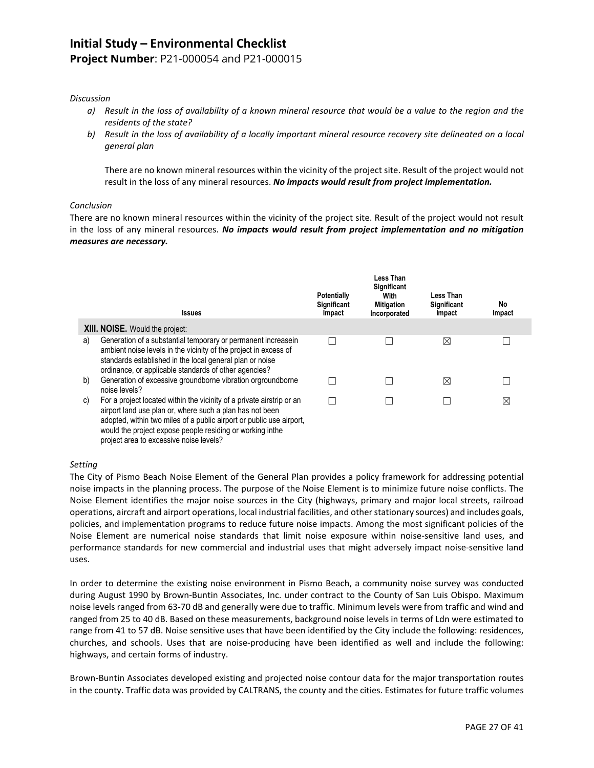*Discussion*

a) *Result in the loss of availability of a known mineral resource that would be a value to the region and the residents of the state?*

b) *Result in the loss of availability of a locally important mineral resource recovery site delineated on a local general plan*

There are no known mineral resources within the vicinity of the project site. Result of the project would not result in the loss of any mineral resources. ***No impacts would result from project implementation.***

*Conclusion*

There are no known mineral resources within the vicinity of the project site. Result of the project would not result in the loss of any mineral resources. ***No impacts would result from project implementation and no mitigation measures are necessary.***

| | Issues | Potentially Significant Impact | Less Than Significant With Mitigation Incorporated | Less Than Significant Impact | No Impact |
|---|---|---|---|---|---|
| | **XIII. NOISE.** Would the project: | | | | |
| a) | Generation of a substantial temporary or permanent increasein ambient noise levels in the vicinity of the project in excess of standards established in the local general plan or noise ordinance, or applicable standards of other agencies? | ☐ | ☐ | ☒ | ☐ |
| b) | Generation of excessive groundborne vibration orgroundborne noise levels? | ☐ | ☐ | ☒ | ☐ |
| c) | For a project located within the vicinity of a private airstrip or an airport land use plan or, where such a plan has not been adopted, within two miles of a public airport or public use airport, would the project expose people residing or working inthe project area to excessive noise levels? | ☐ | ☐ | ☐ | ☒ |

*Setting*

The City of Pismo Beach Noise Element of the General Plan provides a policy framework for addressing potential noise impacts in the planning process. The purpose of the Noise Element is to minimize future noise conflicts. The Noise Element identifies the major noise sources in the City (highways, primary and major local streets, railroad operations, aircraft and airport operations, local industrial facilities, and other stationary sources) and includes goals, policies, and implementation programs to reduce future noise impacts. Among the most significant policies of the Noise Element are numerical noise standards that limit noise exposure within noise-sensitive land uses, and performance standards for new commercial and industrial uses that might adversely impact noise-sensitive land uses.

In order to determine the existing noise environment in Pismo Beach, a community noise survey was conducted during August 1990 by Brown-Buntin Associates, Inc. under contract to the County of San Luis Obispo. Maximum noise levels ranged from 63-70 dB and generally were due to traffic. Minimum levels were from traffic and wind and ranged from 25 to 40 dB. Based on these measurements, background noise levels in terms of Ldn were estimated to range from 41 to 57 dB. Noise sensitive uses that have been identified by the City include the following: residences, churches, and schools. Uses that are noise-producing have been identified as well and include the following: highways, and certain forms of industry.

Brown-Buntin Associates developed existing and projected noise contour data for the major transportation routes in the county. Traffic data was provided by CALTRANS, the county and the cities. Estimates for future traffic volumes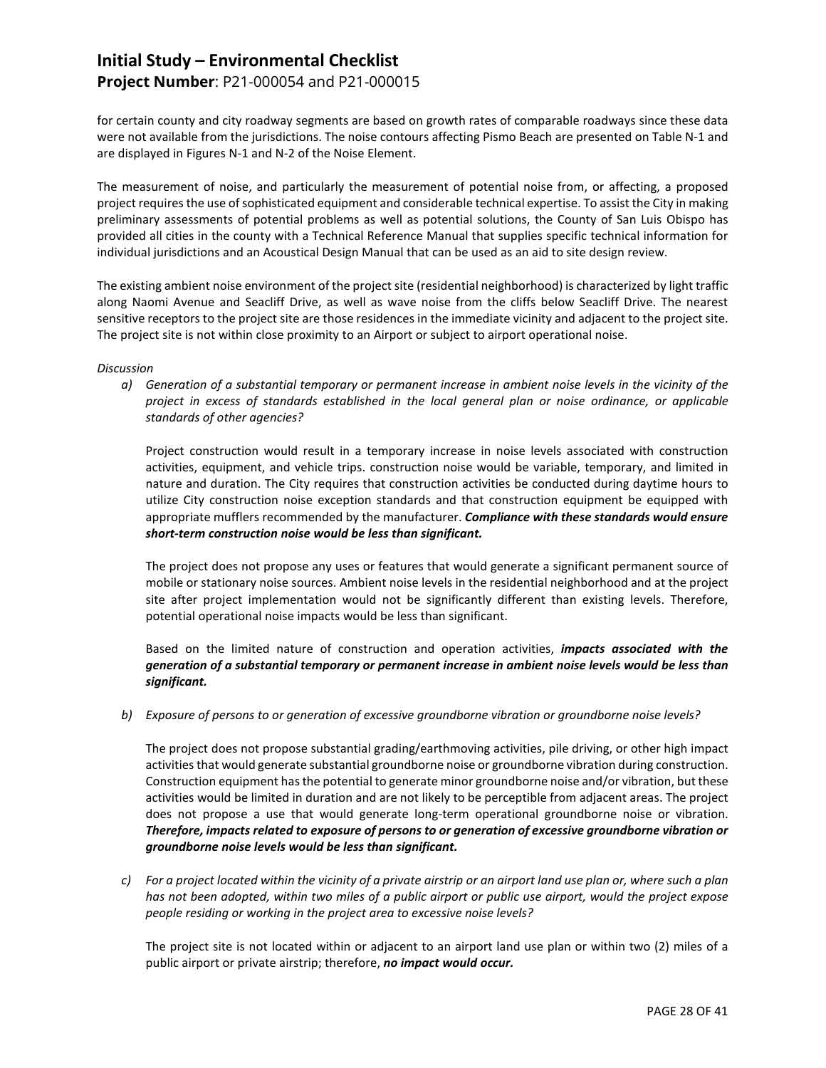for certain county and city roadway segments are based on growth rates of comparable roadways since these data were not available from the jurisdictions. The noise contours affecting Pismo Beach are presented on Table N-1 and are displayed in Figures N-1 and N-2 of the Noise Element.

The measurement of noise, and particularly the measurement of potential noise from, or affecting, a proposed project requires the use of sophisticated equipment and considerable technical expertise. To assist the City in making preliminary assessments of potential problems as well as potential solutions, the County of San Luis Obispo has provided all cities in the county with a Technical Reference Manual that supplies specific technical information for individual jurisdictions and an Acoustical Design Manual that can be used as an aid to site design review.

The existing ambient noise environment of the project site (residential neighborhood) is characterized by light traffic along Naomi Avenue and Seacliff Drive, as well as wave noise from the cliffs below Seacliff Drive. The nearest sensitive receptors to the project site are those residences in the immediate vicinity and adjacent to the project site. The project site is not within close proximity to an Airport or subject to airport operational noise.

*Discussion*

a) *Generation of a substantial temporary or permanent increase in ambient noise levels in the vicinity of the project in excess of standards established in the local general plan or noise ordinance, or applicable standards of other agencies?*

   Project construction would result in a temporary increase in noise levels associated with construction activities, equipment, and vehicle trips. construction noise would be variable, temporary, and limited in nature and duration. The City requires that construction activities be conducted during daytime hours to utilize City construction noise exception standards and that construction equipment be equipped with appropriate mufflers recommended by the manufacturer. ***Compliance with these standards would ensure short-term construction noise would be less than significant.***

   The project does not propose any uses or features that would generate a significant permanent source of mobile or stationary noise sources. Ambient noise levels in the residential neighborhood and at the project site after project implementation would not be significantly different than existing levels. Therefore, potential operational noise impacts would be less than significant.

   Based on the limited nature of construction and operation activities, ***impacts associated with the generation of a substantial temporary or permanent increase in ambient noise levels would be less than significant.***

b) *Exposure of persons to or generation of excessive groundborne vibration or groundborne noise levels?*

   The project does not propose substantial grading/earthmoving activities, pile driving, or other high impact activities that would generate substantial groundborne noise or groundborne vibration during construction. Construction equipment has the potential to generate minor groundborne noise and/or vibration, but these activities would be limited in duration and are not likely to be perceptible from adjacent areas. The project does not propose a use that would generate long-term operational groundborne noise or vibration. ***Therefore, impacts related to exposure of persons to or generation of excessive groundborne vibration or groundborne noise levels would be less than significant.***

c) *For a project located within the vicinity of a private airstrip or an airport land use plan or, where such a plan has not been adopted, within two miles of a public airport or public use airport, would the project expose people residing or working in the project area to excessive noise levels?*

   The project site is not located within or adjacent to an airport land use plan or within two (2) miles of a public airport or private airstrip; therefore, ***no impact would occur.***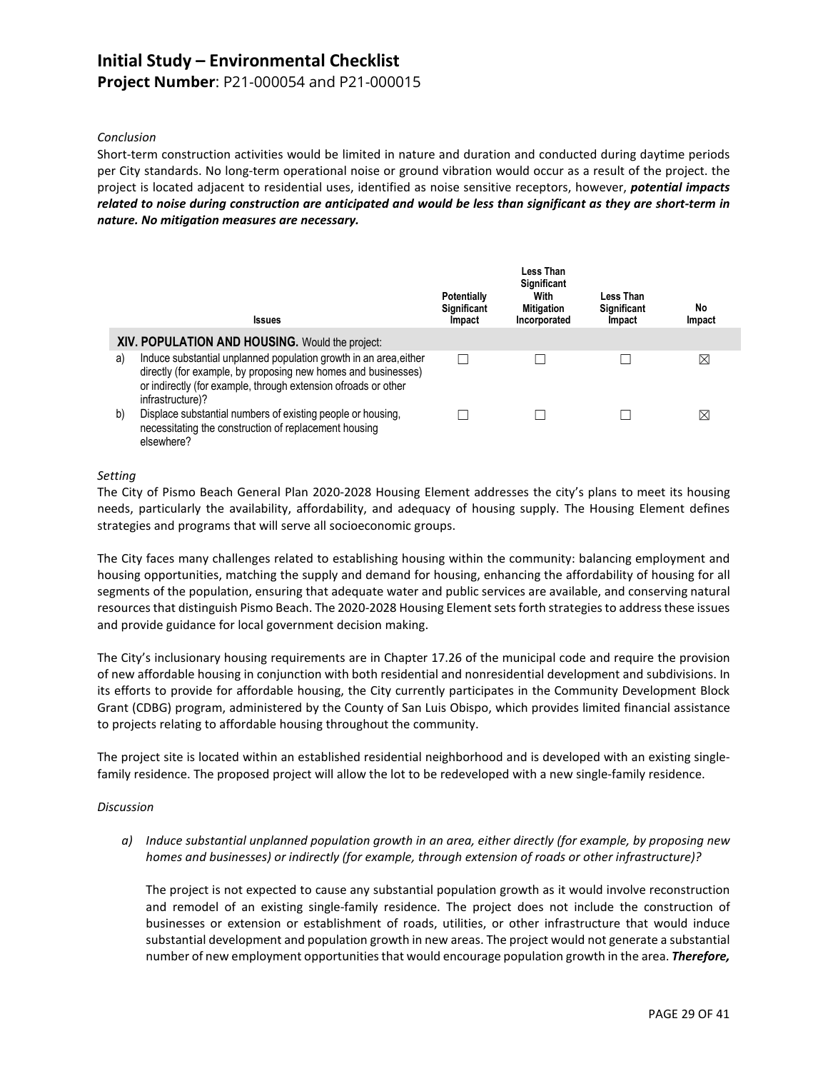*Conclusion*

Short-term construction activities would be limited in nature and duration and conducted during daytime periods per City standards. No long-term operational noise or ground vibration would occur as a result of the project. the project is located adjacent to residential uses, identified as noise sensitive receptors, however, ***potential impacts related to noise during construction are anticipated and would be less than significant as they are short-term in nature. No mitigation measures are necessary.***

| | Issues | Potentially Significant Impact | Less Than Significant With Mitigation Incorporated | Less Than Significant Impact | No Impact |
|---|---|---|---|---|---|
| | **XIV. POPULATION AND HOUSING.** Would the project: | | | | |
| a) | Induce substantial unplanned population growth in an area,either directly (for example, by proposing new homes and businesses) or indirectly (for example, through extension ofroads or other infrastructure)? | ☐ | ☐ | ☐ | ☒ |
| b) | Displace substantial numbers of existing people or housing, necessitating the construction of replacement housing elsewhere? | ☐ | ☐ | ☐ | ☒ |

*Setting*

The City of Pismo Beach General Plan 2020-2028 Housing Element addresses the city's plans to meet its housing needs, particularly the availability, affordability, and adequacy of housing supply. The Housing Element defines strategies and programs that will serve all socioeconomic groups.

The City faces many challenges related to establishing housing within the community: balancing employment and housing opportunities, matching the supply and demand for housing, enhancing the affordability of housing for all segments of the population, ensuring that adequate water and public services are available, and conserving natural resources that distinguish Pismo Beach. The 2020-2028 Housing Element sets forth strategies to address these issues and provide guidance for local government decision making.

The City's inclusionary housing requirements are in Chapter 17.26 of the municipal code and require the provision of new affordable housing in conjunction with both residential and nonresidential development and subdivisions. In its efforts to provide for affordable housing, the City currently participates in the Community Development Block Grant (CDBG) program, administered by the County of San Luis Obispo, which provides limited financial assistance to projects relating to affordable housing throughout the community.

The project site is located within an established residential neighborhood and is developed with an existing single-family residence. The proposed project will allow the lot to be redeveloped with a new single-family residence.

*Discussion*

*a) Induce substantial unplanned population growth in an area, either directly (for example, by proposing new homes and businesses) or indirectly (for example, through extension of roads or other infrastructure)?*

The project is not expected to cause any substantial population growth as it would involve reconstruction and remodel of an existing single-family residence. The project does not include the construction of businesses or extension or establishment of roads, utilities, or other infrastructure that would induce substantial development and population growth in new areas. The project would not generate a substantial number of new employment opportunities that would encourage population growth in the area. ***Therefore,***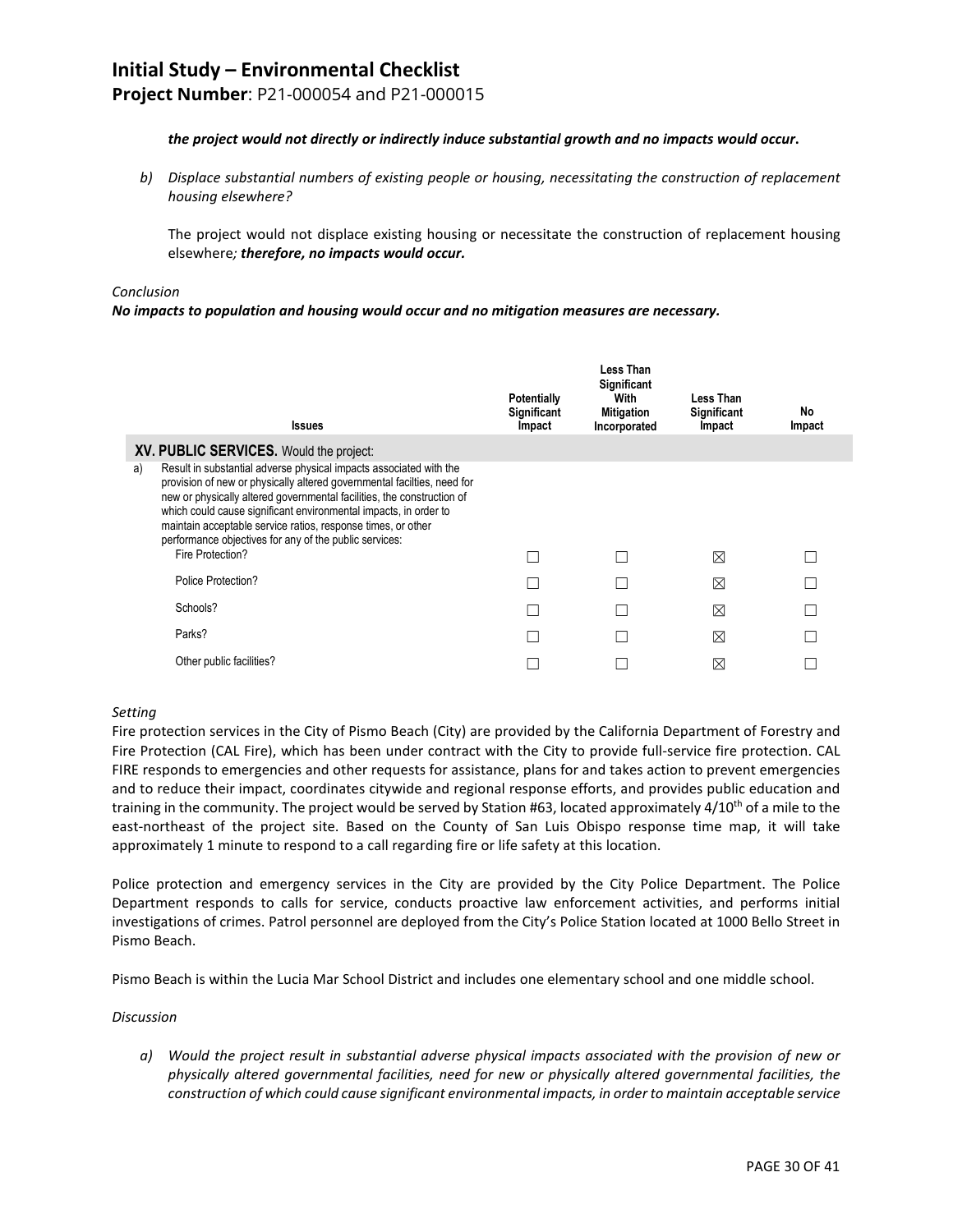***the project would not directly or indirectly induce substantial growth and no impacts would occur.***

*b) Displace substantial numbers of existing people or housing, necessitating the construction of replacement housing elsewhere?*

The project would not displace existing housing or necessitate the construction of replacement housing elsewhere*; **therefore, no impacts would occur.***

*Conclusion*

***No impacts to population and housing would occur and no mitigation measures are necessary.***

| Issues | Potentially Significant Impact | Less Than Significant With Mitigation Incorporated | Less Than Significant Impact | No Impact |
|---|---|---|---|---|
| **XV. PUBLIC SERVICES.** Would the project: | | | | |
| a) Result in substantial adverse physical impacts associated with the provision of new or physically altered governmental facilties, need for new or physically altered governmental facilities, the construction of which could cause significant environmental impacts, in order to maintain acceptable service ratios, response times, or other performance objectives for any of the public services: | | | | |
| Fire Protection? | ☐ | ☐ | ☒ | ☐ |
| Police Protection? | ☐ | ☐ | ☒ | ☐ |
| Schools? | ☐ | ☐ | ☒ | ☐ |
| Parks? | ☐ | ☐ | ☒ | ☐ |
| Other public facilities? | ☐ | ☐ | ☒ | ☐ |

*Setting*

Fire protection services in the City of Pismo Beach (City) are provided by the California Department of Forestry and Fire Protection (CAL Fire), which has been under contract with the City to provide full-service fire protection. CAL FIRE responds to emergencies and other requests for assistance, plans for and takes action to prevent emergencies and to reduce their impact, coordinates citywide and regional response efforts, and provides public education and training in the community. The project would be served by Station #63, located approximately 4/10th of a mile to the east-northeast of the project site. Based on the County of San Luis Obispo response time map, it will take approximately 1 minute to respond to a call regarding fire or life safety at this location.

Police protection and emergency services in the City are provided by the City Police Department. The Police Department responds to calls for service, conducts proactive law enforcement activities, and performs initial investigations of crimes. Patrol personnel are deployed from the City's Police Station located at 1000 Bello Street in Pismo Beach.

Pismo Beach is within the Lucia Mar School District and includes one elementary school and one middle school.

*Discussion*

*a) Would the project result in substantial adverse physical impacts associated with the provision of new or physically altered governmental facilities, need for new or physically altered governmental facilities, the construction of which could cause significant environmental impacts, in order to maintain acceptable service*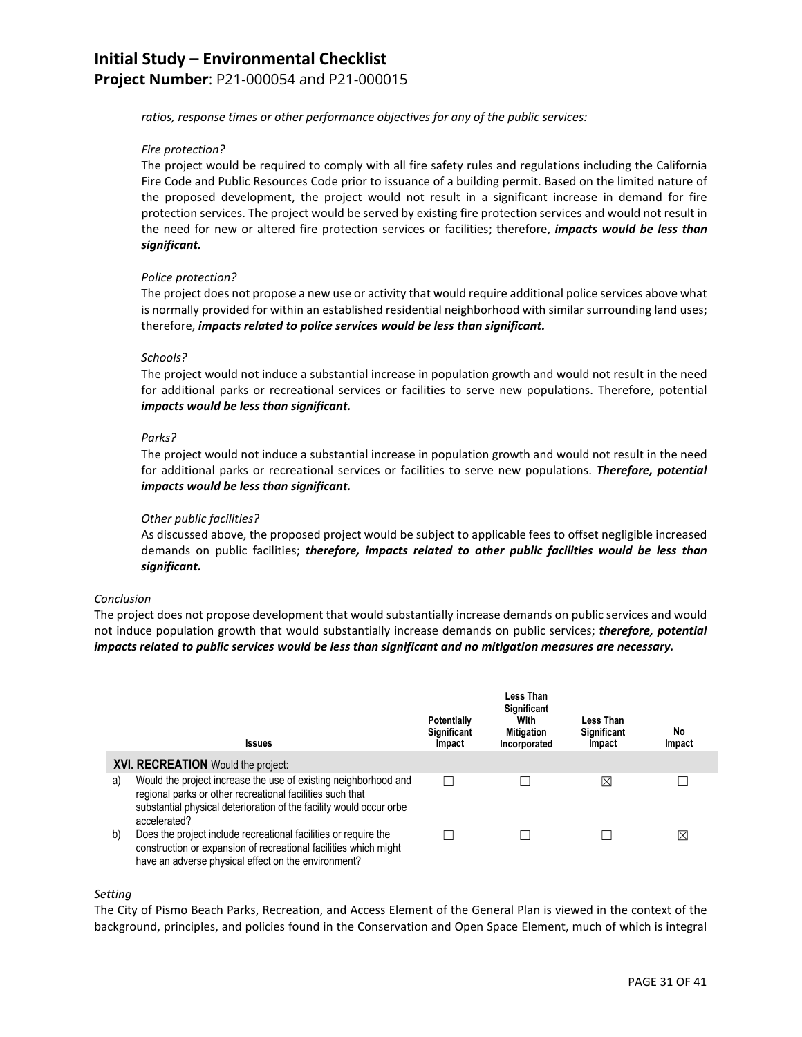*ratios, response times or other performance objectives for any of the public services:*

*Fire protection?*

The project would be required to comply with all fire safety rules and regulations including the California Fire Code and Public Resources Code prior to issuance of a building permit. Based on the limited nature of the proposed development, the project would not result in a significant increase in demand for fire protection services. The project would be served by existing fire protection services and would not result in the need for new or altered fire protection services or facilities; therefore, ***impacts would be less than significant.***

*Police protection?*

The project does not propose a new use or activity that would require additional police services above what is normally provided for within an established residential neighborhood with similar surrounding land uses; therefore, ***impacts related to police services would be less than significant.***

*Schools?*

The project would not induce a substantial increase in population growth and would not result in the need for additional parks or recreational services or facilities to serve new populations. Therefore, potential ***impacts would be less than significant.***

*Parks?*

The project would not induce a substantial increase in population growth and would not result in the need for additional parks or recreational services or facilities to serve new populations. ***Therefore, potential impacts would be less than significant.***

*Other public facilities?*

As discussed above, the proposed project would be subject to applicable fees to offset negligible increased demands on public facilities; ***therefore, impacts related to other public facilities would be less than significant.***

*Conclusion*

The project does not propose development that would substantially increase demands on public services and would not induce population growth that would substantially increase demands on public services; ***therefore, potential impacts related to public services would be less than significant and no mitigation measures are necessary.***

| | Issues | Potentially Significant Impact | Less Than Significant With Mitigation Incorporated | Less Than Significant Impact | No Impact |
|---|---|---|---|---|---|
| | **XVI. RECREATION** Would the project: | | | | |
| a) | Would the project increase the use of existing neighborhood and regional parks or other recreational facilities such that substantial physical deterioration of the facility would occur orbe accelerated? | ☐ | ☐ | ☒ | ☐ |
| b) | Does the project include recreational facilities or require the construction or expansion of recreational facilities which might have an adverse physical effect on the environment? | ☐ | ☐ | ☐ | ☒ |

*Setting*

The City of Pismo Beach Parks, Recreation, and Access Element of the General Plan is viewed in the context of the background, principles, and policies found in the Conservation and Open Space Element, much of which is integral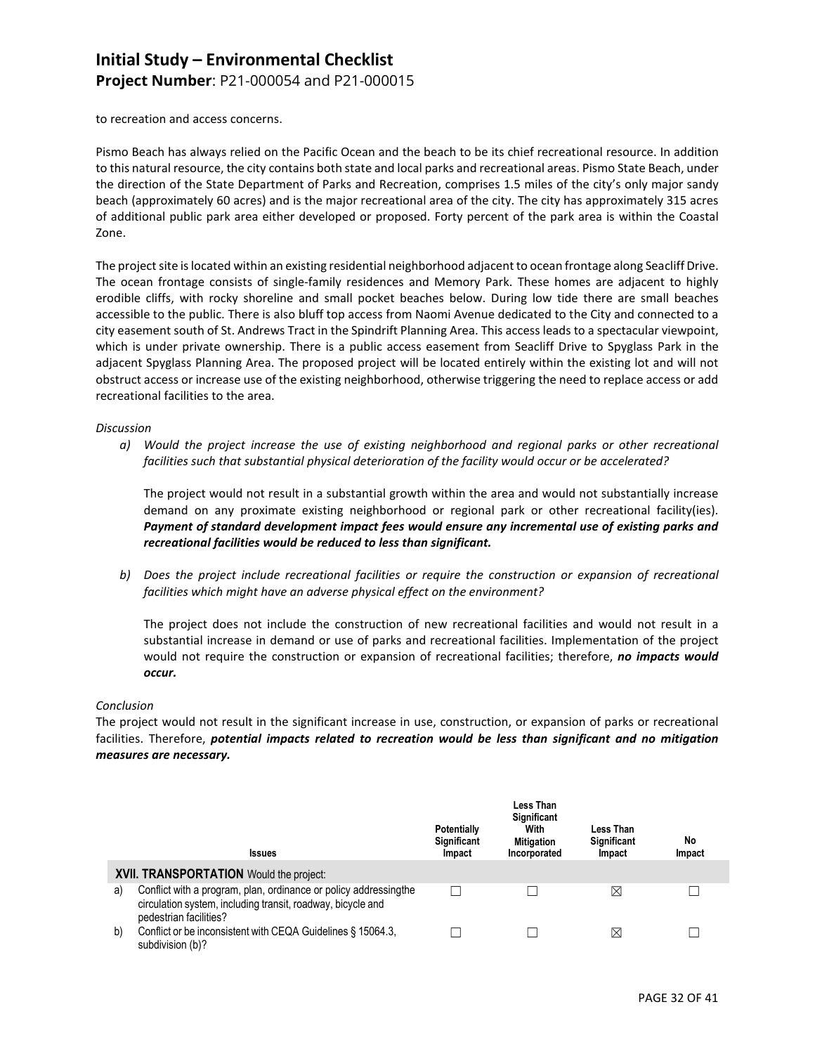to recreation and access concerns.

Pismo Beach has always relied on the Pacific Ocean and the beach to be its chief recreational resource. In addition to this natural resource, the city contains both state and local parks and recreational areas. Pismo State Beach, under the direction of the State Department of Parks and Recreation, comprises 1.5 miles of the city's only major sandy beach (approximately 60 acres) and is the major recreational area of the city. The city has approximately 315 acres of additional public park area either developed or proposed. Forty percent of the park area is within the Coastal Zone.

The project site is located within an existing residential neighborhood adjacent to ocean frontage along Seacliff Drive. The ocean frontage consists of single-family residences and Memory Park. These homes are adjacent to highly erodible cliffs, with rocky shoreline and small pocket beaches below. During low tide there are small beaches accessible to the public. There is also bluff top access from Naomi Avenue dedicated to the City and connected to a city easement south of St. Andrews Tract in the Spindrift Planning Area. This access leads to a spectacular viewpoint, which is under private ownership. There is a public access easement from Seacliff Drive to Spyglass Park in the adjacent Spyglass Planning Area. The proposed project will be located entirely within the existing lot and will not obstruct access or increase use of the existing neighborhood, otherwise triggering the need to replace access or add recreational facilities to the area.

*Discussion*

a) *Would the project increase the use of existing neighborhood and regional parks or other recreational facilities such that substantial physical deterioration of the facility would occur or be accelerated?*

   The project would not result in a substantial growth within the area and would not substantially increase demand on any proximate existing neighborhood or regional park or other recreational facility(ies). ***Payment of standard development impact fees would ensure any incremental use of existing parks and recreational facilities would be reduced to less than significant.***

b) *Does the project include recreational facilities or require the construction or expansion of recreational facilities which might have an adverse physical effect on the environment?*

   The project does not include the construction of new recreational facilities and would not result in a substantial increase in demand or use of parks and recreational facilities. Implementation of the project would not require the construction or expansion of recreational facilities; therefore, ***no impacts would occur.***

*Conclusion*

The project would not result in the significant increase in use, construction, or expansion of parks or recreational facilities. Therefore, ***potential impacts related to recreation would be less than significant and no mitigation measures are necessary.***

| | Issues | Potentially Significant Impact | Less Than Significant With Mitigation Incorporated | Less Than Significant Impact | No Impact |
|---|---|---|---|---|---|
| | **XVII. TRANSPORTATION** Would the project: | | | | |
| a) | Conflict with a program, plan, ordinance or policy addressingthe circulation system, including transit, roadway, bicycle and pedestrian facilities? | ☐ | ☐ | ☒ | ☐ |
| b) | Conflict or be inconsistent with CEQA Guidelines § 15064.3, subdivision (b)? | ☐ | ☐ | ☒ | ☐ |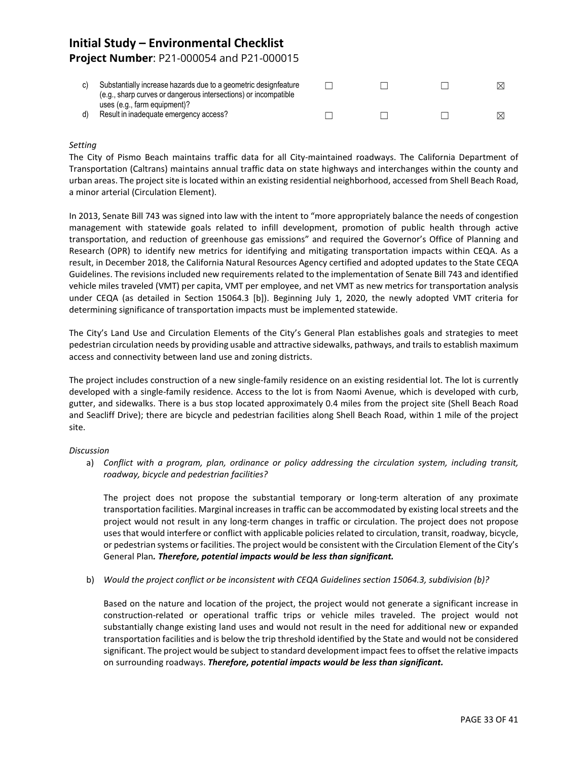## Initial Study – Environmental Checklist

**Project Number**: P21-000054 and P21-000015

| | | | | | |
|---|---|---|---|---|---|
| c) | Substantially increase hazards due to a geometric designfeature (e.g., sharp curves or dangerous intersections) or incompatible uses (e.g., farm equipment)? | ☐ | ☐ | ☐ | ☒ |
| d) | Result in inadequate emergency access? | ☐ | ☐ | ☐ | ☒ |

*Setting*

The City of Pismo Beach maintains traffic data for all City-maintained roadways. The California Department of Transportation (Caltrans) maintains annual traffic data on state highways and interchanges within the county and urban areas. The project site is located within an existing residential neighborhood, accessed from Shell Beach Road, a minor arterial (Circulation Element).

In 2013, Senate Bill 743 was signed into law with the intent to "more appropriately balance the needs of congestion management with statewide goals related to infill development, promotion of public health through active transportation, and reduction of greenhouse gas emissions" and required the Governor's Office of Planning and Research (OPR) to identify new metrics for identifying and mitigating transportation impacts within CEQA. As a result, in December 2018, the California Natural Resources Agency certified and adopted updates to the State CEQA Guidelines. The revisions included new requirements related to the implementation of Senate Bill 743 and identified vehicle miles traveled (VMT) per capita, VMT per employee, and net VMT as new metrics for transportation analysis under CEQA (as detailed in Section 15064.3 [b]). Beginning July 1, 2020, the newly adopted VMT criteria for determining significance of transportation impacts must be implemented statewide.

The City's Land Use and Circulation Elements of the City's General Plan establishes goals and strategies to meet pedestrian circulation needs by providing usable and attractive sidewalks, pathways, and trails to establish maximum access and connectivity between land use and zoning districts.

The project includes construction of a new single-family residence on an existing residential lot. The lot is currently developed with a single-family residence. Access to the lot is from Naomi Avenue, which is developed with curb, gutter, and sidewalks. There is a bus stop located approximately 0.4 miles from the project site (Shell Beach Road and Seacliff Drive); there are bicycle and pedestrian facilities along Shell Beach Road, within 1 mile of the project site.

*Discussion*

a) *Conflict with a program, plan, ordinance or policy addressing the circulation system, including transit, roadway, bicycle and pedestrian facilities?*

   The project does not propose the substantial temporary or long-term alteration of any proximate transportation facilities. Marginal increases in traffic can be accommodated by existing local streets and the project would not result in any long-term changes in traffic or circulation. The project does not propose uses that would interfere or conflict with applicable policies related to circulation, transit, roadway, bicycle, or pedestrian systems or facilities. The project would be consistent with the Circulation Element of the City's General Plan***. Therefore, potential impacts would be less than significant.***

b) *Would the project conflict or be inconsistent with CEQA Guidelines section 15064.3, subdivision (b)?*

   Based on the nature and location of the project, the project would not generate a significant increase in construction-related or operational traffic trips or vehicle miles traveled. The project would not substantially change existing land uses and would not result in the need for additional new or expanded transportation facilities and is below the trip threshold identified by the State and would not be considered significant. The project would be subject to standard development impact fees to offset the relative impacts on surrounding roadways. ***Therefore, potential impacts would be less than significant.***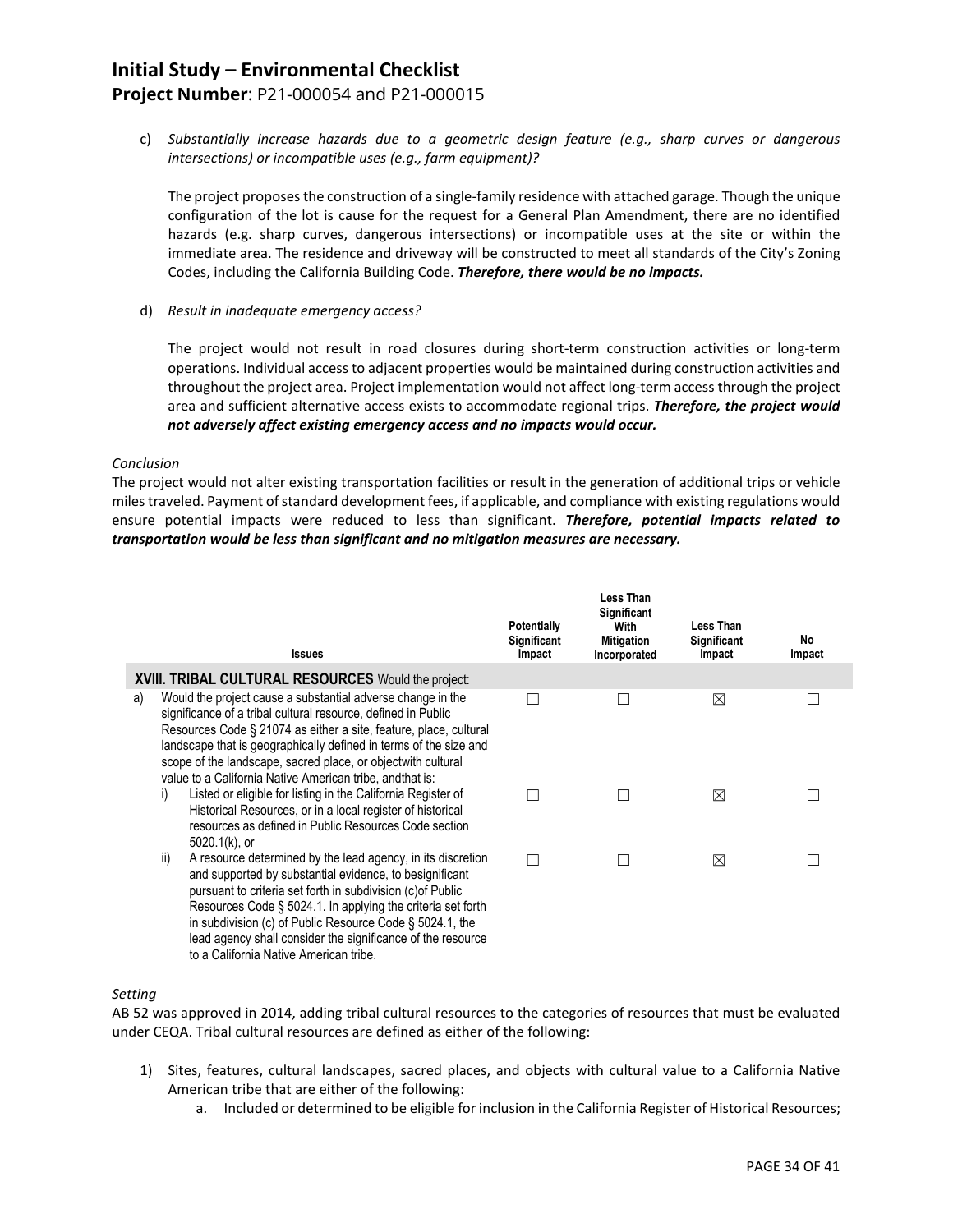c) *Substantially increase hazards due to a geometric design feature (e.g., sharp curves or dangerous intersections) or incompatible uses (e.g., farm equipment)?*

The project proposes the construction of a single-family residence with attached garage. Though the unique configuration of the lot is cause for the request for a General Plan Amendment, there are no identified hazards (e.g. sharp curves, dangerous intersections) or incompatible uses at the site or within the immediate area. The residence and driveway will be constructed to meet all standards of the City's Zoning Codes, including the California Building Code. ***Therefore, there would be no impacts.***

d) *Result in inadequate emergency access?*

The project would not result in road closures during short-term construction activities or long-term operations. Individual access to adjacent properties would be maintained during construction activities and throughout the project area. Project implementation would not affect long-term access through the project area and sufficient alternative access exists to accommodate regional trips. ***Therefore, the project would not adversely affect existing emergency access and no impacts would occur.***

*Conclusion*

The project would not alter existing transportation facilities or result in the generation of additional trips or vehicle miles traveled. Payment of standard development fees, if applicable, and compliance with existing regulations would ensure potential impacts were reduced to less than significant. ***Therefore, potential impacts related to transportation would be less than significant and no mitigation measures are necessary.***

| Issues | Potentially Significant Impact | Less Than Significant With Mitigation Incorporated | Less Than Significant Impact | No Impact |
|---|---|---|---|---|
| **XVIII. TRIBAL CULTURAL RESOURCES** Would the project: | | | | |
| a) Would the project cause a substantial adverse change in the significance of a tribal cultural resource, defined in Public Resources Code § 21074 as either a site, feature, place, cultural landscape that is geographically defined in terms of the size and scope of the landscape, sacred place, or objectwith cultural value to a California Native American tribe, andthat is: | ☐ | ☐ | ☒ | ☐ |
| i) Listed or eligible for listing in the California Register of Historical Resources, or in a local register of historical resources as defined in Public Resources Code section 5020.1(k), or | ☐ | ☐ | ☒ | ☐ |
| ii) A resource determined by the lead agency, in its discretion and supported by substantial evidence, to besignificant pursuant to criteria set forth in subdivision (c)of Public Resources Code § 5024.1. In applying the criteria set forth in subdivision (c) of Public Resource Code § 5024.1, the lead agency shall consider the significance of the resource to a California Native American tribe. | ☐ | ☐ | ☒ | ☐ |

*Setting*

AB 52 was approved in 2014, adding tribal cultural resources to the categories of resources that must be evaluated under CEQA. Tribal cultural resources are defined as either of the following:

1) Sites, features, cultural landscapes, sacred places, and objects with cultural value to a California Native American tribe that are either of the following:
   a. Included or determined to be eligible for inclusion in the California Register of Historical Resources;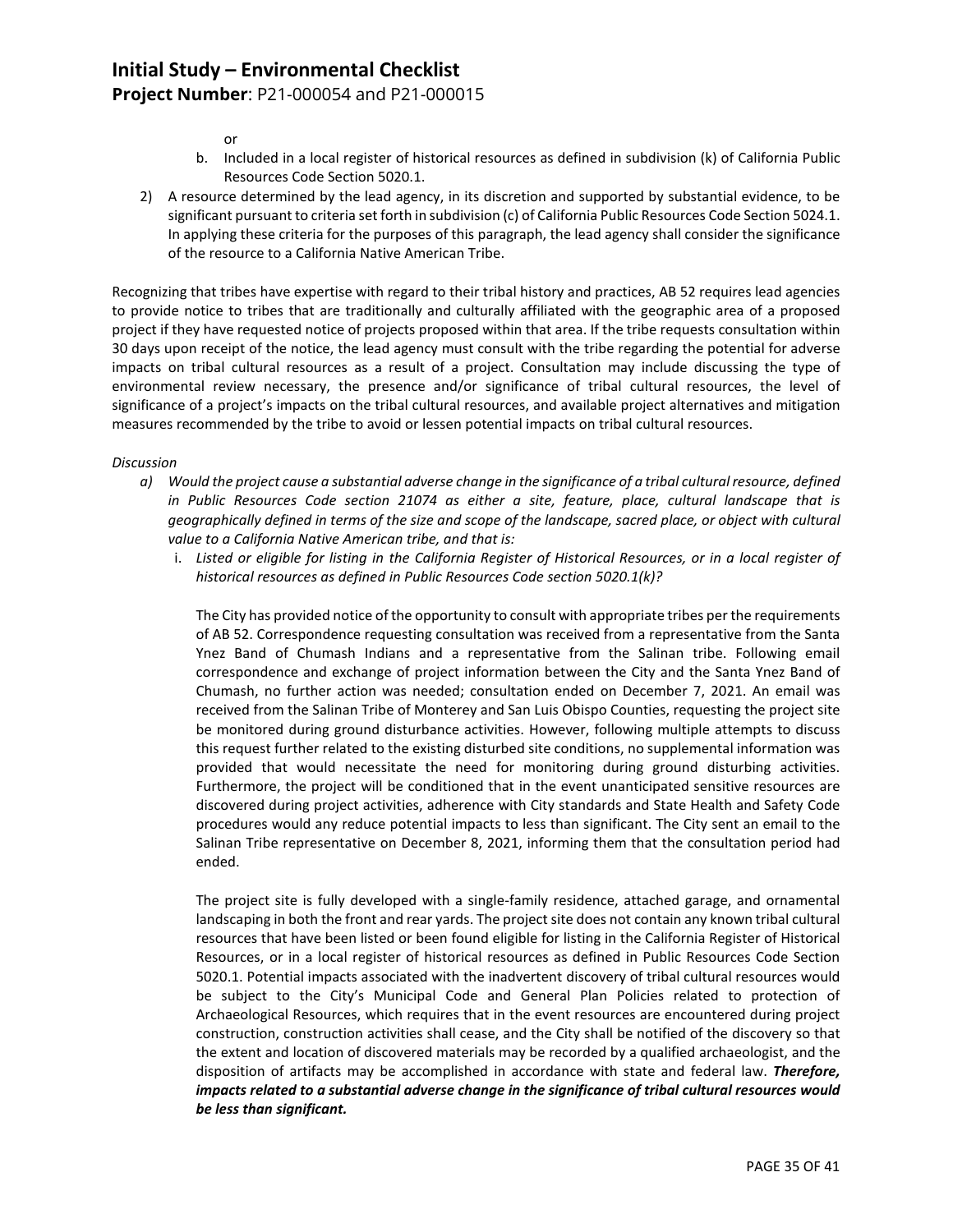or

b. Included in a local register of historical resources as defined in subdivision (k) of California Public Resources Code Section 5020.1.

2) A resource determined by the lead agency, in its discretion and supported by substantial evidence, to be significant pursuant to criteria set forth in subdivision (c) of California Public Resources Code Section 5024.1. In applying these criteria for the purposes of this paragraph, the lead agency shall consider the significance of the resource to a California Native American Tribe.

Recognizing that tribes have expertise with regard to their tribal history and practices, AB 52 requires lead agencies to provide notice to tribes that are traditionally and culturally affiliated with the geographic area of a proposed project if they have requested notice of projects proposed within that area. If the tribe requests consultation within 30 days upon receipt of the notice, the lead agency must consult with the tribe regarding the potential for adverse impacts on tribal cultural resources as a result of a project. Consultation may include discussing the type of environmental review necessary, the presence and/or significance of tribal cultural resources, the level of significance of a project's impacts on the tribal cultural resources, and available project alternatives and mitigation measures recommended by the tribe to avoid or lessen potential impacts on tribal cultural resources.

*Discussion*

*a) Would the project cause a substantial adverse change in the significance of a tribal cultural resource, defined in Public Resources Code section 21074 as either a site, feature, place, cultural landscape that is geographically defined in terms of the size and scope of the landscape, sacred place, or object with cultural value to a California Native American tribe, and that is:*

i. *Listed or eligible for listing in the California Register of Historical Resources, or in a local register of historical resources as defined in Public Resources Code section 5020.1(k)?*

The City has provided notice of the opportunity to consult with appropriate tribes per the requirements of AB 52. Correspondence requesting consultation was received from a representative from the Santa Ynez Band of Chumash Indians and a representative from the Salinan tribe. Following email correspondence and exchange of project information between the City and the Santa Ynez Band of Chumash, no further action was needed; consultation ended on December 7, 2021. An email was received from the Salinan Tribe of Monterey and San Luis Obispo Counties, requesting the project site be monitored during ground disturbance activities. However, following multiple attempts to discuss this request further related to the existing disturbed site conditions, no supplemental information was provided that would necessitate the need for monitoring during ground disturbing activities. Furthermore, the project will be conditioned that in the event unanticipated sensitive resources are discovered during project activities, adherence with City standards and State Health and Safety Code procedures would any reduce potential impacts to less than significant. The City sent an email to the Salinan Tribe representative on December 8, 2021, informing them that the consultation period had ended.

The project site is fully developed with a single-family residence, attached garage, and ornamental landscaping in both the front and rear yards. The project site does not contain any known tribal cultural resources that have been listed or been found eligible for listing in the California Register of Historical Resources, or in a local register of historical resources as defined in Public Resources Code Section 5020.1. Potential impacts associated with the inadvertent discovery of tribal cultural resources would be subject to the City's Municipal Code and General Plan Policies related to protection of Archaeological Resources, which requires that in the event resources are encountered during project construction, construction activities shall cease, and the City shall be notified of the discovery so that the extent and location of discovered materials may be recorded by a qualified archaeologist, and the disposition of artifacts may be accomplished in accordance with state and federal law. ***Therefore, impacts related to a substantial adverse change in the significance of tribal cultural resources would be less than significant.***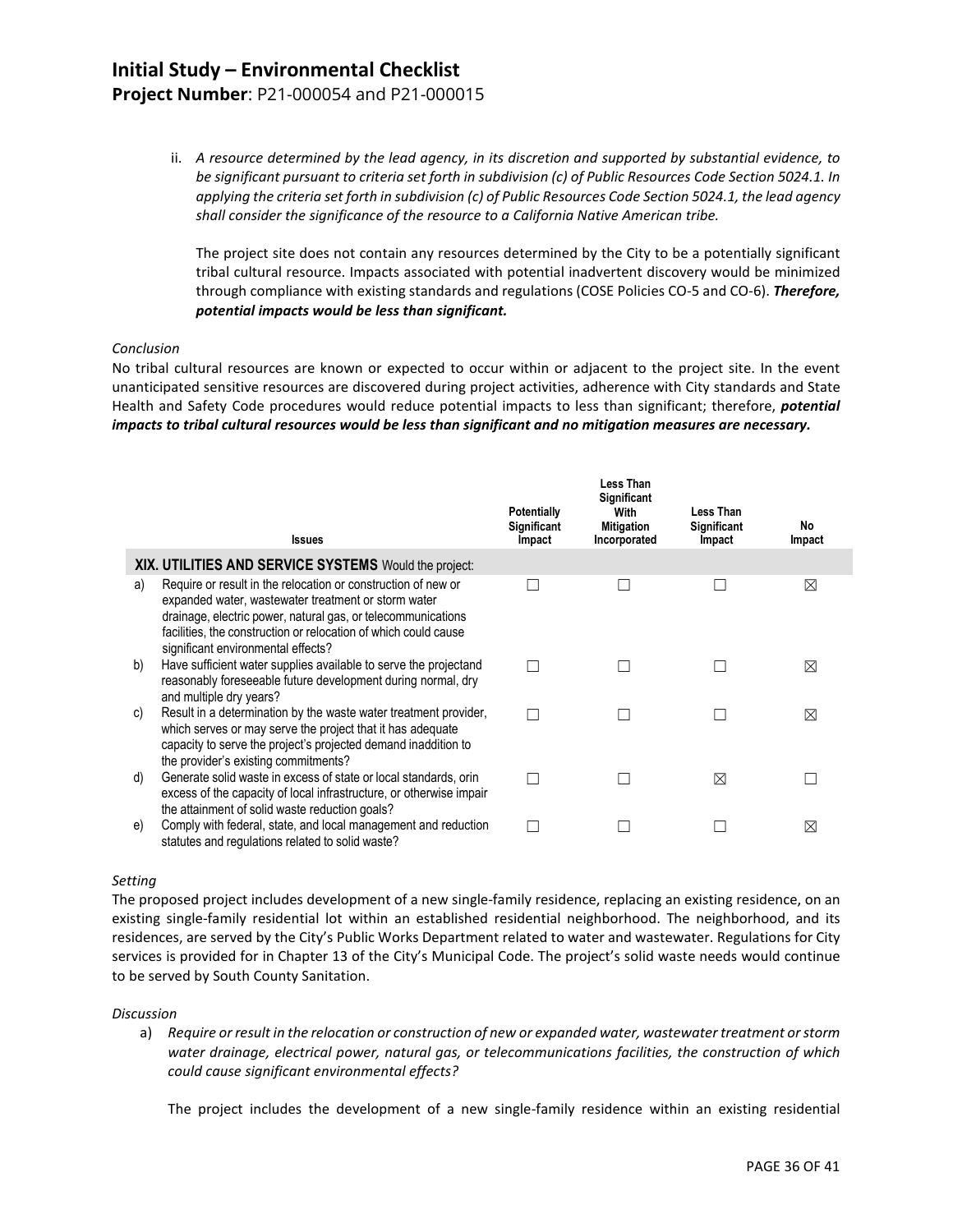ii. *A resource determined by the lead agency, in its discretion and supported by substantial evidence, to be significant pursuant to criteria set forth in subdivision (c) of Public Resources Code Section 5024.1. In applying the criteria set forth in subdivision (c) of Public Resources Code Section 5024.1, the lead agency shall consider the significance of the resource to a California Native American tribe.*

The project site does not contain any resources determined by the City to be a potentially significant tribal cultural resource. Impacts associated with potential inadvertent discovery would be minimized through compliance with existing standards and regulations (COSE Policies CO-5 and CO-6). ***Therefore, potential impacts would be less than significant.***

*Conclusion*

No tribal cultural resources are known or expected to occur within or adjacent to the project site. In the event unanticipated sensitive resources are discovered during project activities, adherence with City standards and State Health and Safety Code procedures would reduce potential impacts to less than significant; therefore, ***potential impacts to tribal cultural resources would be less than significant and no mitigation measures are necessary.***

| | Issues | Potentially Significant Impact | Less Than Significant With Mitigation Incorporated | Less Than Significant Impact | No Impact |
|---|---|---|---|---|---|
| | **XIX. UTILITIES AND SERVICE SYSTEMS** Would the project: | | | | |
| a) | Require or result in the relocation or construction of new or expanded water, wastewater treatment or storm water drainage, electric power, natural gas, or telecommunications facilities, the construction or relocation of which could cause significant environmental effects? | ☐ | ☐ | ☐ | ☒ |
| b) | Have sufficient water supplies available to serve the projectand reasonably foreseeable future development during normal, dry and multiple dry years? | ☐ | ☐ | ☐ | ☒ |
| c) | Result in a determination by the waste water treatment provider, which serves or may serve the project that it has adequate capacity to serve the project's projected demand inaddition to the provider's existing commitments? | ☐ | ☐ | ☐ | ☒ |
| d) | Generate solid waste in excess of state or local standards, orin excess of the capacity of local infrastructure, or otherwise impair the attainment of solid waste reduction goals? | ☐ | ☐ | ☒ | ☐ |
| e) | Comply with federal, state, and local management and reduction statutes and regulations related to solid waste? | ☐ | ☐ | ☐ | ☒ |

*Setting*

The proposed project includes development of a new single-family residence, replacing an existing residence, on an existing single-family residential lot within an established residential neighborhood. The neighborhood, and its residences, are served by the City's Public Works Department related to water and wastewater. Regulations for City services is provided for in Chapter 13 of the City's Municipal Code. The project's solid waste needs would continue to be served by South County Sanitation.

*Discussion*

a) *Require or result in the relocation or construction of new or expanded water, wastewater treatment or storm water drainage, electrical power, natural gas, or telecommunications facilities, the construction of which could cause significant environmental effects?*

The project includes the development of a new single-family residence within an existing residential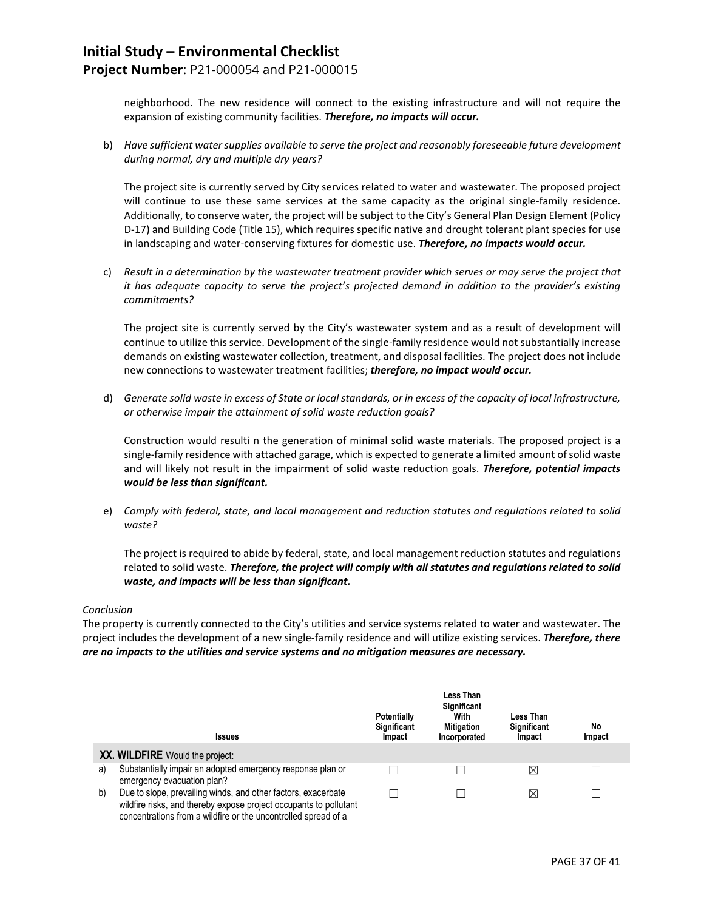neighborhood. The new residence will connect to the existing infrastructure and will not require the expansion of existing community facilities. ***Therefore, no impacts will occur.***

b) *Have sufficient water supplies available to serve the project and reasonably foreseeable future development during normal, dry and multiple dry years?*

The project site is currently served by City services related to water and wastewater. The proposed project will continue to use these same services at the same capacity as the original single-family residence. Additionally, to conserve water, the project will be subject to the City's General Plan Design Element (Policy D-17) and Building Code (Title 15), which requires specific native and drought tolerant plant species for use in landscaping and water-conserving fixtures for domestic use. ***Therefore, no impacts would occur.***

c) *Result in a determination by the wastewater treatment provider which serves or may serve the project that it has adequate capacity to serve the project's projected demand in addition to the provider's existing commitments?*

The project site is currently served by the City's wastewater system and as a result of development will continue to utilize this service. Development of the single-family residence would not substantially increase demands on existing wastewater collection, treatment, and disposal facilities. The project does not include new connections to wastewater treatment facilities; ***therefore, no impact would occur.***

d) *Generate solid waste in excess of State or local standards, or in excess of the capacity of local infrastructure, or otherwise impair the attainment of solid waste reduction goals?*

Construction would resulti n the generation of minimal solid waste materials. The proposed project is a single-family residence with attached garage, which is expected to generate a limited amount of solid waste and will likely not result in the impairment of solid waste reduction goals. ***Therefore, potential impacts would be less than significant.***

e) *Comply with federal, state, and local management and reduction statutes and regulations related to solid waste?*

The project is required to abide by federal, state, and local management reduction statutes and regulations related to solid waste. ***Therefore, the project will comply with all statutes and regulations related to solid waste, and impacts will be less than significant.***

*Conclusion*

The property is currently connected to the City's utilities and service systems related to water and wastewater. The project includes the development of a new single-family residence and will utilize existing services. ***Therefore, there are no impacts to the utilities and service systems and no mitigation measures are necessary.***

| | Issues | Potentially Significant Impact | Less Than Significant With Mitigation Incorporated | Less Than Significant Impact | No Impact |
|---|---|---|---|---|---|
| | **XX. WILDFIRE** Would the project: | | | | |
| a) | Substantially impair an adopted emergency response plan or emergency evacuation plan? | ☐ | ☐ | ☒ | ☐ |
| b) | Due to slope, prevailing winds, and other factors, exacerbate wildfire risks, and thereby expose project occupants to pollutant concentrations from a wildfire or the uncontrolled spread of a | ☐ | ☐ | ☒ | ☐ |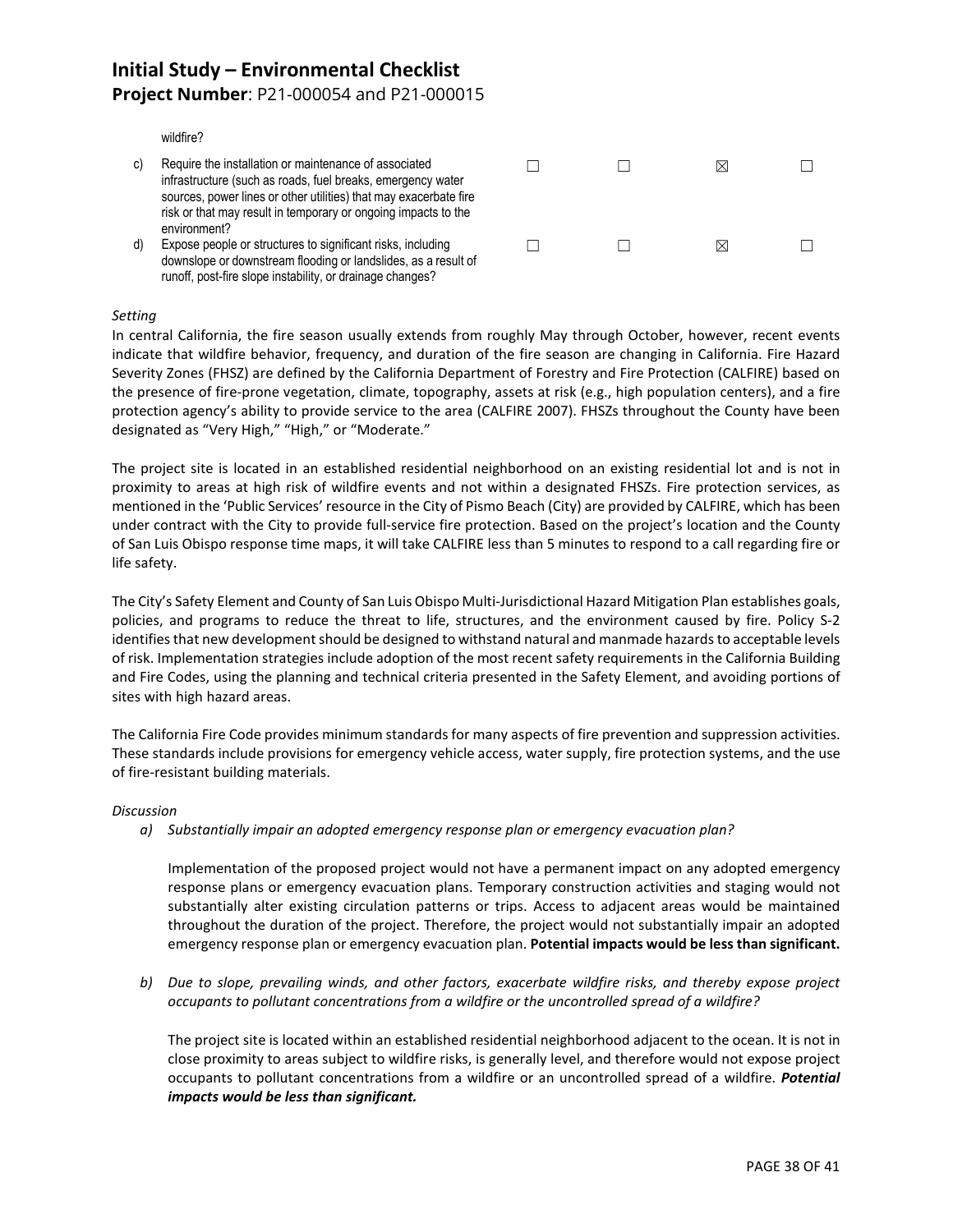wildfire?

| | | | | | |
|---|---|---|---|---|---|
| c) | Require the installation or maintenance of associated infrastructure (such as roads, fuel breaks, emergency water sources, power lines or other utilities) that may exacerbate fire risk or that may result in temporary or ongoing impacts to the environment? | ☐ | ☐ | ☒ | ☐ |
| d) | Expose people or structures to significant risks, including downslope or downstream flooding or landslides, as a result of runoff, post-fire slope instability, or drainage changes? | ☐ | ☐ | ☒ | ☐ |

*Setting*

In central California, the fire season usually extends from roughly May through October, however, recent events indicate that wildfire behavior, frequency, and duration of the fire season are changing in California. Fire Hazard Severity Zones (FHSZ) are defined by the California Department of Forestry and Fire Protection (CALFIRE) based on the presence of fire-prone vegetation, climate, topography, assets at risk (e.g., high population centers), and a fire protection agency's ability to provide service to the area (CALFIRE 2007). FHSZs throughout the County have been designated as "Very High," "High," or "Moderate."

The project site is located in an established residential neighborhood on an existing residential lot and is not in proximity to areas at high risk of wildfire events and not within a designated FHSZs. Fire protection services, as mentioned in the 'Public Services' resource in the City of Pismo Beach (City) are provided by CALFIRE, which has been under contract with the City to provide full-service fire protection. Based on the project's location and the County of San Luis Obispo response time maps, it will take CALFIRE less than 5 minutes to respond to a call regarding fire or life safety.

The City's Safety Element and County of San Luis Obispo Multi-Jurisdictional Hazard Mitigation Plan establishes goals, policies, and programs to reduce the threat to life, structures, and the environment caused by fire. Policy S-2 identifies that new development should be designed to withstand natural and manmade hazards to acceptable levels of risk. Implementation strategies include adoption of the most recent safety requirements in the California Building and Fire Codes, using the planning and technical criteria presented in the Safety Element, and avoiding portions of sites with high hazard areas.

The California Fire Code provides minimum standards for many aspects of fire prevention and suppression activities. These standards include provisions for emergency vehicle access, water supply, fire protection systems, and the use of fire-resistant building materials.

*Discussion*

*a) Substantially impair an adopted emergency response plan or emergency evacuation plan?*

Implementation of the proposed project would not have a permanent impact on any adopted emergency response plans or emergency evacuation plans. Temporary construction activities and staging would not substantially alter existing circulation patterns or trips. Access to adjacent areas would be maintained throughout the duration of the project. Therefore, the project would not substantially impair an adopted emergency response plan or emergency evacuation plan. **Potential impacts would be less than significant.**

*b) Due to slope, prevailing winds, and other factors, exacerbate wildfire risks, and thereby expose project occupants to pollutant concentrations from a wildfire or the uncontrolled spread of a wildfire?*

The project site is located within an established residential neighborhood adjacent to the ocean. It is not in close proximity to areas subject to wildfire risks, is generally level, and therefore would not expose project occupants to pollutant concentrations from a wildfire or an uncontrolled spread of a wildfire. ***Potential impacts would be less than significant.***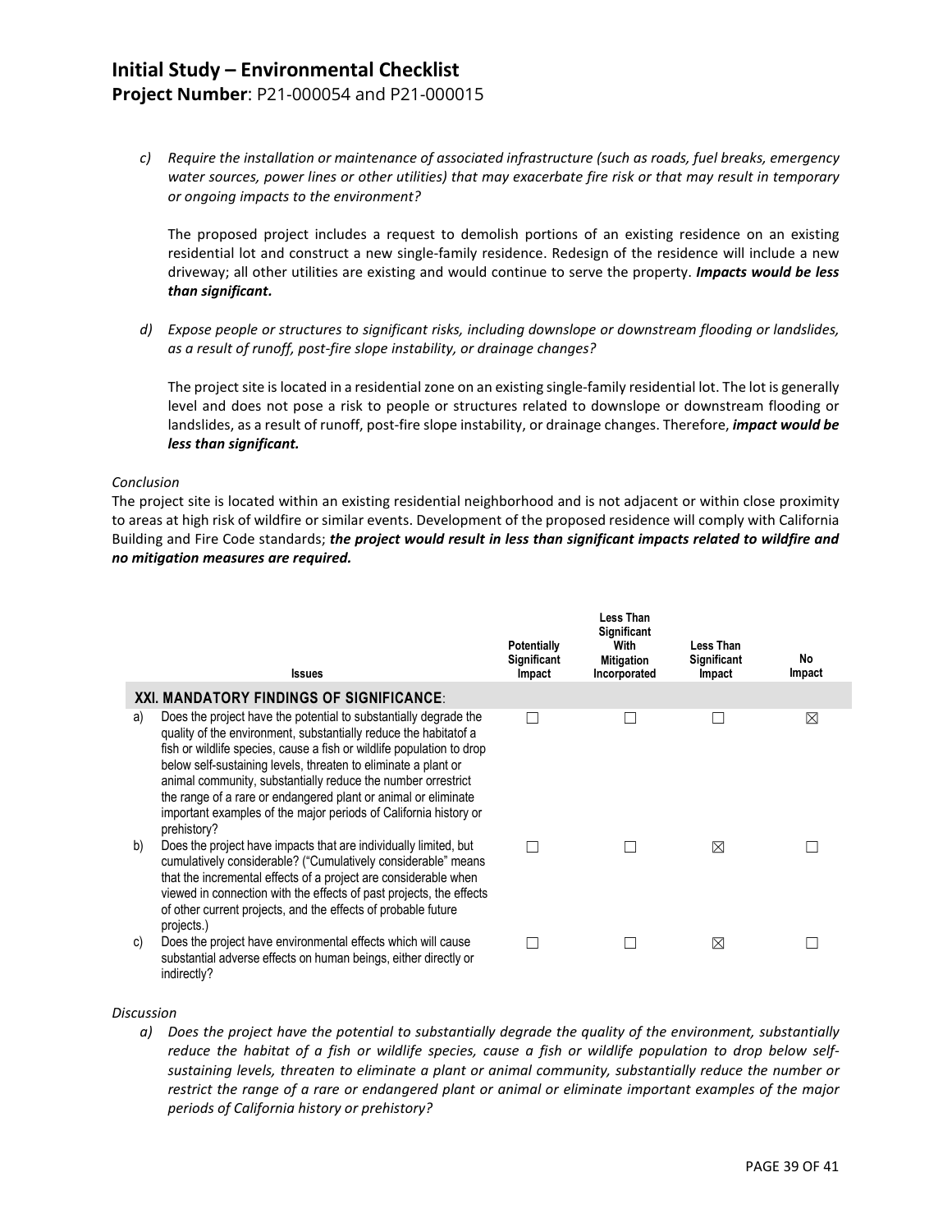*c) Require the installation or maintenance of associated infrastructure (such as roads, fuel breaks, emergency water sources, power lines or other utilities) that may exacerbate fire risk or that may result in temporary or ongoing impacts to the environment?*

The proposed project includes a request to demolish portions of an existing residence on an existing residential lot and construct a new single-family residence. Redesign of the residence will include a new driveway; all other utilities are existing and would continue to serve the property. ***Impacts would be less than significant.***

*d) Expose people or structures to significant risks, including downslope or downstream flooding or landslides, as a result of runoff, post-fire slope instability, or drainage changes?*

The project site is located in a residential zone on an existing single-family residential lot. The lot is generally level and does not pose a risk to people or structures related to downslope or downstream flooding or landslides, as a result of runoff, post-fire slope instability, or drainage changes. Therefore, ***impact would be less than significant.***

*Conclusion*

The project site is located within an existing residential neighborhood and is not adjacent or within close proximity to areas at high risk of wildfire or similar events. Development of the proposed residence will comply with California Building and Fire Code standards; ***the project would result in less than significant impacts related to wildfire and no mitigation measures are required.***

| | Issues | Potentially Significant Impact | Less Than Significant With Mitigation Incorporated | Less Than Significant Impact | No Impact |
|---|---|---|---|---|---|
| | **XXI. MANDATORY FINDINGS OF SIGNIFICANCE:** | | | | |
| a) | Does the project have the potential to substantially degrade the quality of the environment, substantially reduce the habitatof a fish or wildlife species, cause a fish or wildlife population to drop below self-sustaining levels, threaten to eliminate a plant or animal community, substantially reduce the number orrestrict the range of a rare or endangered plant or animal or eliminate important examples of the major periods of California history or prehistory? | ☐ | ☐ | ☐ | ☒ |
| b) | Does the project have impacts that are individually limited, but cumulatively considerable? ("Cumulatively considerable" means that the incremental effects of a project are considerable when viewed in connection with the effects of past projects, the effects of other current projects, and the effects of probable future projects.) | ☐ | ☐ | ☒ | ☐ |
| c) | Does the project have environmental effects which will cause substantial adverse effects on human beings, either directly or indirectly? | ☐ | ☐ | ☒ | ☐ |

*Discussion*

*a) Does the project have the potential to substantially degrade the quality of the environment, substantially reduce the habitat of a fish or wildlife species, cause a fish or wildlife population to drop below self-sustaining levels, threaten to eliminate a plant or animal community, substantially reduce the number or restrict the range of a rare or endangered plant or animal or eliminate important examples of the major periods of California history or prehistory?*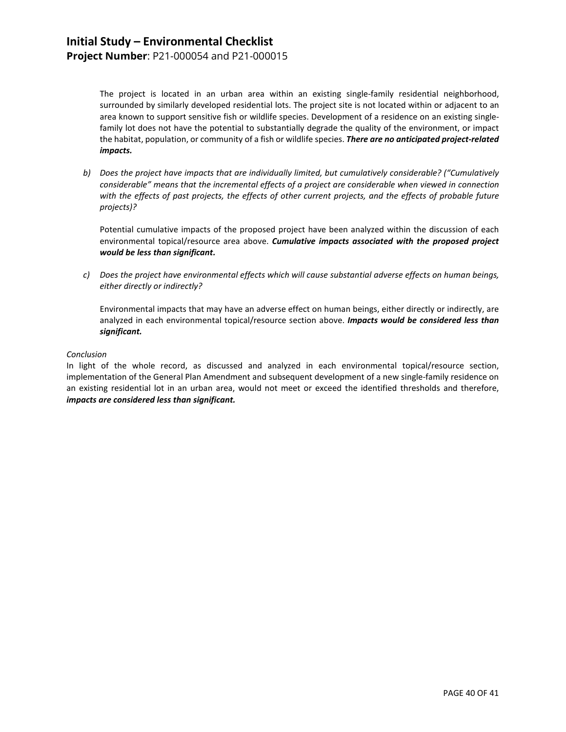The project is located in an urban area within an existing single-family residential neighborhood, surrounded by similarly developed residential lots. The project site is not located within or adjacent to an area known to support sensitive fish or wildlife species. Development of a residence on an existing single-family lot does not have the potential to substantially degrade the quality of the environment, or impact the habitat, population, or community of a fish or wildlife species. ***There are no anticipated project-related impacts.***

b) *Does the project have impacts that are individually limited, but cumulatively considerable? ("Cumulatively considerable" means that the incremental effects of a project are considerable when viewed in connection with the effects of past projects, the effects of other current projects, and the effects of probable future projects)?*

   Potential cumulative impacts of the proposed project have been analyzed within the discussion of each environmental topical/resource area above. ***Cumulative impacts associated with the proposed project would be less than significant.***

c) *Does the project have environmental effects which will cause substantial adverse effects on human beings, either directly or indirectly?*

   Environmental impacts that may have an adverse effect on human beings, either directly or indirectly, are analyzed in each environmental topical/resource section above. ***Impacts would be considered less than significant.***

*Conclusion*

In light of the whole record, as discussed and analyzed in each environmental topical/resource section, implementation of the General Plan Amendment and subsequent development of a new single-family residence on an existing residential lot in an urban area, would not meet or exceed the identified thresholds and therefore, ***impacts are considered less than significant.***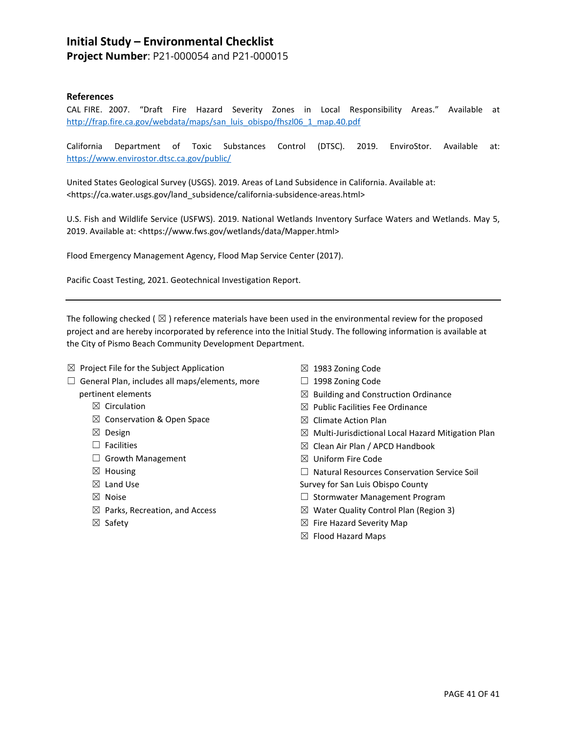## References

CAL FIRE. 2007. "Draft Fire Hazard Severity Zones in Local Responsibility Areas." Available at http://frap.fire.ca.gov/webdata/maps/san_luis_obispo/fhszl06_1_map.40.pdf

California Department of Toxic Substances Control (DTSC). 2019. EnviroStor. Available at: https://www.envirostor.dtsc.ca.gov/public/

United States Geological Survey (USGS). 2019. Areas of Land Subsidence in California. Available at: <https://ca.water.usgs.gov/land_subsidence/california-subsidence-areas.html>

U.S. Fish and Wildlife Service (USFWS). 2019. National Wetlands Inventory Surface Waters and Wetlands. May 5, 2019. Available at: <https://www.fws.gov/wetlands/data/Mapper.html>

Flood Emergency Management Agency, Flood Map Service Center (2017).

Pacific Coast Testing, 2021. Geotechnical Investigation Report.

---

The following checked ( ☒ ) reference materials have been used in the environmental review for the proposed project and are hereby incorporated by reference into the Initial Study. The following information is available at the City of Pismo Beach Community Development Department.

- ☒ Project File for the Subject Application
- ☐ General Plan, includes all maps/elements, more pertinent elements
  - ☒ Circulation
  - ☒ Conservation & Open Space
  - ☒ Design
  - ☐ Facilities
  - ☐ Growth Management
  - ☒ Housing
  - ☒ Land Use
  - ☒ Noise
  - ☒ Parks, Recreation, and Access
  - ☒ Safety
- ☒ 1983 Zoning Code
- ☐ 1998 Zoning Code
- ☒ Building and Construction Ordinance
- ☒ Public Facilities Fee Ordinance
- ☒ Climate Action Plan
- ☒ Multi-Jurisdictional Local Hazard Mitigation Plan
- ☒ Clean Air Plan / APCD Handbook
- ☒ Uniform Fire Code
- ☐ Natural Resources Conservation Service Soil Survey for San Luis Obispo County
- ☐ Stormwater Management Program
- ☒ Water Quality Control Plan (Region 3)
- ☒ Fire Hazard Severity Map
- ☒ Flood Hazard Maps